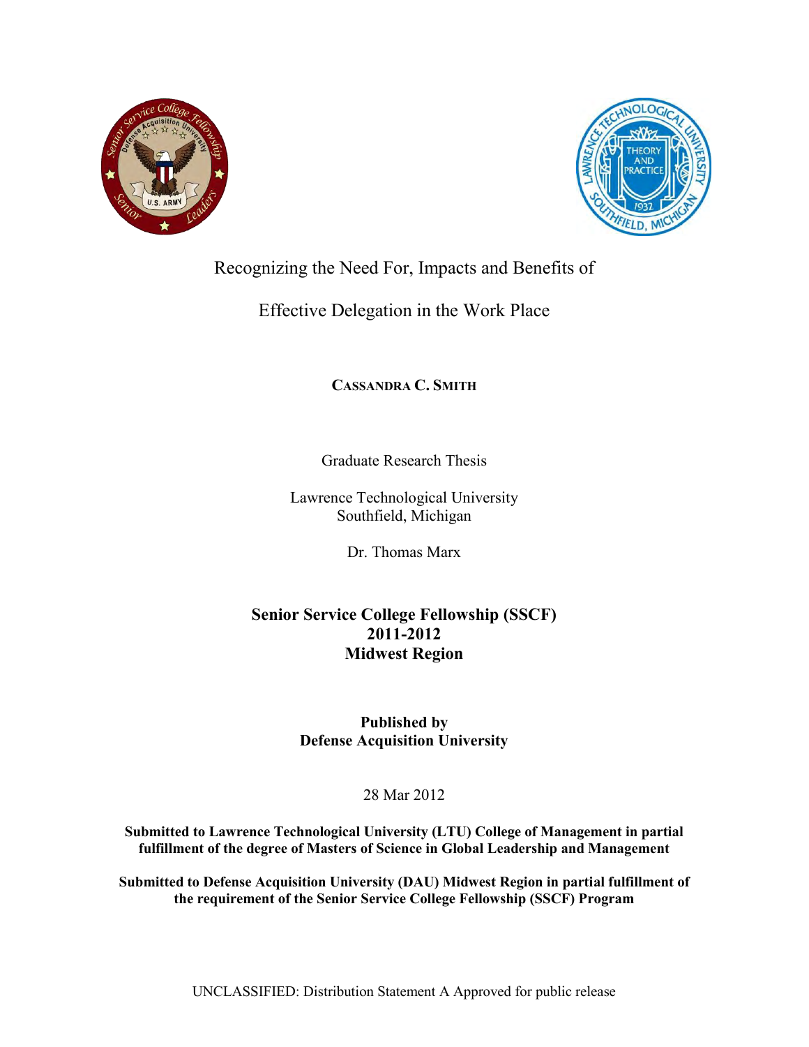# Recognizing the Need For, Impacts and Benefits of Effective Delegation in the Work Place

**CASSANDRA C. SMITH**

Graduate Research Thesis

Lawrence Technological University
Southfield, Michigan

Dr. Thomas Marx

**Senior Service College Fellowship (SSCF)**
**2011-2012**
**Midwest Region**

**Published by**
**Defense Acquisition University**

28 Mar 2012

**Submitted to Lawrence Technological University (LTU) College of Management in partial fulfillment of the degree of Masters of Science in Global Leadership and Management**

**Submitted to Defense Acquisition University (DAU) Midwest Region in partial fulfillment of the requirement of the Senior Service College Fellowship (SSCF) Program**

UNCLASSIFIED: Distribution Statement A Approved for public release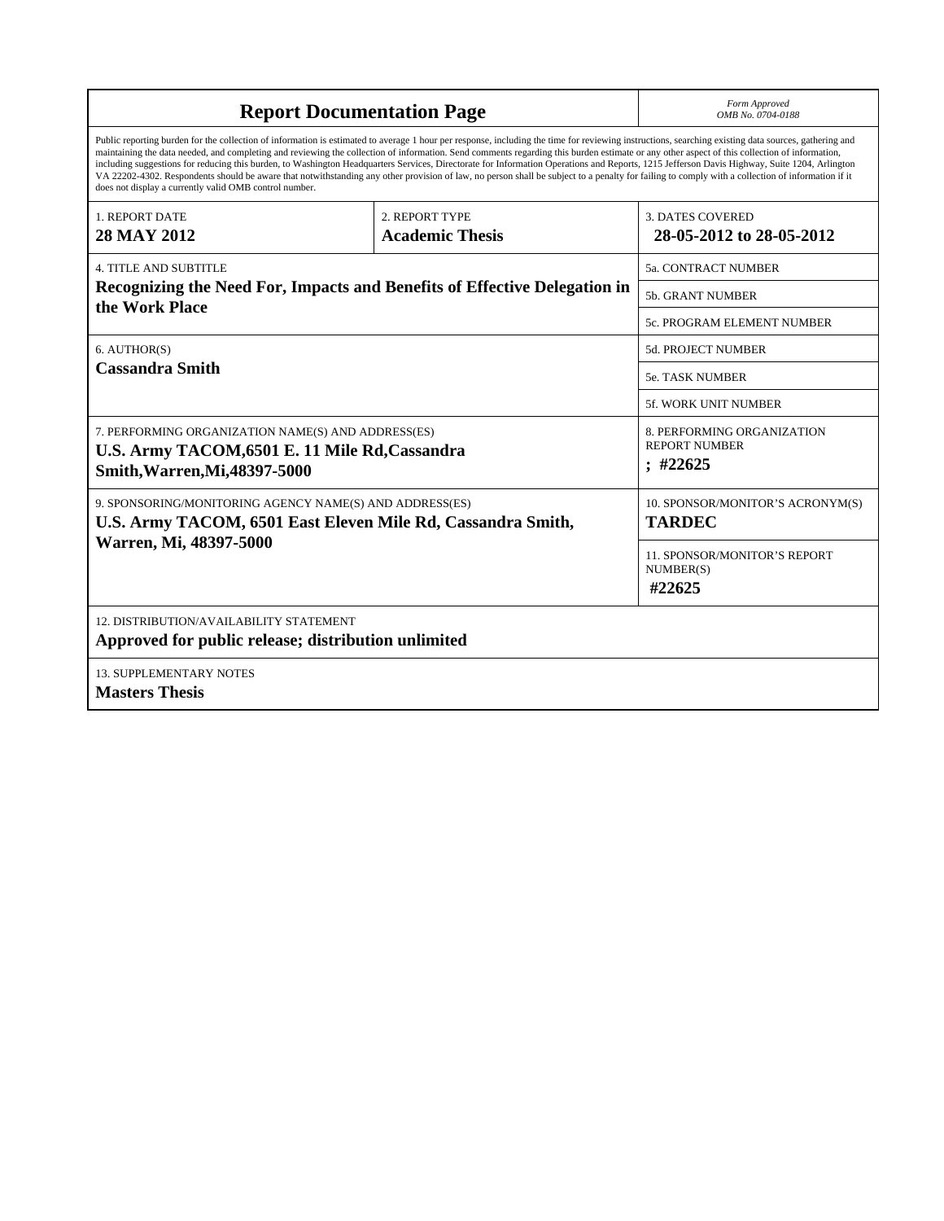| **Report Documentation Page** | | *Form Approved OMB No. 0704-0188* |
|---|---|---|
| Public reporting burden for the collection of information is estimated to average 1 hour per response, including the time for reviewing instructions, searching existing data sources, gathering and maintaining the data needed, and completing and reviewing the collection of information. Send comments regarding this burden estimate or any other aspect of this collection of information, including suggestions for reducing this burden, to Washington Headquarters Services, Directorate for Information Operations and Reports, 1215 Jefferson Davis Highway, Suite 1204, Arlington VA 22202-4302. Respondents should be aware that notwithstanding any other provision of law, no person shall be subject to a penalty for failing to comply with a collection of information if it does not display a currently valid OMB control number. | | |
| 1. REPORT DATE **28 MAY 2012** | 2. REPORT TYPE **Academic Thesis** | 3. DATES COVERED **28-05-2012 to 28-05-2012** |
| 4. TITLE AND SUBTITLE **Recognizing the Need For, Impacts and Benefits of Effective Delegation in the Work Place** | | 5a. CONTRACT NUMBER |
| | | 5b. GRANT NUMBER |
| | | 5c. PROGRAM ELEMENT NUMBER |
| 6. AUTHOR(S) **Cassandra Smith** | | 5d. PROJECT NUMBER |
| | | 5e. TASK NUMBER |
| | | 5f. WORK UNIT NUMBER |
| 7. PERFORMING ORGANIZATION NAME(S) AND ADDRESS(ES) **U.S. Army TACOM,6501 E. 11 Mile Rd,Cassandra Smith,Warren,Mi,48397-5000** | | 8. PERFORMING ORGANIZATION REPORT NUMBER **; #22625** |
| 9. SPONSORING/MONITORING AGENCY NAME(S) AND ADDRESS(ES) **U.S. Army TACOM, 6501 East Eleven Mile Rd, Cassandra Smith, Warren, Mi, 48397-5000** | | 10. SPONSOR/MONITOR'S ACRONYM(S) **TARDEC** |
| | | 11. SPONSOR/MONITOR'S REPORT NUMBER(S) **#22625** |
| 12. DISTRIBUTION/AVAILABILITY STATEMENT **Approved for public release; distribution unlimited** | | |
| 13. SUPPLEMENTARY NOTES **Masters Thesis** | | |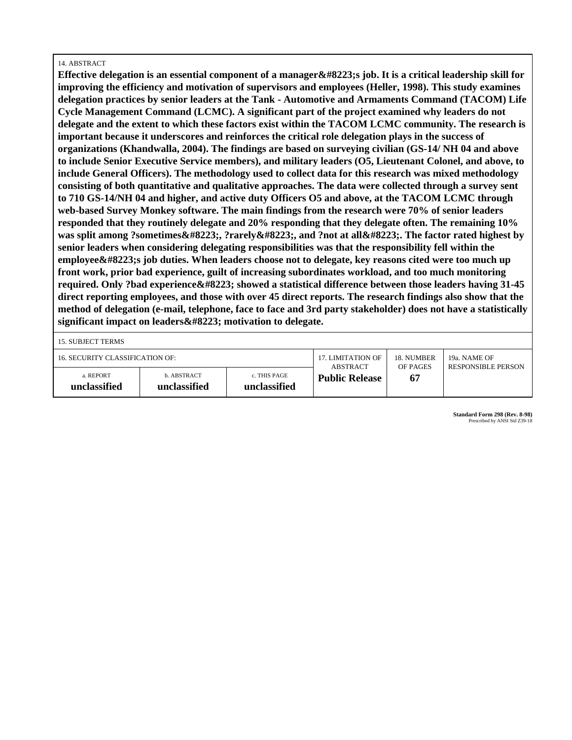14. ABSTRACT

**Effective delegation is an essential component of a manager&#8223;s job. It is a critical leadership skill for improving the efficiency and motivation of supervisors and employees (Heller, 1998). This study examines delegation practices by senior leaders at the Tank - Automotive and Armaments Command (TACOM) Life Cycle Management Command (LCMC). A significant part of the project examined why leaders do not delegate and the extent to which these factors exist within the TACOM LCMC community. The research is important because it underscores and reinforces the critical role delegation plays in the success of organizations (Khandwalla, 2004). The findings are based on surveying civilian (GS-14/ NH 04 and above to include Senior Executive Service members), and military leaders (O5, Lieutenant Colonel, and above, to include General Officers). The methodology used to collect data for this research was mixed methodology consisting of both quantitative and qualitative approaches. The data were collected through a survey sent to 710 GS-14/NH 04 and higher, and active duty Officers O5 and above, at the TACOM LCMC through web-based Survey Monkey software. The main findings from the research were 70% of senior leaders responded that they routinely delegate and 20% responding that they delegate often. The remaining 10% was split among ?sometimes&#8223;, ?rarely&#8223;, and ?not at all&#8223;. The factor rated highest by senior leaders when considering delegating responsibilities was that the responsibility fell within the employee&#8223;s job duties. When leaders choose not to delegate, key reasons cited were too much up front work, prior bad experience, guilt of increasing subordinates workload, and too much monitoring required. Only ?bad experience&#8223; showed a statistical difference between those leaders having 31-45 direct reporting employees, and those with over 45 direct reports. The research findings also show that the method of delegation (e-mail, telephone, face to face and 3rd party stakeholder) does not have a statistically significant impact on leaders&#8223; motivation to delegate.**

15. SUBJECT TERMS

| 16. SECURITY CLASSIFICATION OF: | | | 17. LIMITATION OF ABSTRACT | 18. NUMBER OF PAGES | 19a. NAME OF RESPONSIBLE PERSON |
|---|---|---|---|---|---|
| a. REPORT | b. ABSTRACT | c. THIS PAGE | | | |
| **unclassified** | **unclassified** | **unclassified** | **Public Release** | **67** | |

**Standard Form 298 (Rev. 8-98)**
Prescribed by ANSI Std Z39-18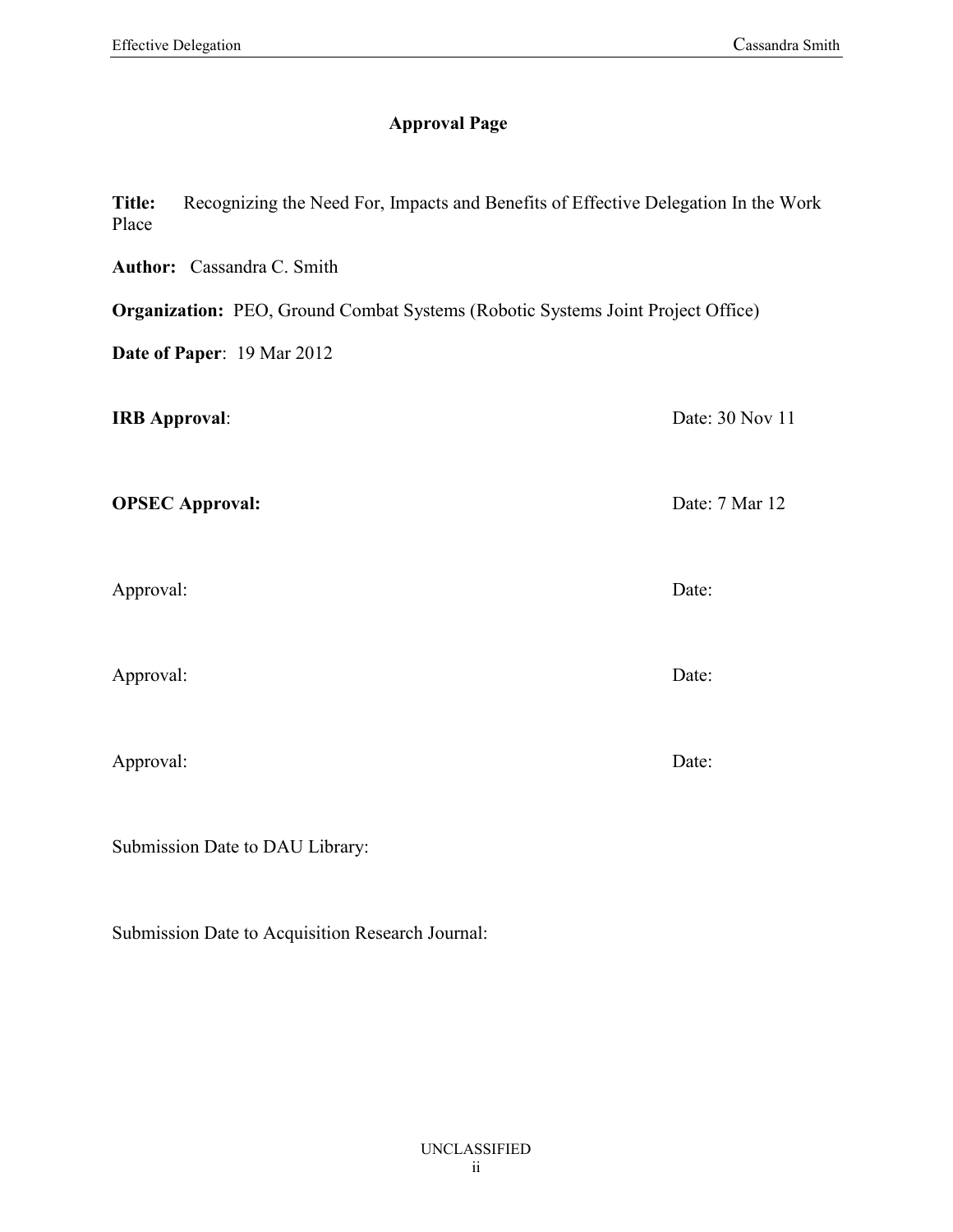## Approval Page

**Title:** Recognizing the Need For, Impacts and Benefits of Effective Delegation In the Work Place

**Author:** Cassandra C. Smith

**Organization:** PEO, Ground Combat Systems (Robotic Systems Joint Project Office)

**Date of Paper**: 19 Mar 2012

**IRB Approval**: Date: 30 Nov 11

**OPSEC Approval:** Date: 7 Mar 12

Approval: Date:

Approval: Date:

Approval: Date:

Submission Date to DAU Library:

Submission Date to Acquisition Research Journal:

UNCLASSIFIED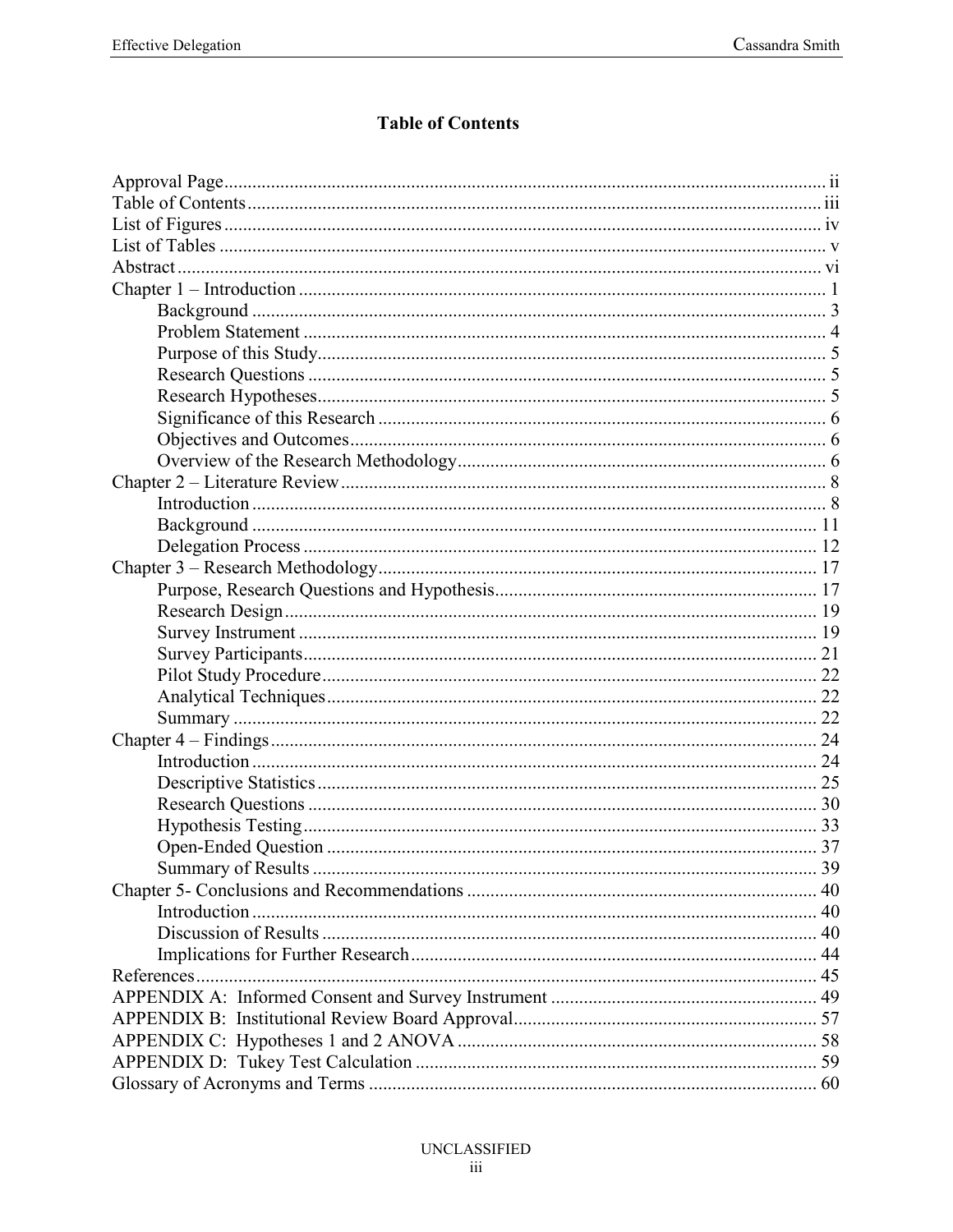# Table of Contents

Approval Page ..... ii
Table of Contents ..... iii
List of Figures ..... iv
List of Tables ..... v
Abstract ..... vi
Chapter 1 – Introduction ..... 1
- Background ..... 3
- Problem Statement ..... 4
- Purpose of this Study ..... 5
- Research Questions ..... 5
- Research Hypotheses ..... 5
- Significance of this Research ..... 6
- Objectives and Outcomes ..... 6
- Overview of the Research Methodology ..... 6

Chapter 2 – Literature Review ..... 8
- Introduction ..... 8
- Background ..... 11
- Delegation Process ..... 12

Chapter 3 – Research Methodology ..... 17
- Purpose, Research Questions and Hypothesis ..... 17
- Research Design ..... 19
- Survey Instrument ..... 19
- Survey Participants ..... 21
- Pilot Study Procedure ..... 22
- Analytical Techniques ..... 22
- Summary ..... 22

Chapter 4 – Findings ..... 24
- Introduction ..... 24
- Descriptive Statistics ..... 25
- Research Questions ..... 30
- Hypothesis Testing ..... 33
- Open-Ended Question ..... 37
- Summary of Results ..... 39

Chapter 5- Conclusions and Recommendations ..... 40
- Introduction ..... 40
- Discussion of Results ..... 40
- Implications for Further Research ..... 44

References ..... 45
APPENDIX A: Informed Consent and Survey Instrument ..... 49
APPENDIX B: Institutional Review Board Approval ..... 57
APPENDIX C: Hypotheses 1 and 2 ANOVA ..... 58
APPENDIX D: Tukey Test Calculation ..... 59
Glossary of Acronyms and Terms ..... 60

UNCLASSIFIED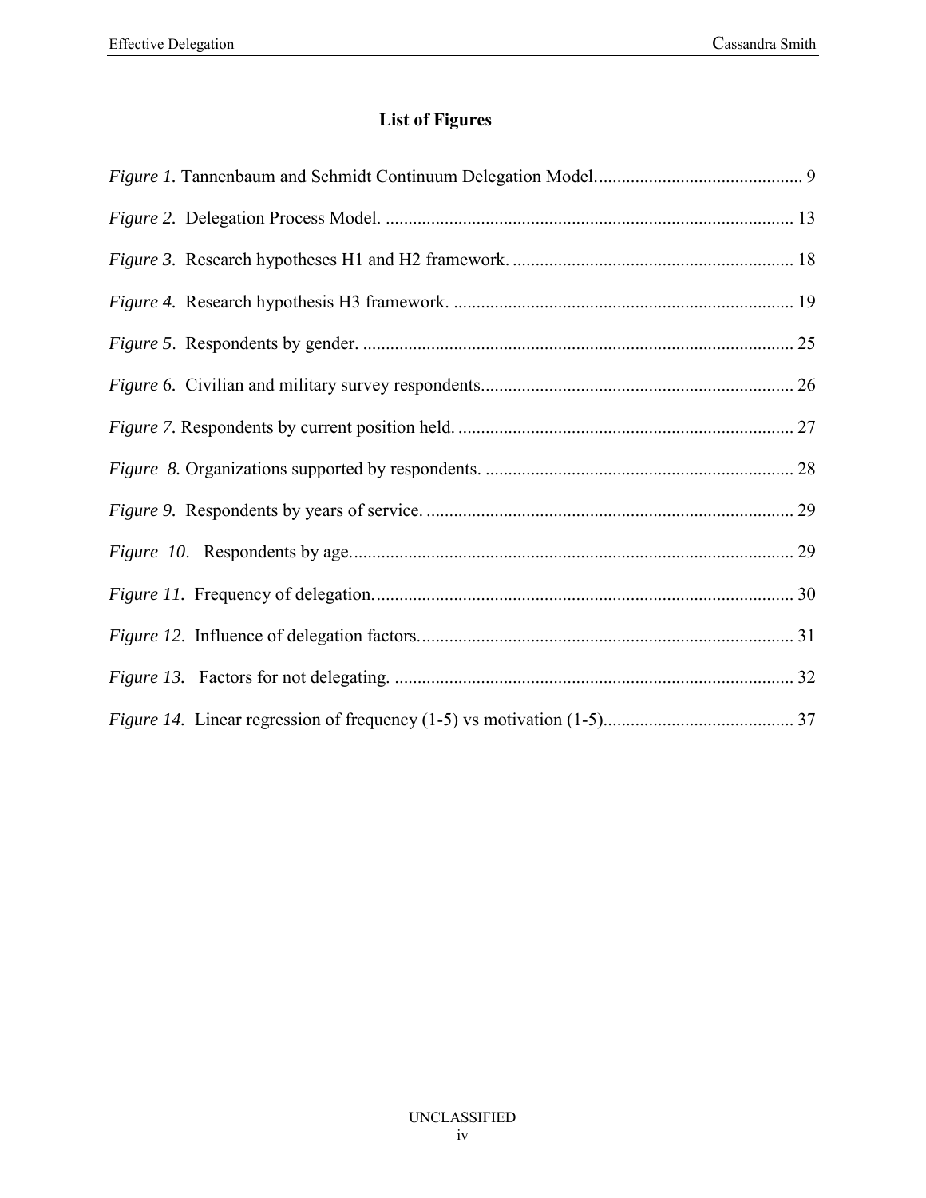## List of Figures

*Figure 1.* Tannenbaum and Schmidt Continuum Delegation Model. .............................................. 9

*Figure 2.* Delegation Process Model. .......................................................................................... 13

*Figure 3.* Research hypotheses H1 and H2 framework. .............................................................. 18

*Figure 4.* Research hypothesis H3 framework. ........................................................................... 19

*Figure 5*. Respondents by gender. ............................................................................................... 25

*Figure 6*. Civilian and military survey respondents..................................................................... 26

*Figure 7*. Respondents by current position held. .......................................................................... 27

*Figure 8.* Organizations supported by respondents. .................................................................... 28

*Figure 9.* Respondents by years of service. ................................................................................. 29

*Figure 10*. Respondents by age.................................................................................................... 29

*Figure 11.* Frequency of delegation. ............................................................................................ 30

*Figure 12.* Influence of delegation factors. .................................................................................. 31

*Figure 13.* Factors for not delegating. ......................................................................................... 32

*Figure 14.* Linear regression of frequency (1-5) vs motivation (1-5)........................................... 37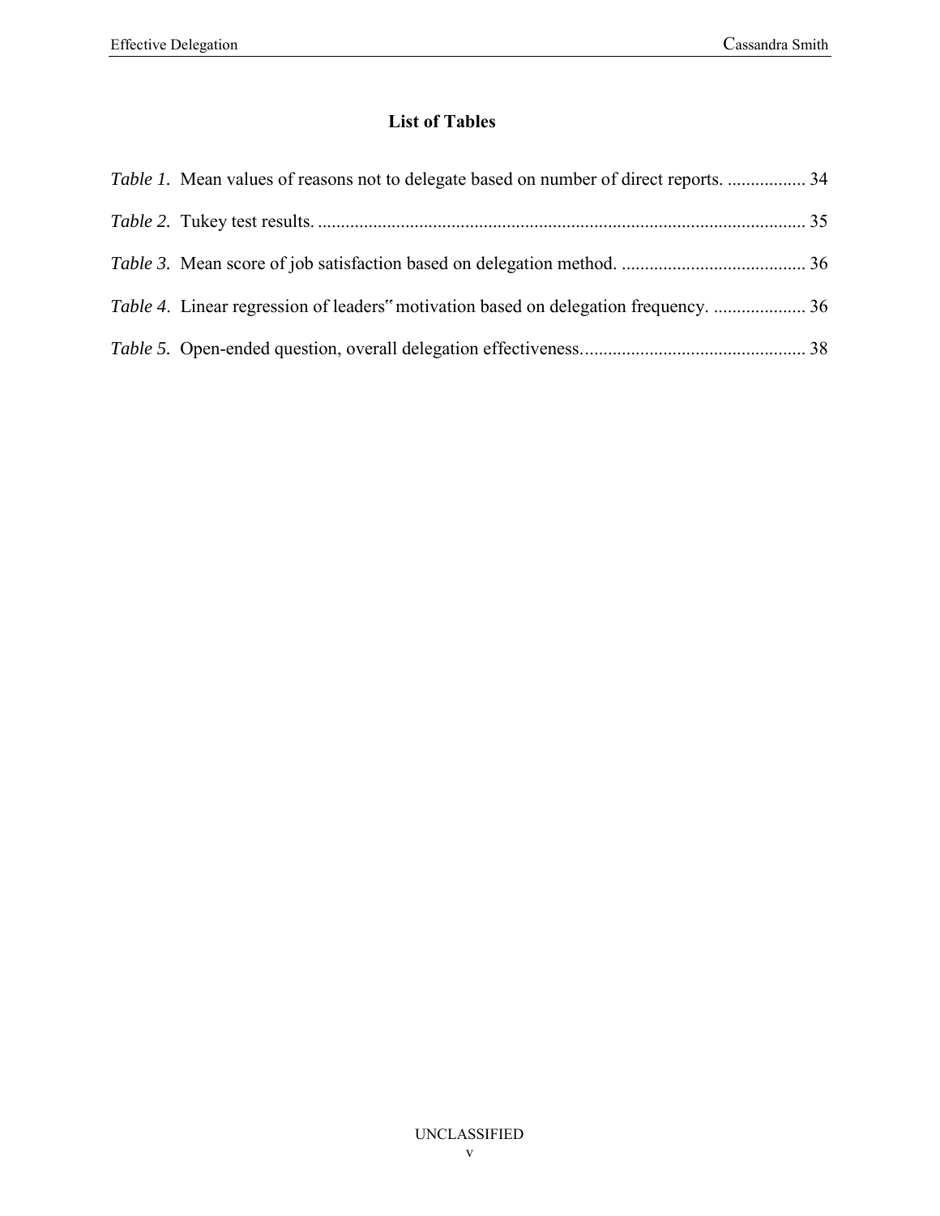## List of Tables

*Table 1.* Mean values of reasons not to delegate based on number of direct reports. ................. 34

*Table 2.* Tukey test results. ......................................................................................................... 35

*Table 3.* Mean score of job satisfaction based on delegation method. ........................................ 36

*Table 4*. Linear regression of leaders" motivation based on delegation frequency. .................... 36

*Table 5.* Open-ended question, overall delegation effectiveness................................................ 38

UNCLASSIFIED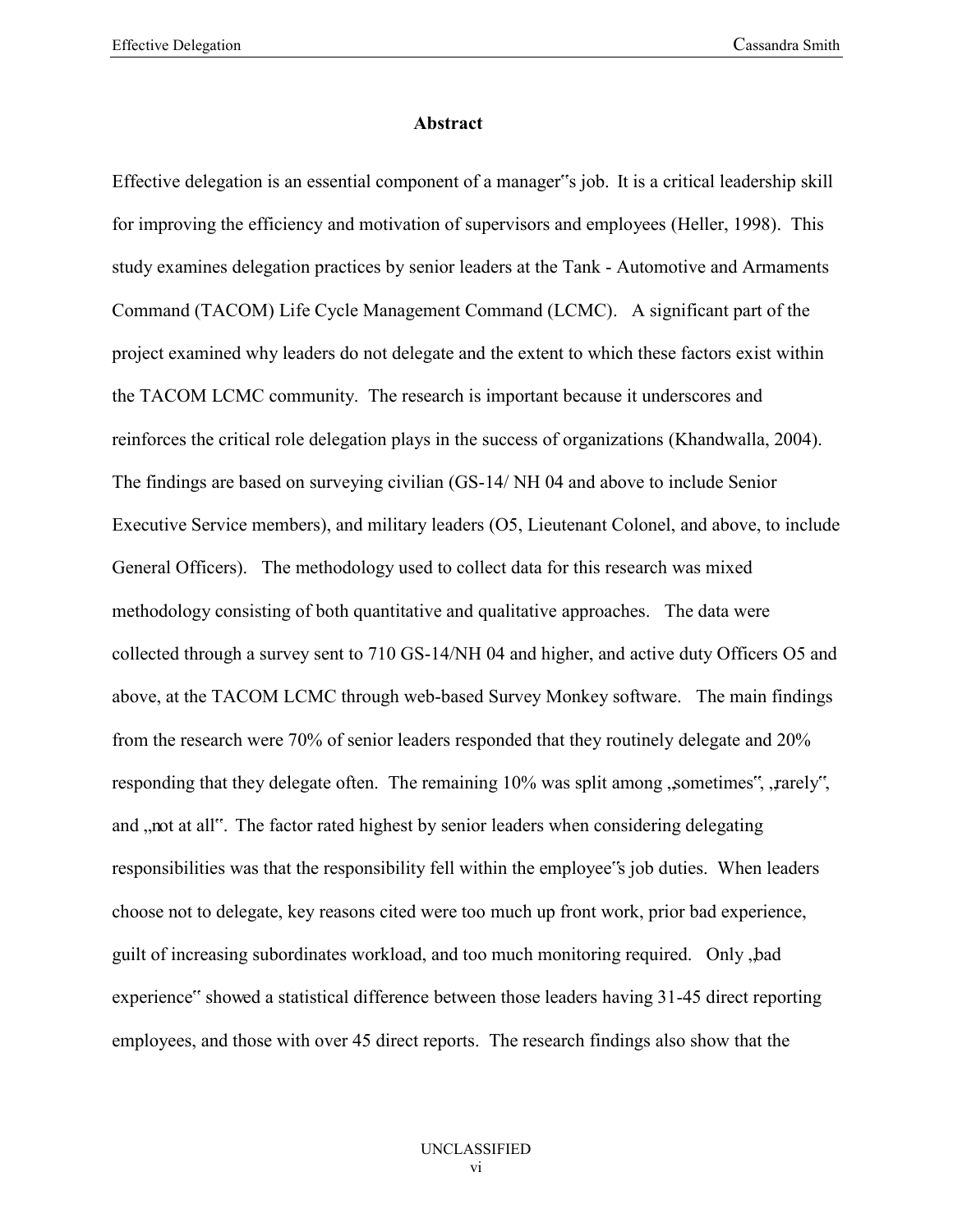# Abstract

Effective delegation is an essential component of a manager"s job. It is a critical leadership skill for improving the efficiency and motivation of supervisors and employees (Heller, 1998). This study examines delegation practices by senior leaders at the Tank - Automotive and Armaments Command (TACOM) Life Cycle Management Command (LCMC). A significant part of the project examined why leaders do not delegate and the extent to which these factors exist within the TACOM LCMC community. The research is important because it underscores and reinforces the critical role delegation plays in the success of organizations (Khandwalla, 2004). The findings are based on surveying civilian (GS-14/ NH 04 and above to include Senior Executive Service members), and military leaders (O5, Lieutenant Colonel, and above, to include General Officers). The methodology used to collect data for this research was mixed methodology consisting of both quantitative and qualitative approaches. The data were collected through a survey sent to 710 GS-14/NH 04 and higher, and active duty Officers O5 and above, at the TACOM LCMC through web-based Survey Monkey software. The main findings from the research were 70% of senior leaders responded that they routinely delegate and 20% responding that they delegate often. The remaining 10% was split among „sometimes", „rarely", and „not at all". The factor rated highest by senior leaders when considering delegating responsibilities was that the responsibility fell within the employee"s job duties. When leaders choose not to delegate, key reasons cited were too much up front work, prior bad experience, guilt of increasing subordinates workload, and too much monitoring required. Only „bad experience" showed a statistical difference between those leaders having 31-45 direct reporting employees, and those with over 45 direct reports. The research findings also show that the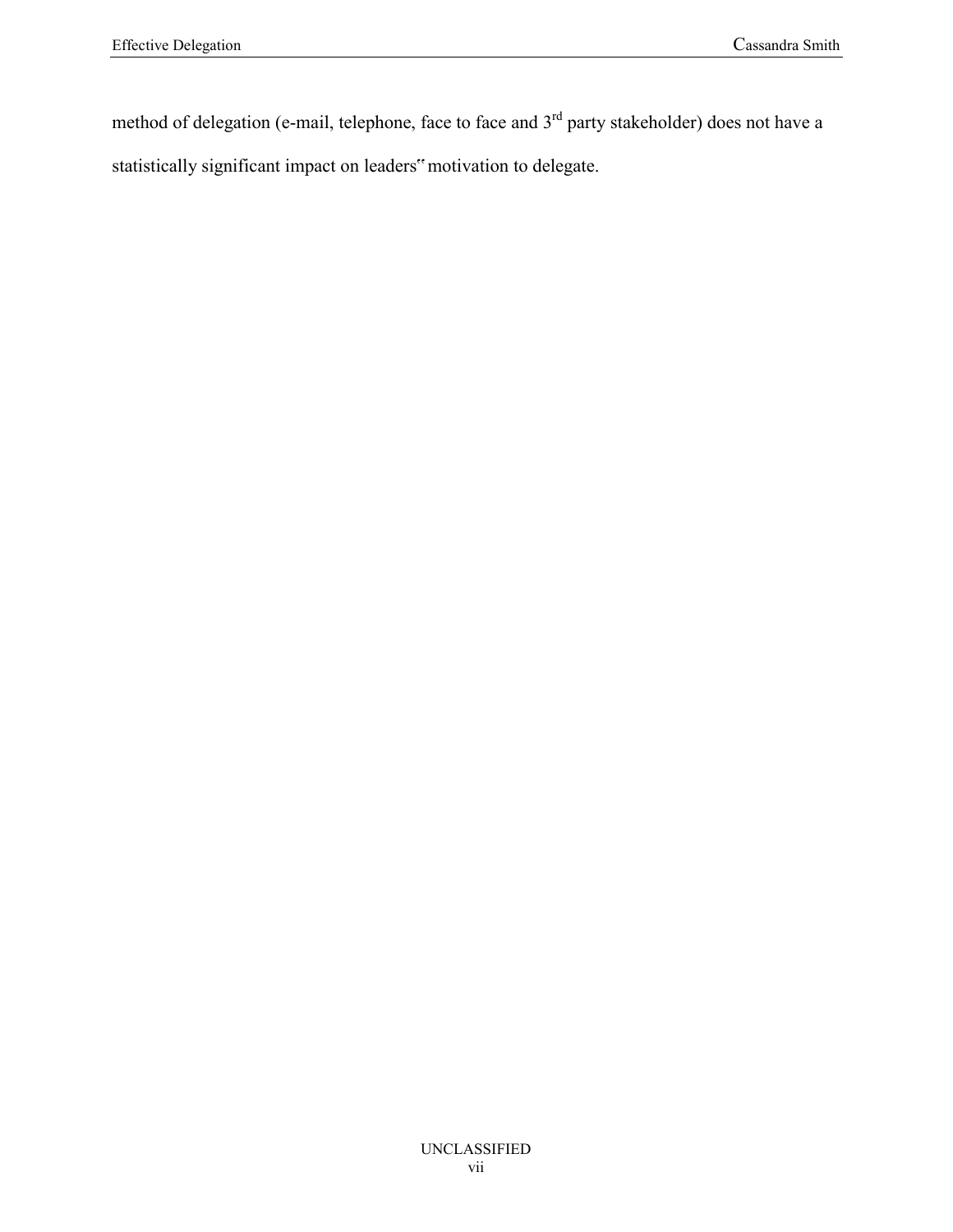method of delegation (e-mail, telephone, face to face and 3rd party stakeholder) does not have a statistically significant impact on leaders‟ motivation to delegate.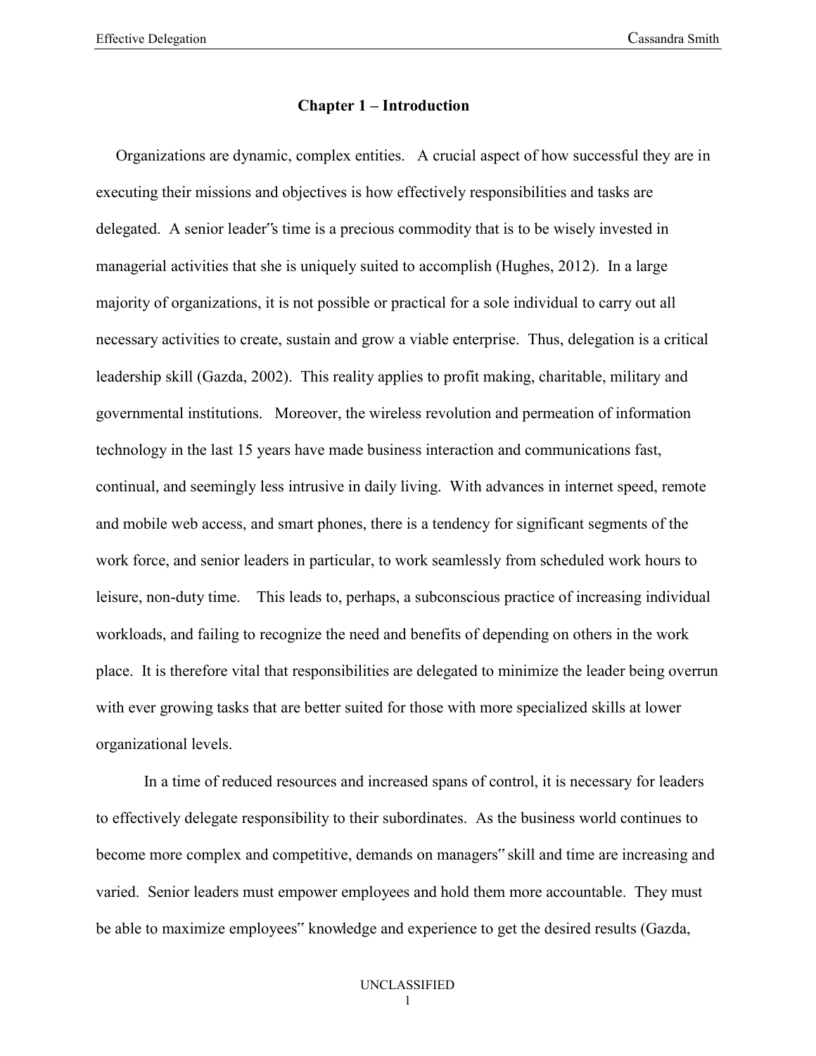# Chapter 1 – Introduction

Organizations are dynamic, complex entities. A crucial aspect of how successful they are in executing their missions and objectives is how effectively responsibilities and tasks are delegated. A senior leader‟s time is a precious commodity that is to be wisely invested in managerial activities that she is uniquely suited to accomplish (Hughes, 2012). In a large majority of organizations, it is not possible or practical for a sole individual to carry out all necessary activities to create, sustain and grow a viable enterprise. Thus, delegation is a critical leadership skill (Gazda, 2002). This reality applies to profit making, charitable, military and governmental institutions. Moreover, the wireless revolution and permeation of information technology in the last 15 years have made business interaction and communications fast, continual, and seemingly less intrusive in daily living. With advances in internet speed, remote and mobile web access, and smart phones, there is a tendency for significant segments of the work force, and senior leaders in particular, to work seamlessly from scheduled work hours to leisure, non-duty time. This leads to, perhaps, a subconscious practice of increasing individual workloads, and failing to recognize the need and benefits of depending on others in the work place. It is therefore vital that responsibilities are delegated to minimize the leader being overrun with ever growing tasks that are better suited for those with more specialized skills at lower organizational levels.

In a time of reduced resources and increased spans of control, it is necessary for leaders to effectively delegate responsibility to their subordinates. As the business world continues to become more complex and competitive, demands on managers‟ skill and time are increasing and varied. Senior leaders must empower employees and hold them more accountable. They must be able to maximize employees‟ knowledge and experience to get the desired results (Gazda,

UNCLASSIFIED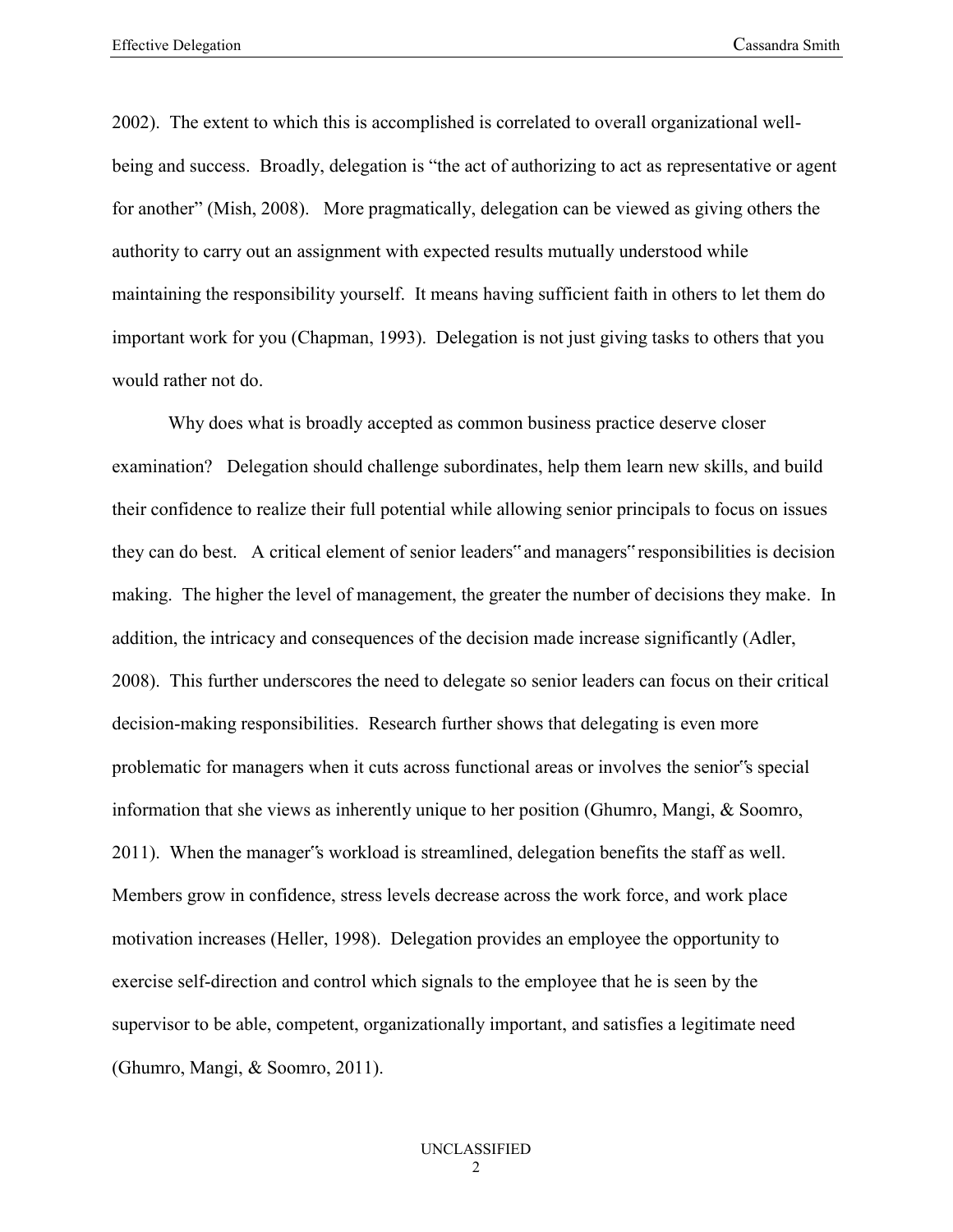2002). The extent to which this is accomplished is correlated to overall organizational well-being and success. Broadly, delegation is "the act of authorizing to act as representative or agent for another" (Mish, 2008). More pragmatically, delegation can be viewed as giving others the authority to carry out an assignment with expected results mutually understood while maintaining the responsibility yourself. It means having sufficient faith in others to let them do important work for you (Chapman, 1993). Delegation is not just giving tasks to others that you would rather not do.

Why does what is broadly accepted as common business practice deserve closer examination? Delegation should challenge subordinates, help them learn new skills, and build their confidence to realize their full potential while allowing senior principals to focus on issues they can do best. A critical element of senior leaders" and managers" responsibilities is decision making. The higher the level of management, the greater the number of decisions they make. In addition, the intricacy and consequences of the decision made increase significantly (Adler, 2008). This further underscores the need to delegate so senior leaders can focus on their critical decision-making responsibilities. Research further shows that delegating is even more problematic for managers when it cuts across functional areas or involves the senior"s special information that she views as inherently unique to her position (Ghumro, Mangi, & Soomro, 2011). When the manager"s workload is streamlined, delegation benefits the staff as well. Members grow in confidence, stress levels decrease across the work force, and work place motivation increases (Heller, 1998). Delegation provides an employee the opportunity to exercise self-direction and control which signals to the employee that he is seen by the supervisor to be able, competent, organizationally important, and satisfies a legitimate need (Ghumro, Mangi, & Soomro, 2011).

UNCLASSIFIED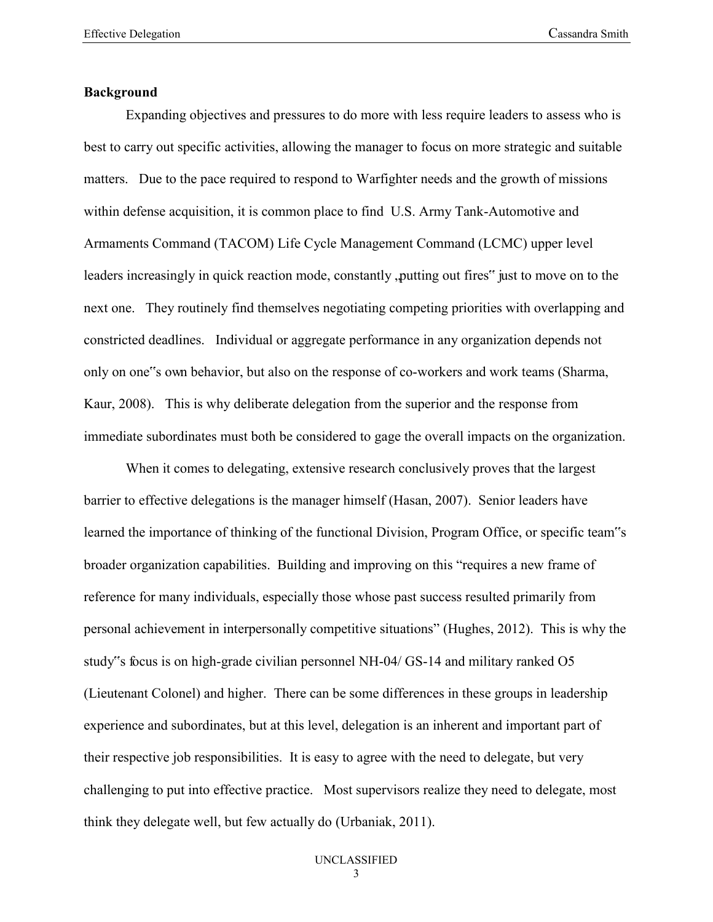**Background**

Expanding objectives and pressures to do more with less require leaders to assess who is best to carry out specific activities, allowing the manager to focus on more strategic and suitable matters. Due to the pace required to respond to Warfighter needs and the growth of missions within defense acquisition, it is common place to find U.S. Army Tank-Automotive and Armaments Command (TACOM) Life Cycle Management Command (LCMC) upper level leaders increasingly in quick reaction mode, constantly „putting out fires" just to move on to the next one. They routinely find themselves negotiating competing priorities with overlapping and constricted deadlines. Individual or aggregate performance in any organization depends not only on one"s own behavior, but also on the response of co-workers and work teams (Sharma, Kaur, 2008). This is why deliberate delegation from the superior and the response from immediate subordinates must both be considered to gage the overall impacts on the organization.

When it comes to delegating, extensive research conclusively proves that the largest barrier to effective delegations is the manager himself (Hasan, 2007). Senior leaders have learned the importance of thinking of the functional Division, Program Office, or specific team"s broader organization capabilities. Building and improving on this "requires a new frame of reference for many individuals, especially those whose past success resulted primarily from personal achievement in interpersonally competitive situations" (Hughes, 2012). This is why the study"s focus is on high-grade civilian personnel NH-04/ GS-14 and military ranked O5 (Lieutenant Colonel) and higher. There can be some differences in these groups in leadership experience and subordinates, but at this level, delegation is an inherent and important part of their respective job responsibilities. It is easy to agree with the need to delegate, but very challenging to put into effective practice. Most supervisors realize they need to delegate, most think they delegate well, but few actually do (Urbaniak, 2011).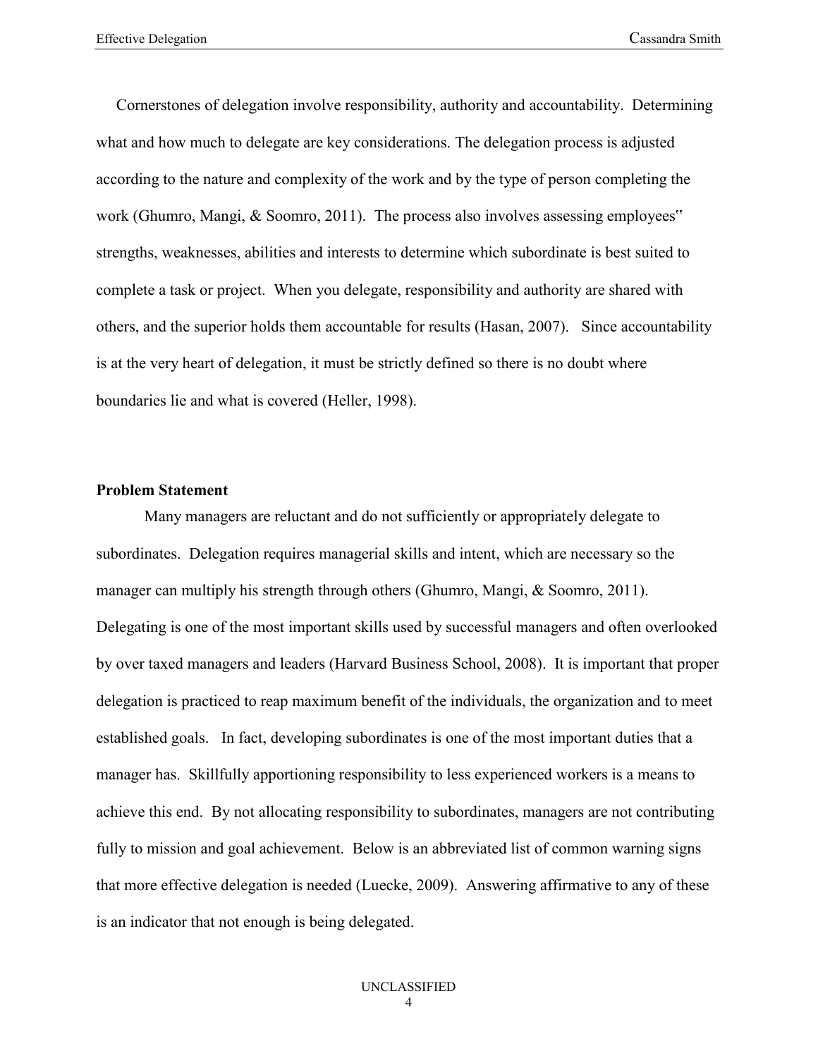Cornerstones of delegation involve responsibility, authority and accountability. Determining what and how much to delegate are key considerations. The delegation process is adjusted according to the nature and complexity of the work and by the type of person completing the work (Ghumro, Mangi, & Soomro, 2011). The process also involves assessing employees" strengths, weaknesses, abilities and interests to determine which subordinate is best suited to complete a task or project. When you delegate, responsibility and authority are shared with others, and the superior holds them accountable for results (Hasan, 2007). Since accountability is at the very heart of delegation, it must be strictly defined so there is no doubt where boundaries lie and what is covered (Heller, 1998).

**Problem Statement**

Many managers are reluctant and do not sufficiently or appropriately delegate to subordinates. Delegation requires managerial skills and intent, which are necessary so the manager can multiply his strength through others (Ghumro, Mangi, & Soomro, 2011). Delegating is one of the most important skills used by successful managers and often overlooked by over taxed managers and leaders (Harvard Business School, 2008). It is important that proper delegation is practiced to reap maximum benefit of the individuals, the organization and to meet established goals. In fact, developing subordinates is one of the most important duties that a manager has. Skillfully apportioning responsibility to less experienced workers is a means to achieve this end. By not allocating responsibility to subordinates, managers are not contributing fully to mission and goal achievement. Below is an abbreviated list of common warning signs that more effective delegation is needed (Luecke, 2009). Answering affirmative to any of these is an indicator that not enough is being delegated.

UNCLASSIFIED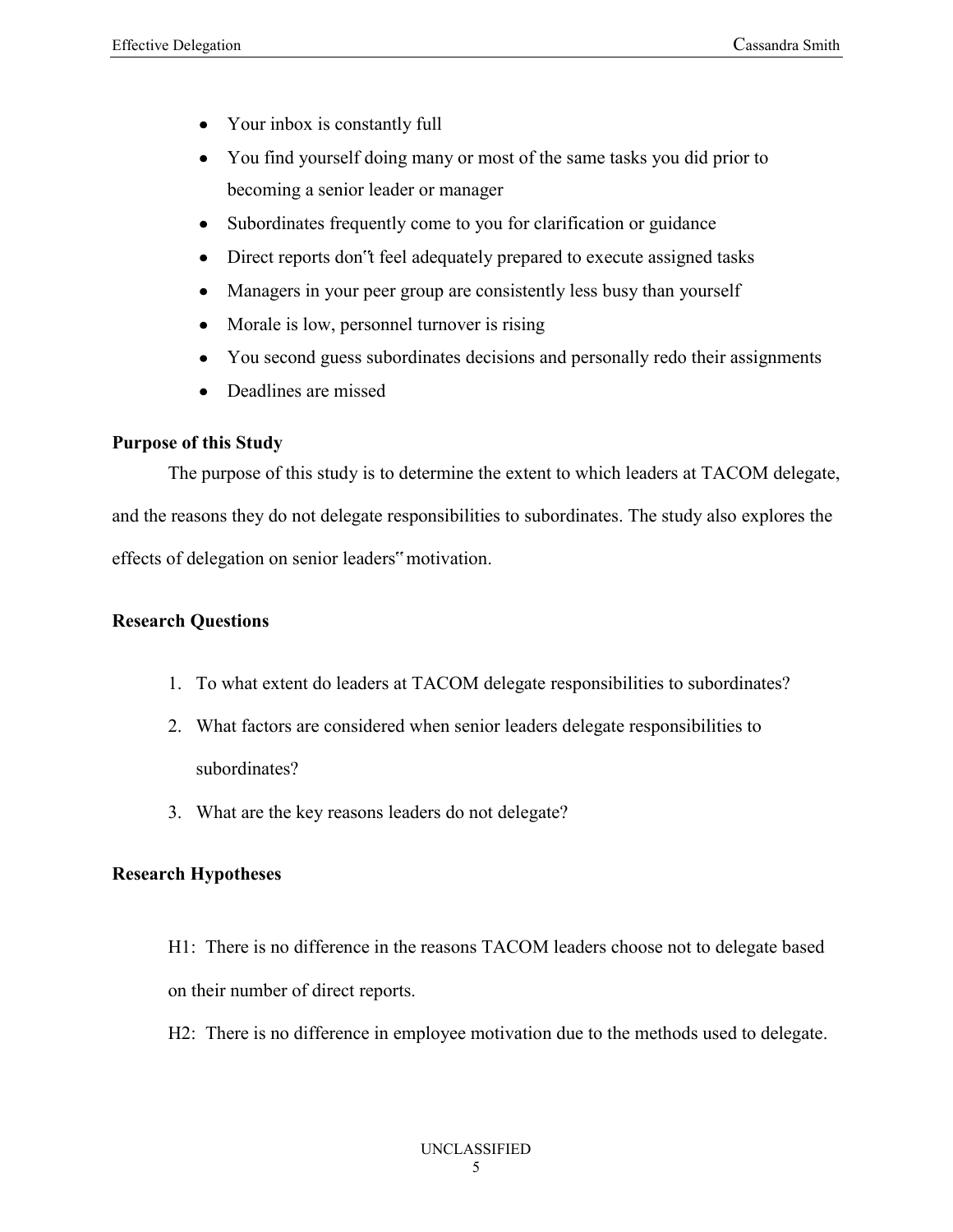- Your inbox is constantly full
- You find yourself doing many or most of the same tasks you did prior to becoming a senior leader or manager
- Subordinates frequently come to you for clarification or guidance
- Direct reports don"t feel adequately prepared to execute assigned tasks
- Managers in your peer group are consistently less busy than yourself
- Morale is low, personnel turnover is rising
- You second guess subordinates decisions and personally redo their assignments
- Deadlines are missed

**Purpose of this Study**

The purpose of this study is to determine the extent to which leaders at TACOM delegate, and the reasons they do not delegate responsibilities to subordinates. The study also explores the effects of delegation on senior leaders" motivation.

**Research Questions**

1. To what extent do leaders at TACOM delegate responsibilities to subordinates?
2. What factors are considered when senior leaders delegate responsibilities to subordinates?
3. What are the key reasons leaders do not delegate?

**Research Hypotheses**

H1: There is no difference in the reasons TACOM leaders choose not to delegate based on their number of direct reports.

H2: There is no difference in employee motivation due to the methods used to delegate.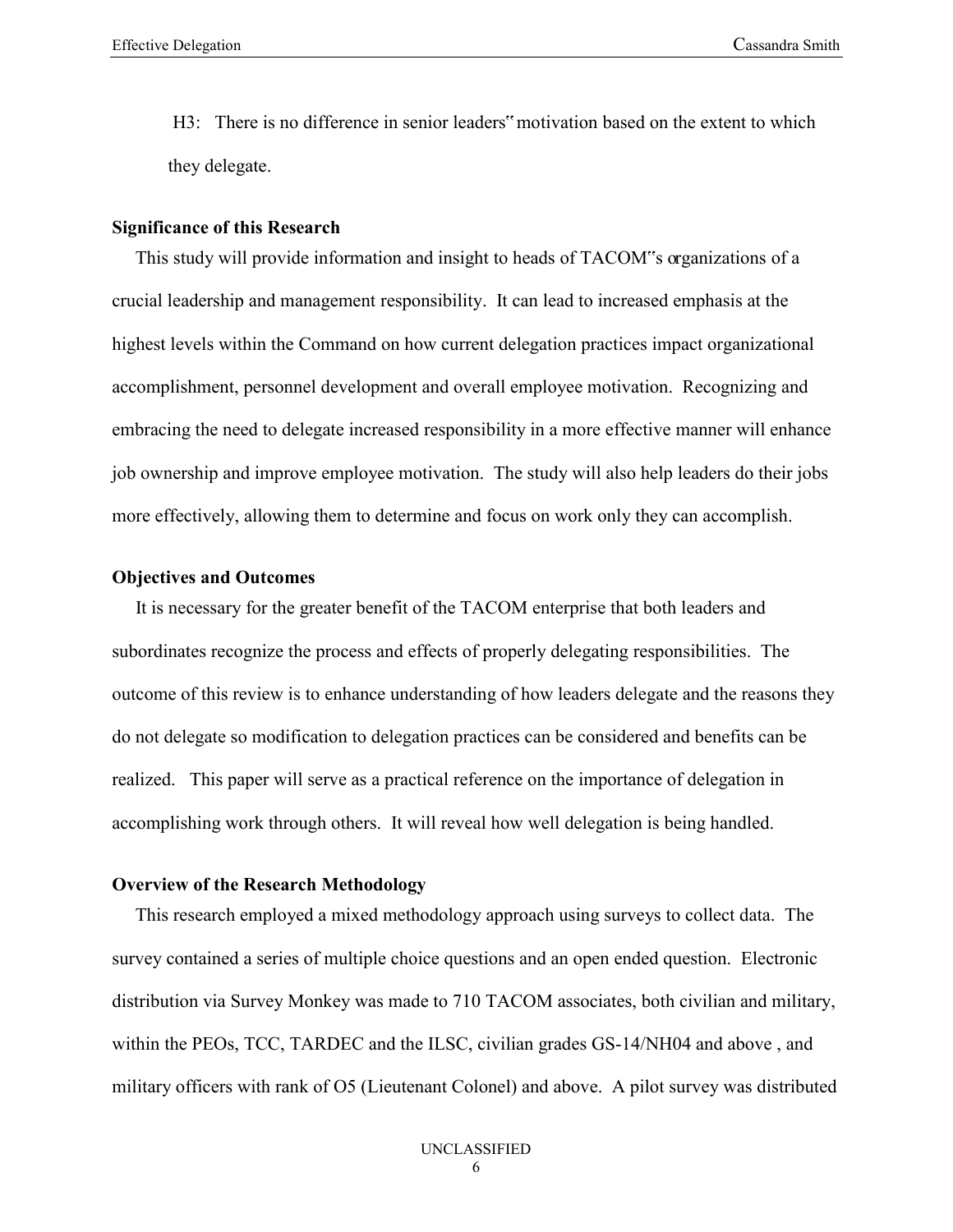H3: There is no difference in senior leaders" motivation based on the extent to which they delegate.

**Significance of this Research**

This study will provide information and insight to heads of TACOM"s organizations of a crucial leadership and management responsibility. It can lead to increased emphasis at the highest levels within the Command on how current delegation practices impact organizational accomplishment, personnel development and overall employee motivation. Recognizing and embracing the need to delegate increased responsibility in a more effective manner will enhance job ownership and improve employee motivation. The study will also help leaders do their jobs more effectively, allowing them to determine and focus on work only they can accomplish.

**Objectives and Outcomes**

It is necessary for the greater benefit of the TACOM enterprise that both leaders and subordinates recognize the process and effects of properly delegating responsibilities. The outcome of this review is to enhance understanding of how leaders delegate and the reasons they do not delegate so modification to delegation practices can be considered and benefits can be realized. This paper will serve as a practical reference on the importance of delegation in accomplishing work through others. It will reveal how well delegation is being handled.

**Overview of the Research Methodology**

This research employed a mixed methodology approach using surveys to collect data. The survey contained a series of multiple choice questions and an open ended question. Electronic distribution via Survey Monkey was made to 710 TACOM associates, both civilian and military, within the PEOs, TCC, TARDEC and the ILSC, civilian grades GS-14/NH04 and above , and military officers with rank of O5 (Lieutenant Colonel) and above. A pilot survey was distributed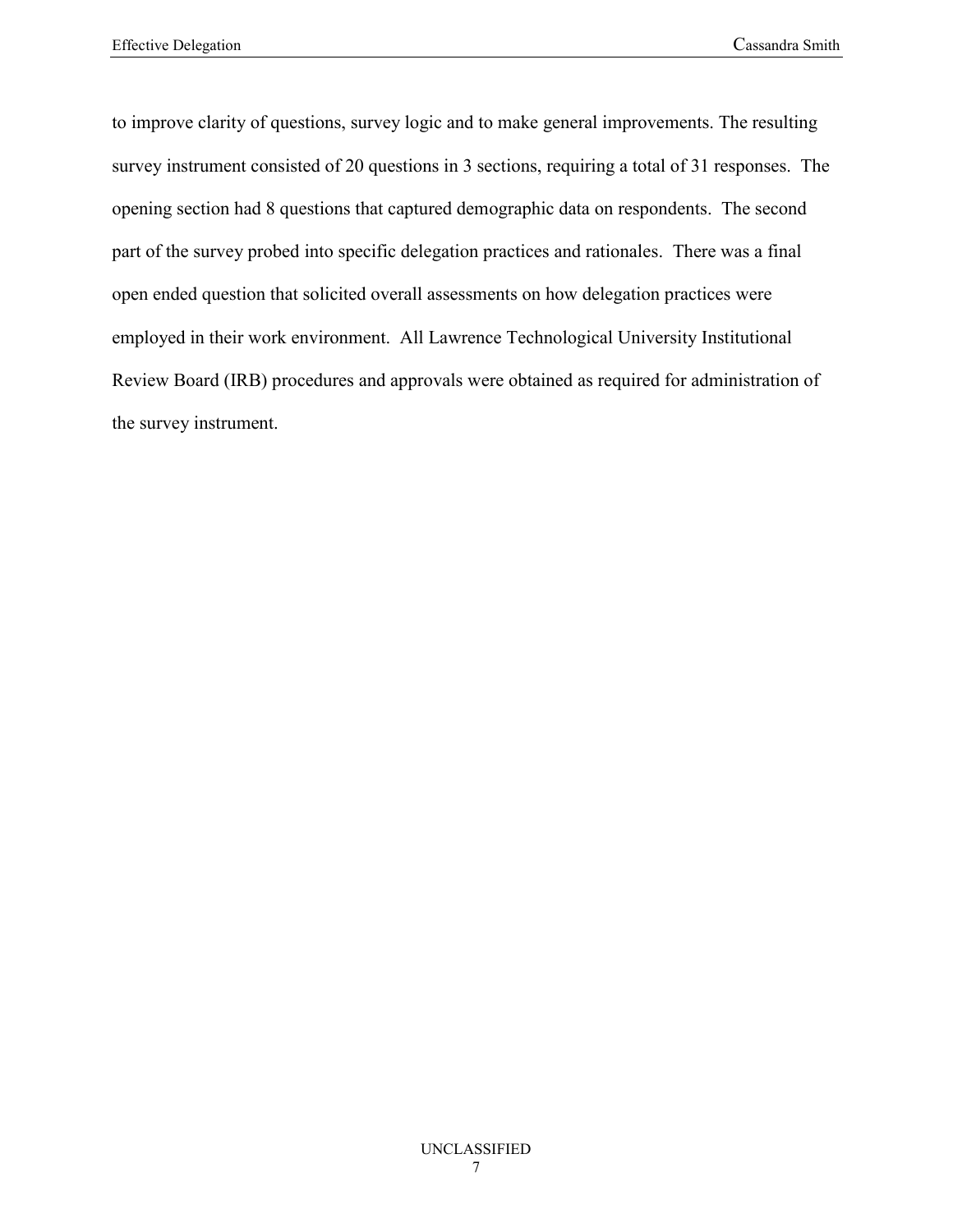to improve clarity of questions, survey logic and to make general improvements. The resulting survey instrument consisted of 20 questions in 3 sections, requiring a total of 31 responses. The opening section had 8 questions that captured demographic data on respondents. The second part of the survey probed into specific delegation practices and rationales. There was a final open ended question that solicited overall assessments on how delegation practices were employed in their work environment. All Lawrence Technological University Institutional Review Board (IRB) procedures and approvals were obtained as required for administration of the survey instrument.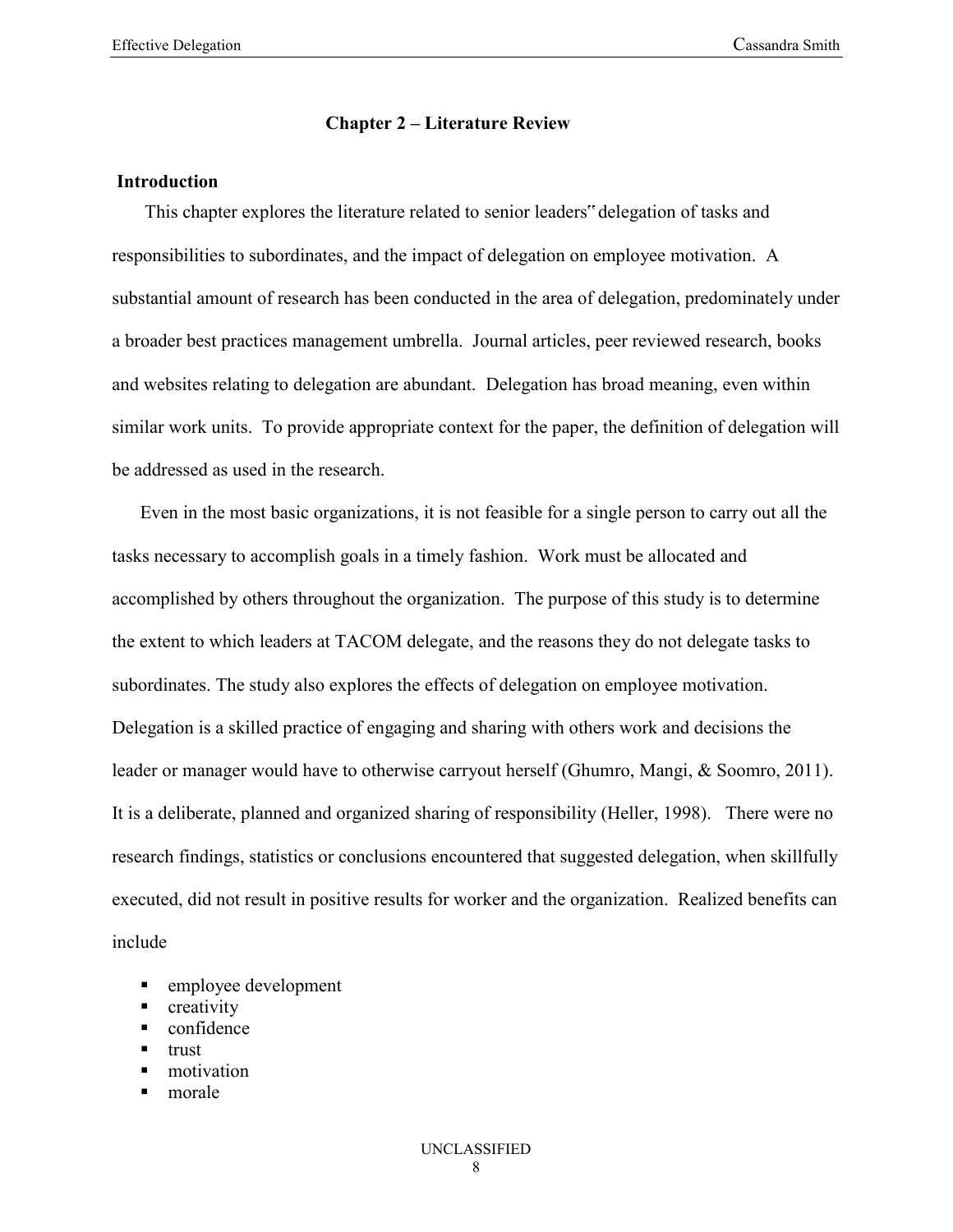## Chapter 2 – Literature Review

### Introduction

This chapter explores the literature related to senior leaders" delegation of tasks and responsibilities to subordinates, and the impact of delegation on employee motivation. A substantial amount of research has been conducted in the area of delegation, predominately under a broader best practices management umbrella. Journal articles, peer reviewed research, books and websites relating to delegation are abundant. Delegation has broad meaning, even within similar work units. To provide appropriate context for the paper, the definition of delegation will be addressed as used in the research.

Even in the most basic organizations, it is not feasible for a single person to carry out all the tasks necessary to accomplish goals in a timely fashion. Work must be allocated and accomplished by others throughout the organization. The purpose of this study is to determine the extent to which leaders at TACOM delegate, and the reasons they do not delegate tasks to subordinates. The study also explores the effects of delegation on employee motivation. Delegation is a skilled practice of engaging and sharing with others work and decisions the leader or manager would have to otherwise carryout herself (Ghumro, Mangi, & Soomro, 2011). It is a deliberate, planned and organized sharing of responsibility (Heller, 1998). There were no research findings, statistics or conclusions encountered that suggested delegation, when skillfully executed, did not result in positive results for worker and the organization. Realized benefits can include

- employee development
- creativity
- confidence
- trust
- motivation
- morale

UNCLASSIFIED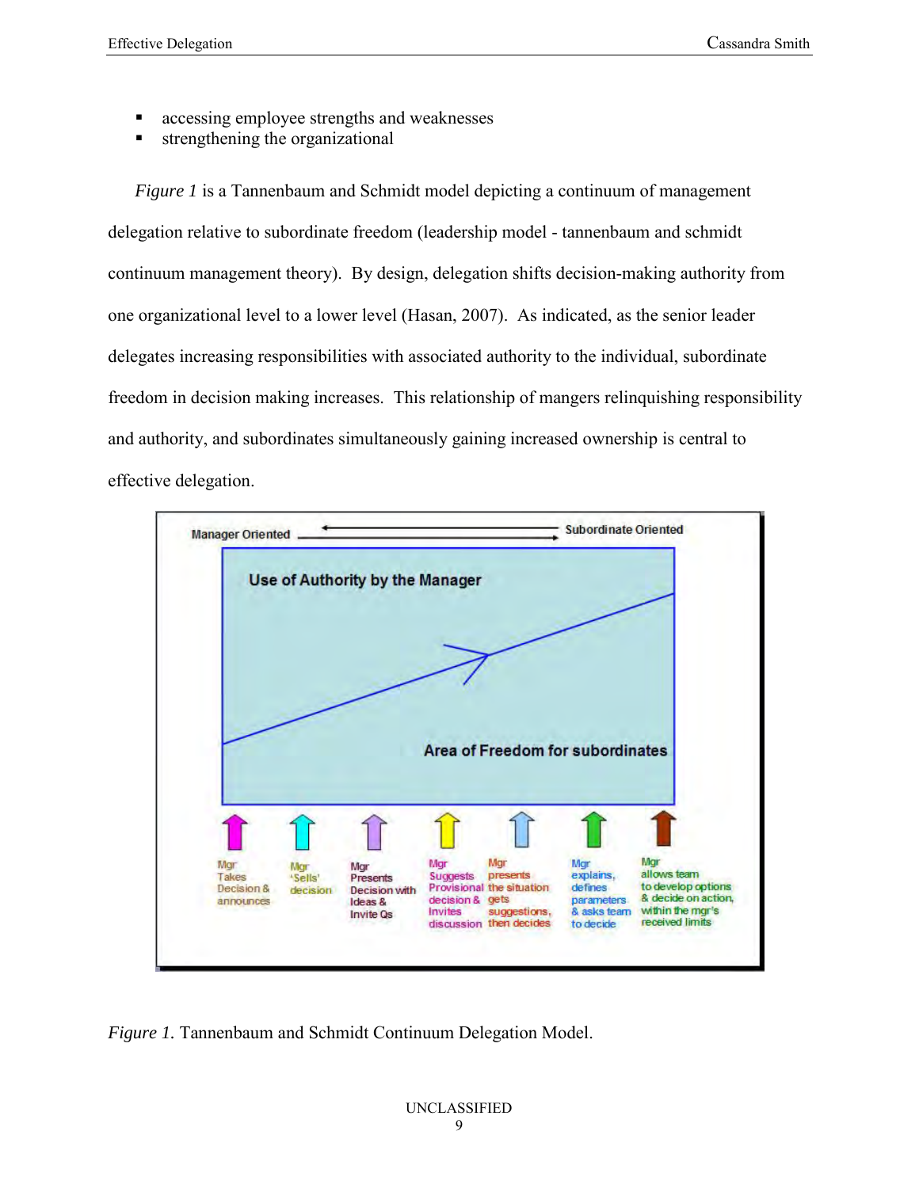- accessing employee strengths and weaknesses
- strengthening the organizational

*Figure 1* is a Tannenbaum and Schmidt model depicting a continuum of management delegation relative to subordinate freedom (leadership model - tannenbaum and schmidt continuum management theory). By design, delegation shifts decision-making authority from one organizational level to a lower level (Hasan, 2007). As indicated, as the senior leader delegates increasing responsibilities with associated authority to the individual, subordinate freedom in decision making increases. This relationship of mangers relinquishing responsibility and authority, and subordinates simultaneously gaining increased ownership is central to effective delegation.

Manager Oriented ⟷ Subordinate Oriented

Use of Authority by the Manager

Area of Freedom for subordinates

- Mgr Takes Decision & announces
- Mgr 'Sells' decision
- Mgr Presents Decision with Ideas & Invite Qs
- Mgr Suggests Provisional decision & Invites discussion
- Mgr presents the situation gets suggestions, then decides
- Mgr explains, defines parameters & asks team to decide
- Mgr allows team to develop options & decide on action, within the mgr's received limits

*Figure 1.* Tannenbaum and Schmidt Continuum Delegation Model.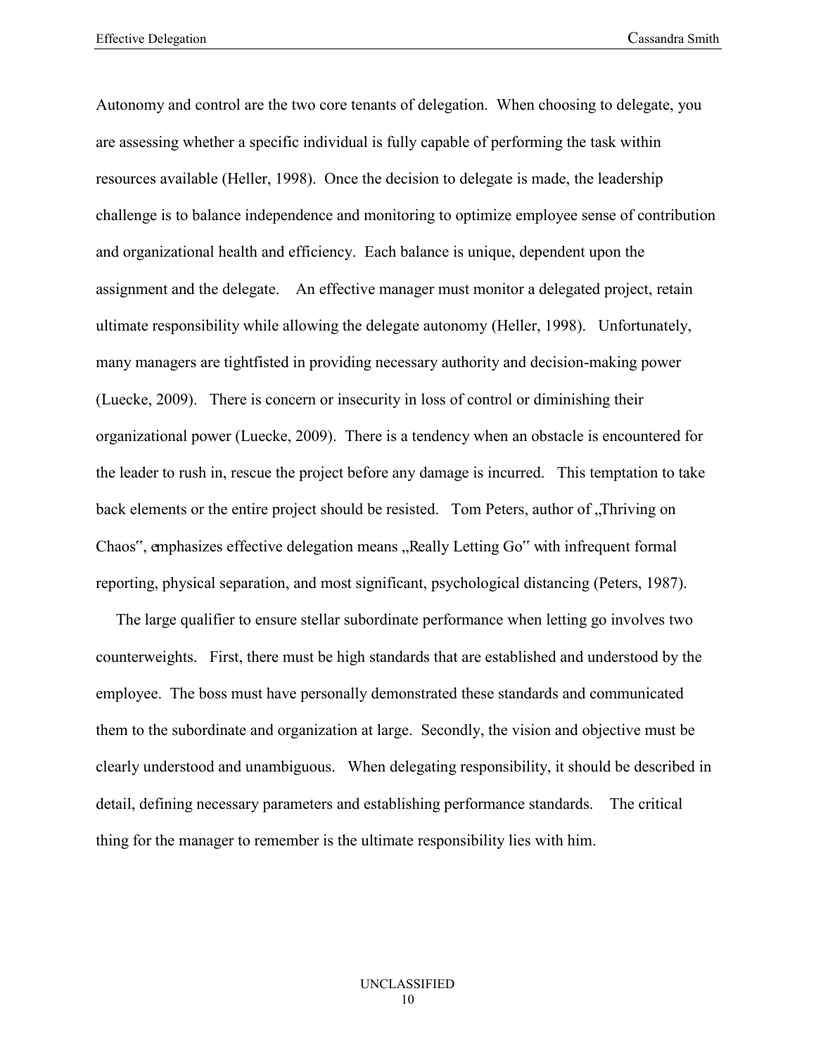Autonomy and control are the two core tenants of delegation. When choosing to delegate, you are assessing whether a specific individual is fully capable of performing the task within resources available (Heller, 1998). Once the decision to delegate is made, the leadership challenge is to balance independence and monitoring to optimize employee sense of contribution and organizational health and efficiency. Each balance is unique, dependent upon the assignment and the delegate. An effective manager must monitor a delegated project, retain ultimate responsibility while allowing the delegate autonomy (Heller, 1998). Unfortunately, many managers are tightfisted in providing necessary authority and decision-making power (Luecke, 2009). There is concern or insecurity in loss of control or diminishing their organizational power (Luecke, 2009). There is a tendency when an obstacle is encountered for the leader to rush in, rescue the project before any damage is incurred. This temptation to take back elements or the entire project should be resisted. Tom Peters, author of „Thriving on Chaos", emphasizes effective delegation means „Really Letting Go" with infrequent formal reporting, physical separation, and most significant, psychological distancing (Peters, 1987).

The large qualifier to ensure stellar subordinate performance when letting go involves two counterweights. First, there must be high standards that are established and understood by the employee. The boss must have personally demonstrated these standards and communicated them to the subordinate and organization at large. Secondly, the vision and objective must be clearly understood and unambiguous. When delegating responsibility, it should be described in detail, defining necessary parameters and establishing performance standards. The critical thing for the manager to remember is the ultimate responsibility lies with him.

UNCLASSIFIED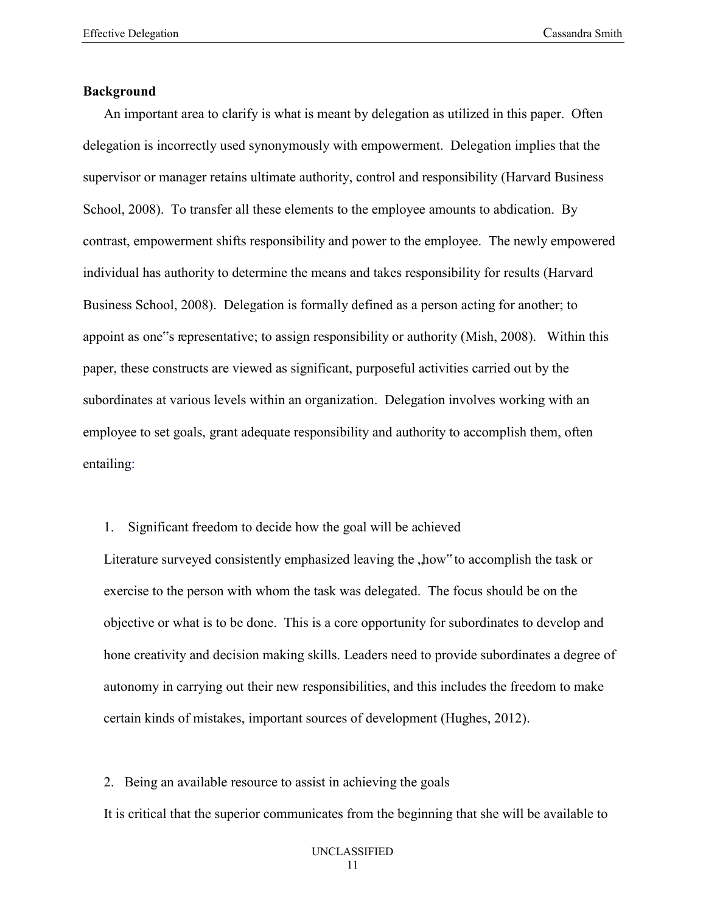**Background**

An important area to clarify is what is meant by delegation as utilized in this paper. Often delegation is incorrectly used synonymously with empowerment. Delegation implies that the supervisor or manager retains ultimate authority, control and responsibility (Harvard Business School, 2008). To transfer all these elements to the employee amounts to abdication. By contrast, empowerment shifts responsibility and power to the employee. The newly empowered individual has authority to determine the means and takes responsibility for results (Harvard Business School, 2008). Delegation is formally defined as a person acting for another; to appoint as one‟s representative; to assign responsibility or authority (Mish, 2008). Within this paper, these constructs are viewed as significant, purposeful activities carried out by the subordinates at various levels within an organization. Delegation involves working with an employee to set goals, grant adequate responsibility and authority to accomplish them, often entailing:

1. Significant freedom to decide how the goal will be achieved

   Literature surveyed consistently emphasized leaving the „how" to accomplish the task or exercise to the person with whom the task was delegated. The focus should be on the objective or what is to be done. This is a core opportunity for subordinates to develop and hone creativity and decision making skills. Leaders need to provide subordinates a degree of autonomy in carrying out their new responsibilities, and this includes the freedom to make certain kinds of mistakes, important sources of development (Hughes, 2012).

2. Being an available resource to assist in achieving the goals

   It is critical that the superior communicates from the beginning that she will be available to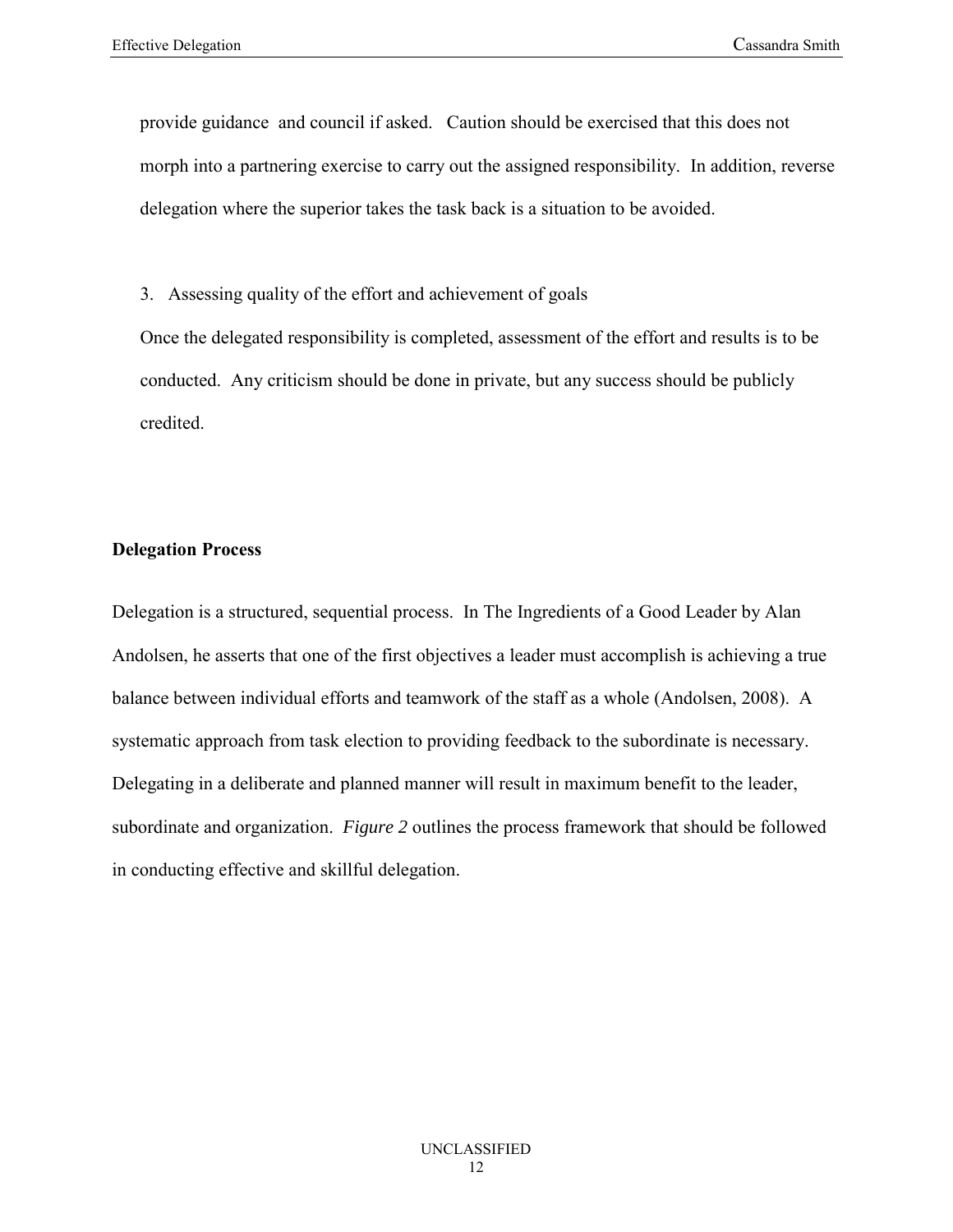provide guidance and council if asked. Caution should be exercised that this does not morph into a partnering exercise to carry out the assigned responsibility. In addition, reverse delegation where the superior takes the task back is a situation to be avoided.

3. Assessing quality of the effort and achievement of goals

Once the delegated responsibility is completed, assessment of the effort and results is to be conducted. Any criticism should be done in private, but any success should be publicly credited.

**Delegation Process**

Delegation is a structured, sequential process. In The Ingredients of a Good Leader by Alan Andolsen, he asserts that one of the first objectives a leader must accomplish is achieving a true balance between individual efforts and teamwork of the staff as a whole (Andolsen, 2008). A systematic approach from task election to providing feedback to the subordinate is necessary. Delegating in a deliberate and planned manner will result in maximum benefit to the leader, subordinate and organization. *Figure 2* outlines the process framework that should be followed in conducting effective and skillful delegation.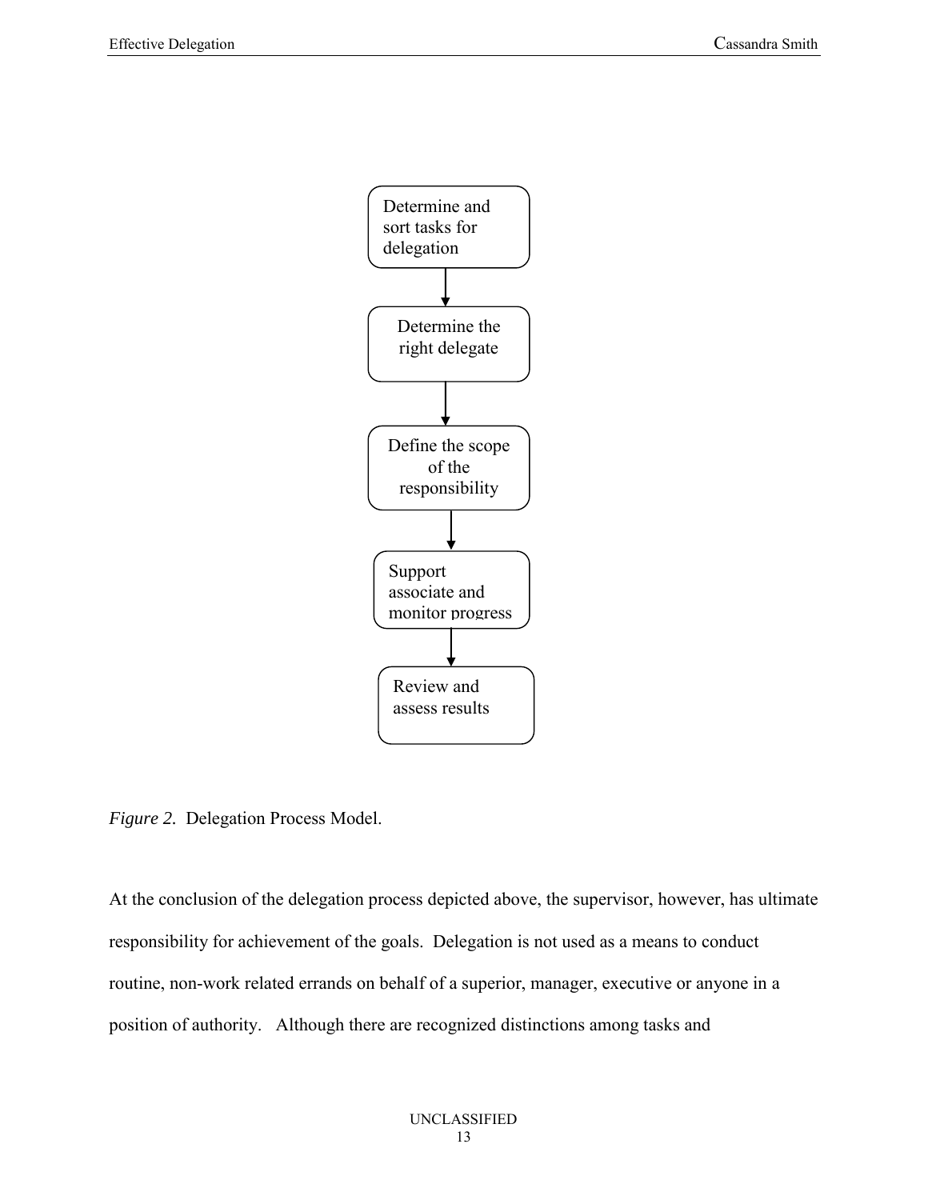Determine and sort tasks for delegation

↓

Determine the right delegate

↓

Define the scope of the responsibility

↓

Support associate and monitor progress

↓

Review and assess results

*Figure 2.* Delegation Process Model.

At the conclusion of the delegation process depicted above, the supervisor, however, has ultimate responsibility for achievement of the goals. Delegation is not used as a means to conduct routine, non-work related errands on behalf of a superior, manager, executive or anyone in a position of authority. Although there are recognized distinctions among tasks and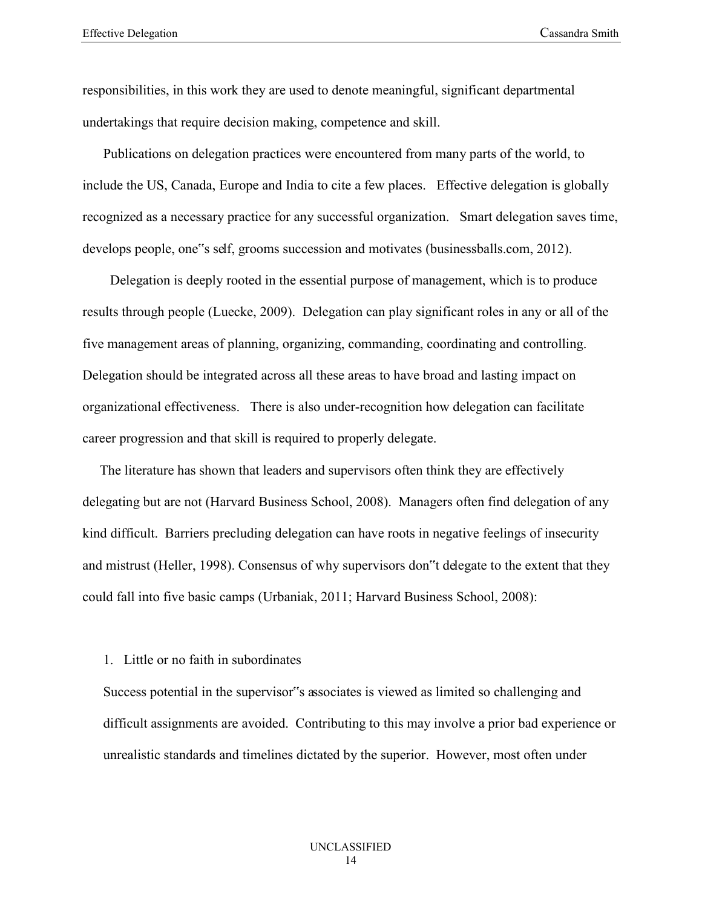responsibilities, in this work they are used to denote meaningful, significant departmental undertakings that require decision making, competence and skill.

Publications on delegation practices were encountered from many parts of the world, to include the US, Canada, Europe and India to cite a few places. Effective delegation is globally recognized as a necessary practice for any successful organization. Smart delegation saves time, develops people, one‟s self, grooms succession and motivates (businessballs.com, 2012).

Delegation is deeply rooted in the essential purpose of management, which is to produce results through people (Luecke, 2009). Delegation can play significant roles in any or all of the five management areas of planning, organizing, commanding, coordinating and controlling. Delegation should be integrated across all these areas to have broad and lasting impact on organizational effectiveness. There is also under-recognition how delegation can facilitate career progression and that skill is required to properly delegate.

The literature has shown that leaders and supervisors often think they are effectively delegating but are not (Harvard Business School, 2008). Managers often find delegation of any kind difficult. Barriers precluding delegation can have roots in negative feelings of insecurity and mistrust (Heller, 1998). Consensus of why supervisors don‟t delegate to the extent that they could fall into five basic camps (Urbaniak, 2011; Harvard Business School, 2008):

1. Little or no faith in subordinates

   Success potential in the supervisor‟s associates is viewed as limited so challenging and difficult assignments are avoided. Contributing to this may involve a prior bad experience or unrealistic standards and timelines dictated by the superior. However, most often under

UNCLASSIFIED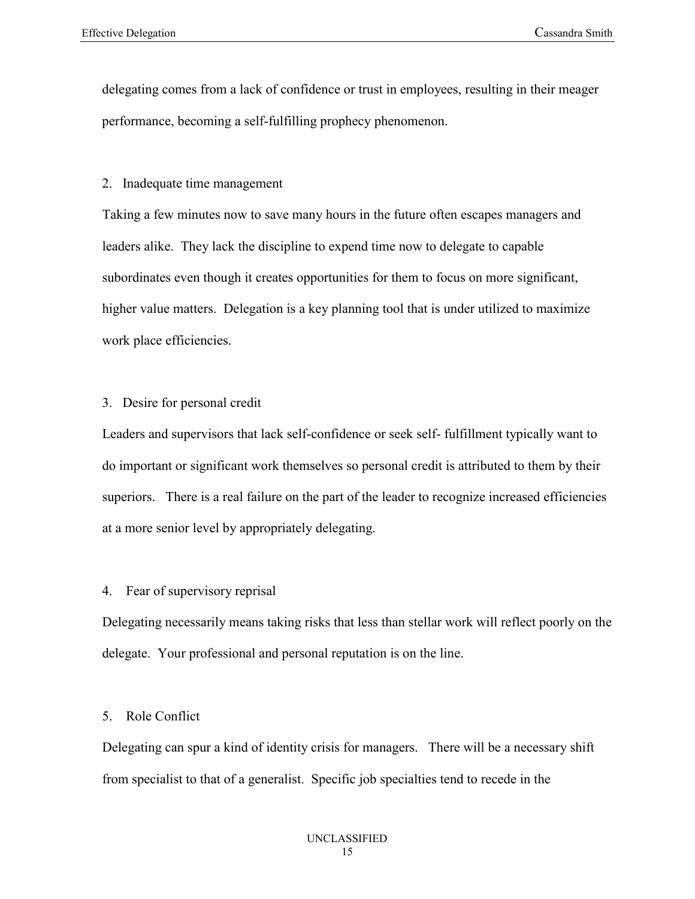delegating comes from a lack of confidence or trust in employees, resulting in their meager performance, becoming a self-fulfilling prophecy phenomenon.

2. Inadequate time management

Taking a few minutes now to save many hours in the future often escapes managers and leaders alike. They lack the discipline to expend time now to delegate to capable subordinates even though it creates opportunities for them to focus on more significant, higher value matters. Delegation is a key planning tool that is under utilized to maximize work place efficiencies.

3. Desire for personal credit

Leaders and supervisors that lack self-confidence or seek self- fulfillment typically want to do important or significant work themselves so personal credit is attributed to them by their superiors. There is a real failure on the part of the leader to recognize increased efficiencies at a more senior level by appropriately delegating.

4. Fear of supervisory reprisal

Delegating necessarily means taking risks that less than stellar work will reflect poorly on the delegate. Your professional and personal reputation is on the line.

5. Role Conflict

Delegating can spur a kind of identity crisis for managers. There will be a necessary shift from specialist to that of a generalist. Specific job specialties tend to recede in the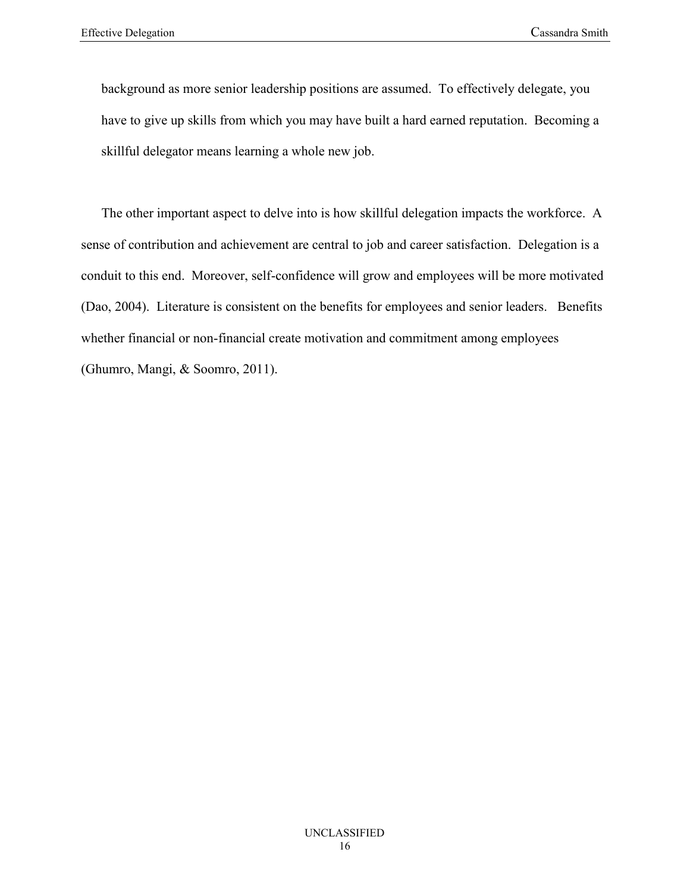background as more senior leadership positions are assumed. To effectively delegate, you have to give up skills from which you may have built a hard earned reputation. Becoming a skillful delegator means learning a whole new job.

The other important aspect to delve into is how skillful delegation impacts the workforce. A sense of contribution and achievement are central to job and career satisfaction. Delegation is a conduit to this end. Moreover, self-confidence will grow and employees will be more motivated (Dao, 2004). Literature is consistent on the benefits for employees and senior leaders. Benefits whether financial or non-financial create motivation and commitment among employees (Ghumro, Mangi, & Soomro, 2011).

UNCLASSIFIED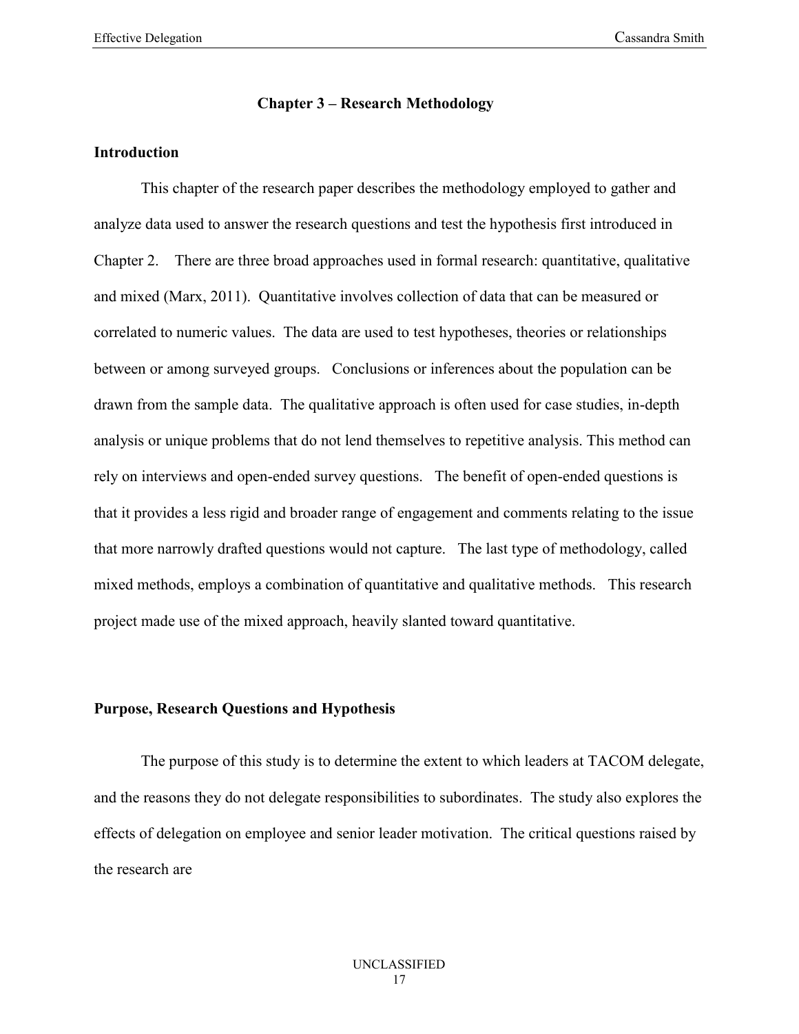# Chapter 3 – Research Methodology

## Introduction

This chapter of the research paper describes the methodology employed to gather and analyze data used to answer the research questions and test the hypothesis first introduced in Chapter 2. There are three broad approaches used in formal research: quantitative, qualitative and mixed (Marx, 2011). Quantitative involves collection of data that can be measured or correlated to numeric values. The data are used to test hypotheses, theories or relationships between or among surveyed groups. Conclusions or inferences about the population can be drawn from the sample data. The qualitative approach is often used for case studies, in-depth analysis or unique problems that do not lend themselves to repetitive analysis. This method can rely on interviews and open-ended survey questions. The benefit of open-ended questions is that it provides a less rigid and broader range of engagement and comments relating to the issue that more narrowly drafted questions would not capture. The last type of methodology, called mixed methods, employs a combination of quantitative and qualitative methods. This research project made use of the mixed approach, heavily slanted toward quantitative.

## Purpose, Research Questions and Hypothesis

The purpose of this study is to determine the extent to which leaders at TACOM delegate, and the reasons they do not delegate responsibilities to subordinates. The study also explores the effects of delegation on employee and senior leader motivation. The critical questions raised by the research are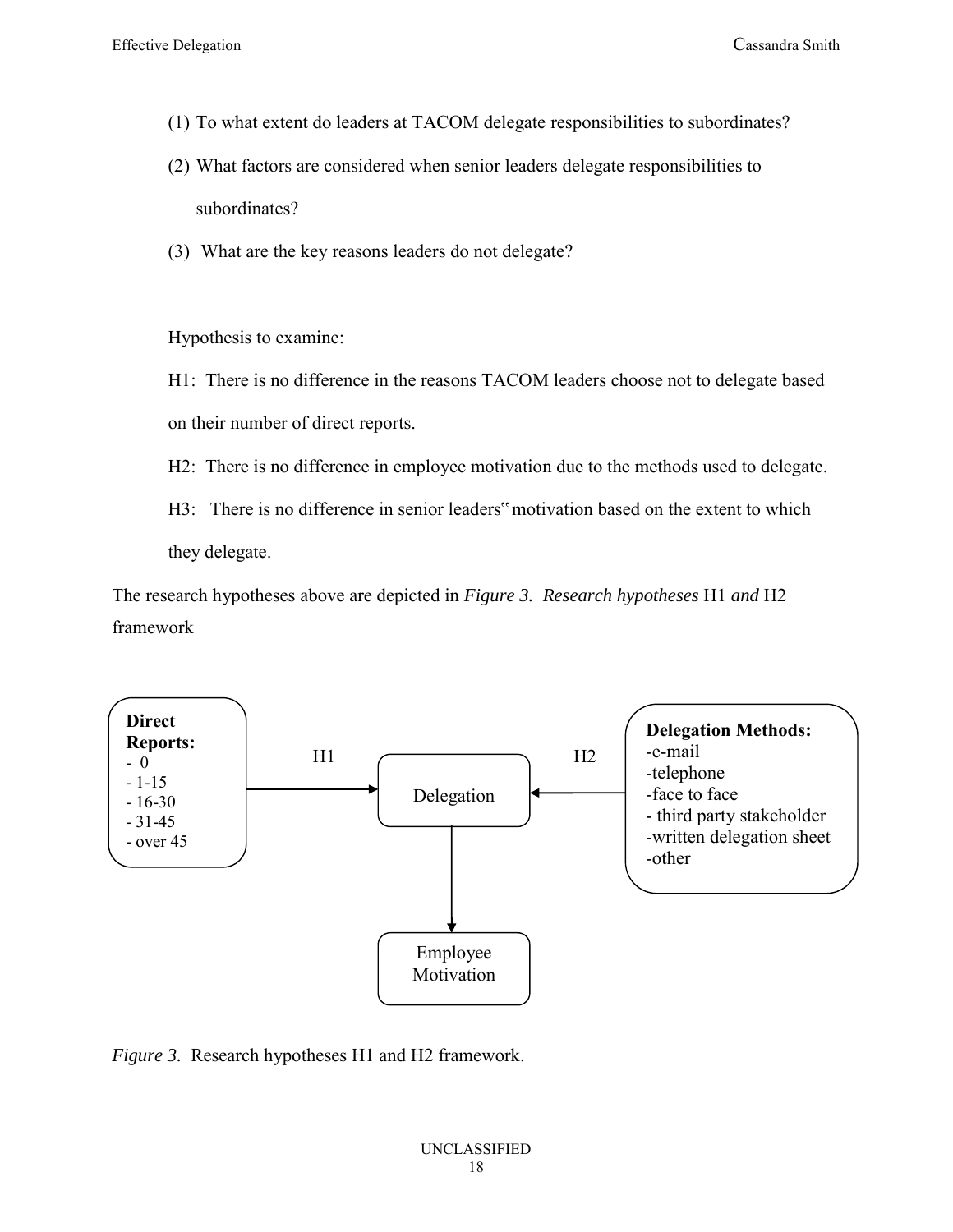(1) To what extent do leaders at TACOM delegate responsibilities to subordinates?

(2) What factors are considered when senior leaders delegate responsibilities to subordinates?

(3) What are the key reasons leaders do not delegate?

Hypothesis to examine:

H1: There is no difference in the reasons TACOM leaders choose not to delegate based on their number of direct reports.

H2: There is no difference in employee motivation due to the methods used to delegate.

H3: There is no difference in senior leaders‟ motivation based on the extent to which they delegate.

The research hypotheses above are depicted in *Figure 3. Research hypotheses* H1 *and* H2 framework

**Direct Reports:**
- 0
- 1-15
- 16-30
- 31-45
- over 45

H1

Delegation

H2

**Delegation Methods:**
-e-mail
-telephone
-face to face
- third party stakeholder
-written delegation sheet
-other

Employee Motivation

*Figure 3.* Research hypotheses H1 and H2 framework.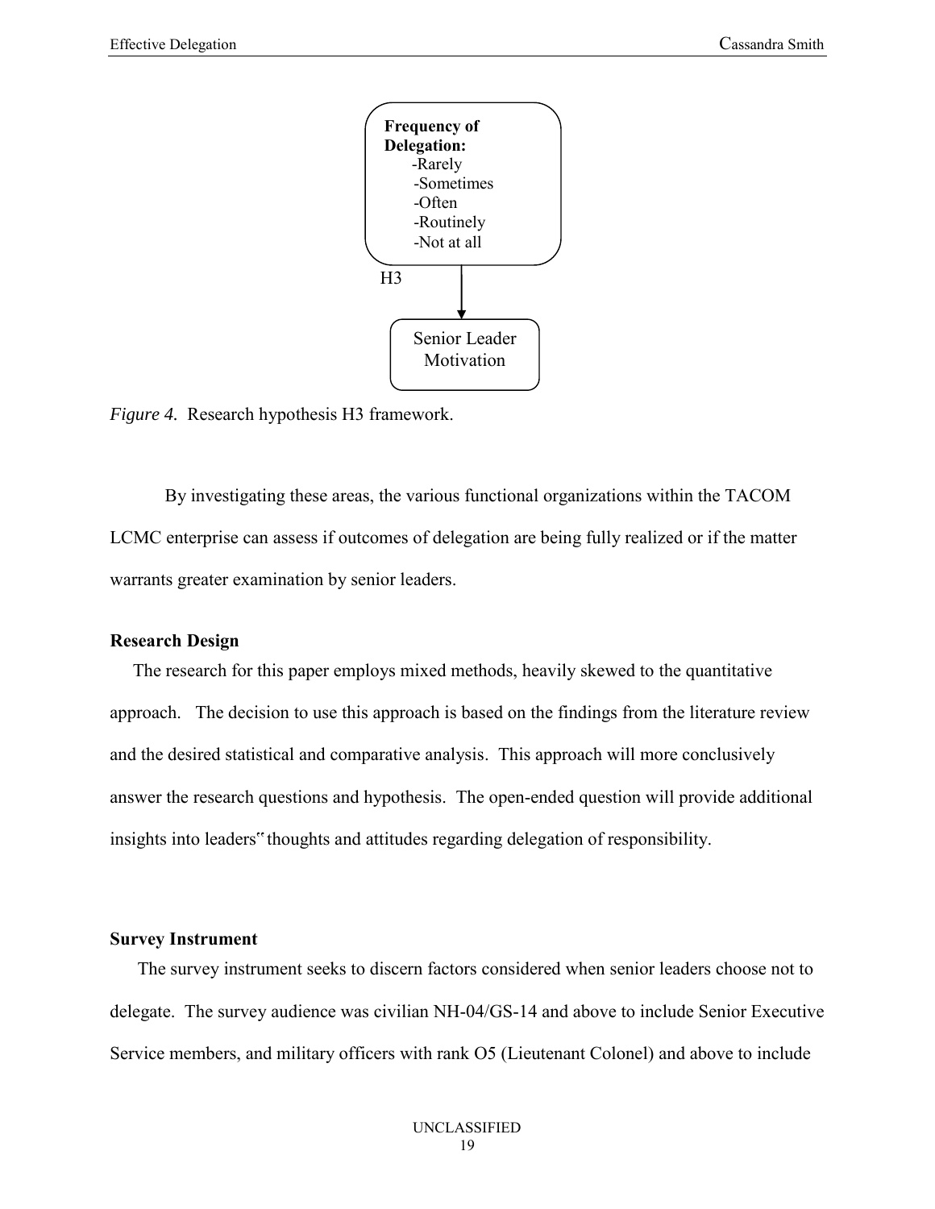**Frequency of Delegation:**
- Rarely
- Sometimes
- Often
- Routinely
- Not at all

H3

Senior Leader Motivation

*Figure 4.* Research hypothesis H3 framework.

By investigating these areas, the various functional organizations within the TACOM LCMC enterprise can assess if outcomes of delegation are being fully realized or if the matter warrants greater examination by senior leaders.

**Research Design**

The research for this paper employs mixed methods, heavily skewed to the quantitative approach. The decision to use this approach is based on the findings from the literature review and the desired statistical and comparative analysis. This approach will more conclusively answer the research questions and hypothesis. The open-ended question will provide additional insights into leaders" thoughts and attitudes regarding delegation of responsibility.

**Survey Instrument**

The survey instrument seeks to discern factors considered when senior leaders choose not to delegate. The survey audience was civilian NH-04/GS-14 and above to include Senior Executive Service members, and military officers with rank O5 (Lieutenant Colonel) and above to include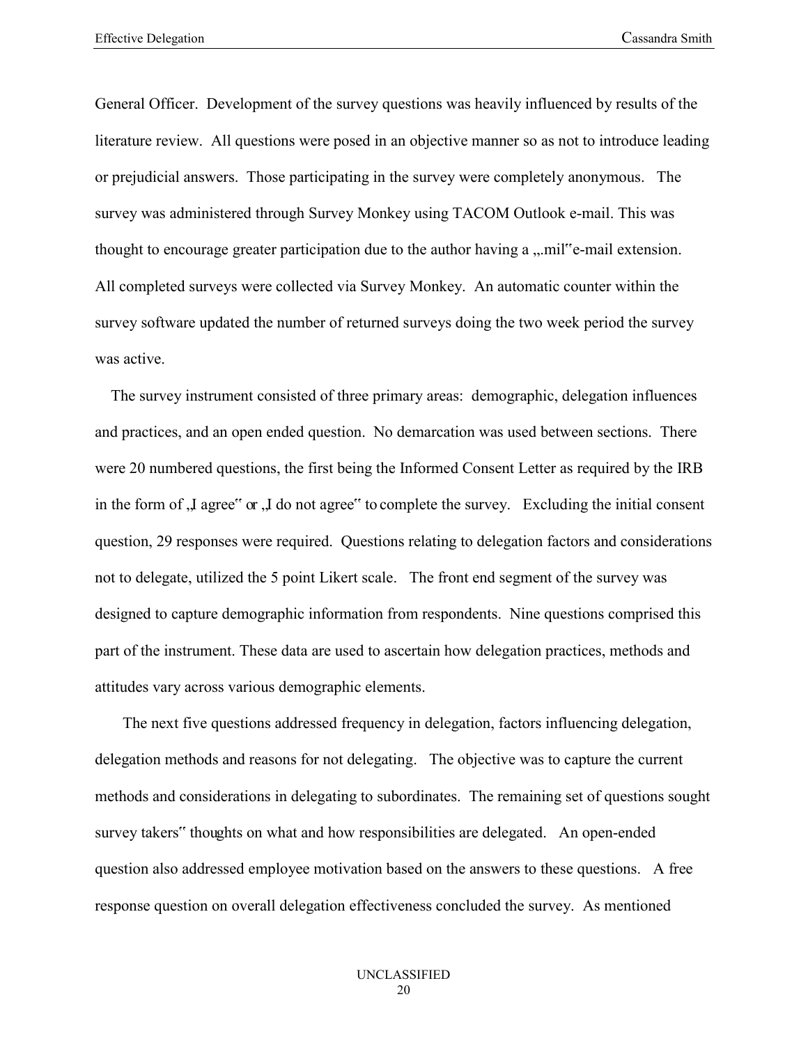General Officer. Development of the survey questions was heavily influenced by results of the literature review. All questions were posed in an objective manner so as not to introduce leading or prejudicial answers. Those participating in the survey were completely anonymous. The survey was administered through Survey Monkey using TACOM Outlook e-mail. This was thought to encourage greater participation due to the author having a „.mil"e-mail extension. All completed surveys were collected via Survey Monkey. An automatic counter within the survey software updated the number of returned surveys doing the two week period the survey was active.

The survey instrument consisted of three primary areas: demographic, delegation influences and practices, and an open ended question. No demarcation was used between sections. There were 20 numbered questions, the first being the Informed Consent Letter as required by the IRB in the form of „I agree" or „I do not agree" to complete the survey. Excluding the initial consent question, 29 responses were required. Questions relating to delegation factors and considerations not to delegate, utilized the 5 point Likert scale. The front end segment of the survey was designed to capture demographic information from respondents. Nine questions comprised this part of the instrument. These data are used to ascertain how delegation practices, methods and attitudes vary across various demographic elements.

The next five questions addressed frequency in delegation, factors influencing delegation, delegation methods and reasons for not delegating. The objective was to capture the current methods and considerations in delegating to subordinates. The remaining set of questions sought survey takers" thoughts on what and how responsibilities are delegated. An open-ended question also addressed employee motivation based on the answers to these questions. A free response question on overall delegation effectiveness concluded the survey. As mentioned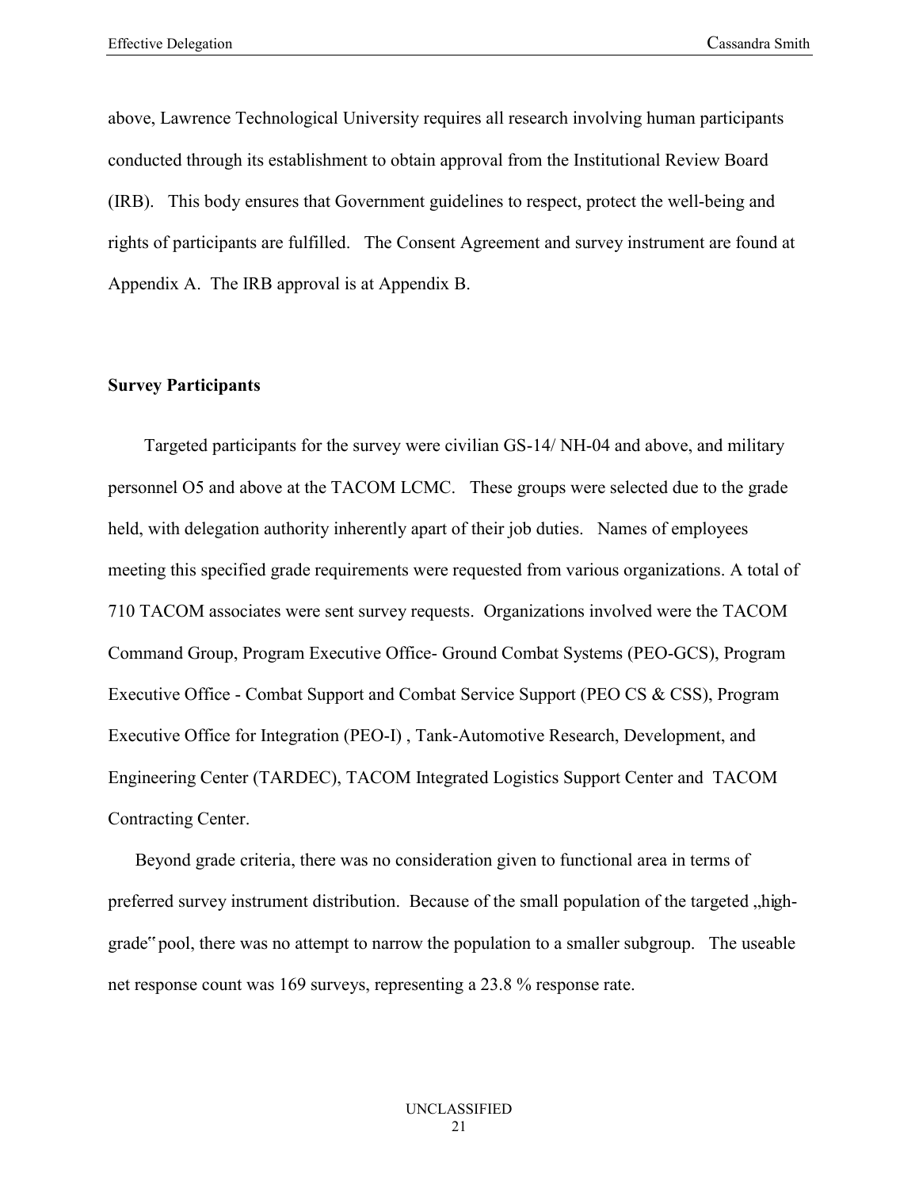above, Lawrence Technological University requires all research involving human participants conducted through its establishment to obtain approval from the Institutional Review Board (IRB). This body ensures that Government guidelines to respect, protect the well-being and rights of participants are fulfilled. The Consent Agreement and survey instrument are found at Appendix A. The IRB approval is at Appendix B.

**Survey Participants**

Targeted participants for the survey were civilian GS-14/ NH-04 and above, and military personnel O5 and above at the TACOM LCMC. These groups were selected due to the grade held, with delegation authority inherently apart of their job duties. Names of employees meeting this specified grade requirements were requested from various organizations. A total of 710 TACOM associates were sent survey requests. Organizations involved were the TACOM Command Group, Program Executive Office- Ground Combat Systems (PEO-GCS), Program Executive Office - Combat Support and Combat Service Support (PEO CS & CSS), Program Executive Office for Integration (PEO-I) , Tank-Automotive Research, Development, and Engineering Center (TARDEC), TACOM Integrated Logistics Support Center and TACOM Contracting Center.

Beyond grade criteria, there was no consideration given to functional area in terms of preferred survey instrument distribution. Because of the small population of the targeted „high-grade" pool, there was no attempt to narrow the population to a smaller subgroup. The useable net response count was 169 surveys, representing a 23.8 % response rate.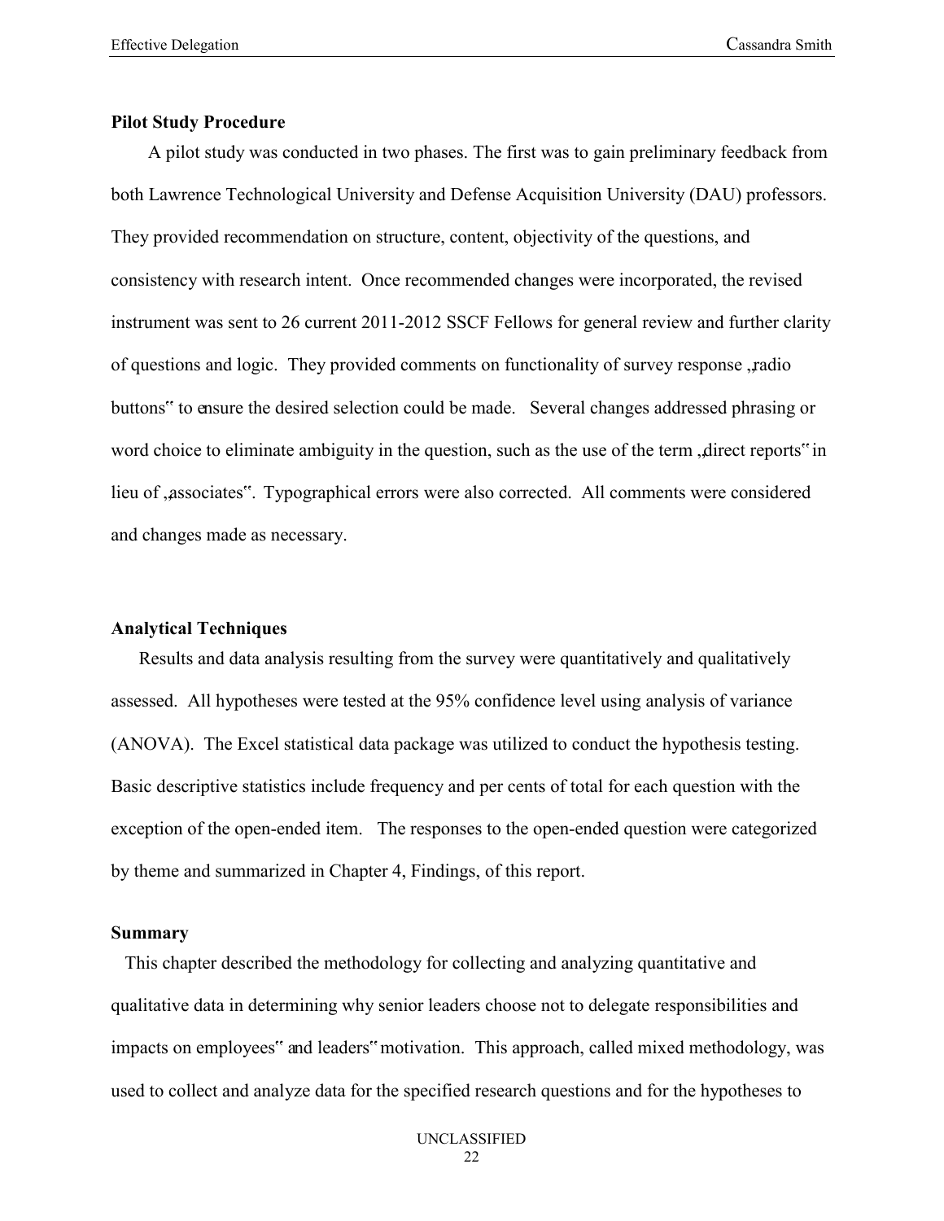**Pilot Study Procedure**

A pilot study was conducted in two phases. The first was to gain preliminary feedback from both Lawrence Technological University and Defense Acquisition University (DAU) professors. They provided recommendation on structure, content, objectivity of the questions, and consistency with research intent. Once recommended changes were incorporated, the revised instrument was sent to 26 current 2011-2012 SSCF Fellows for general review and further clarity of questions and logic. They provided comments on functionality of survey response „radio buttons" to ensure the desired selection could be made. Several changes addressed phrasing or word choice to eliminate ambiguity in the question, such as the use of the term „direct reports" in lieu of „associates". Typographical errors were also corrected. All comments were considered and changes made as necessary.

**Analytical Techniques**

Results and data analysis resulting from the survey were quantitatively and qualitatively assessed. All hypotheses were tested at the 95% confidence level using analysis of variance (ANOVA). The Excel statistical data package was utilized to conduct the hypothesis testing. Basic descriptive statistics include frequency and per cents of total for each question with the exception of the open-ended item. The responses to the open-ended question were categorized by theme and summarized in Chapter 4, Findings, of this report.

**Summary**

This chapter described the methodology for collecting and analyzing quantitative and qualitative data in determining why senior leaders choose not to delegate responsibilities and impacts on employees" and leaders" motivation. This approach, called mixed methodology, was used to collect and analyze data for the specified research questions and for the hypotheses to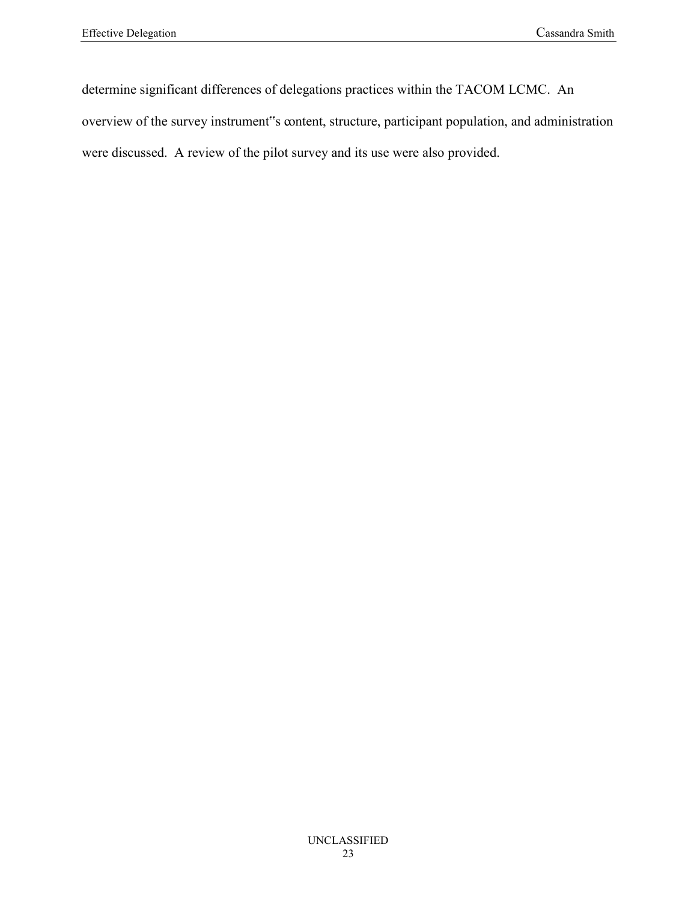determine significant differences of delegations practices within the TACOM LCMC. An overview of the survey instrument"s content, structure, participant population, and administration were discussed. A review of the pilot survey and its use were also provided.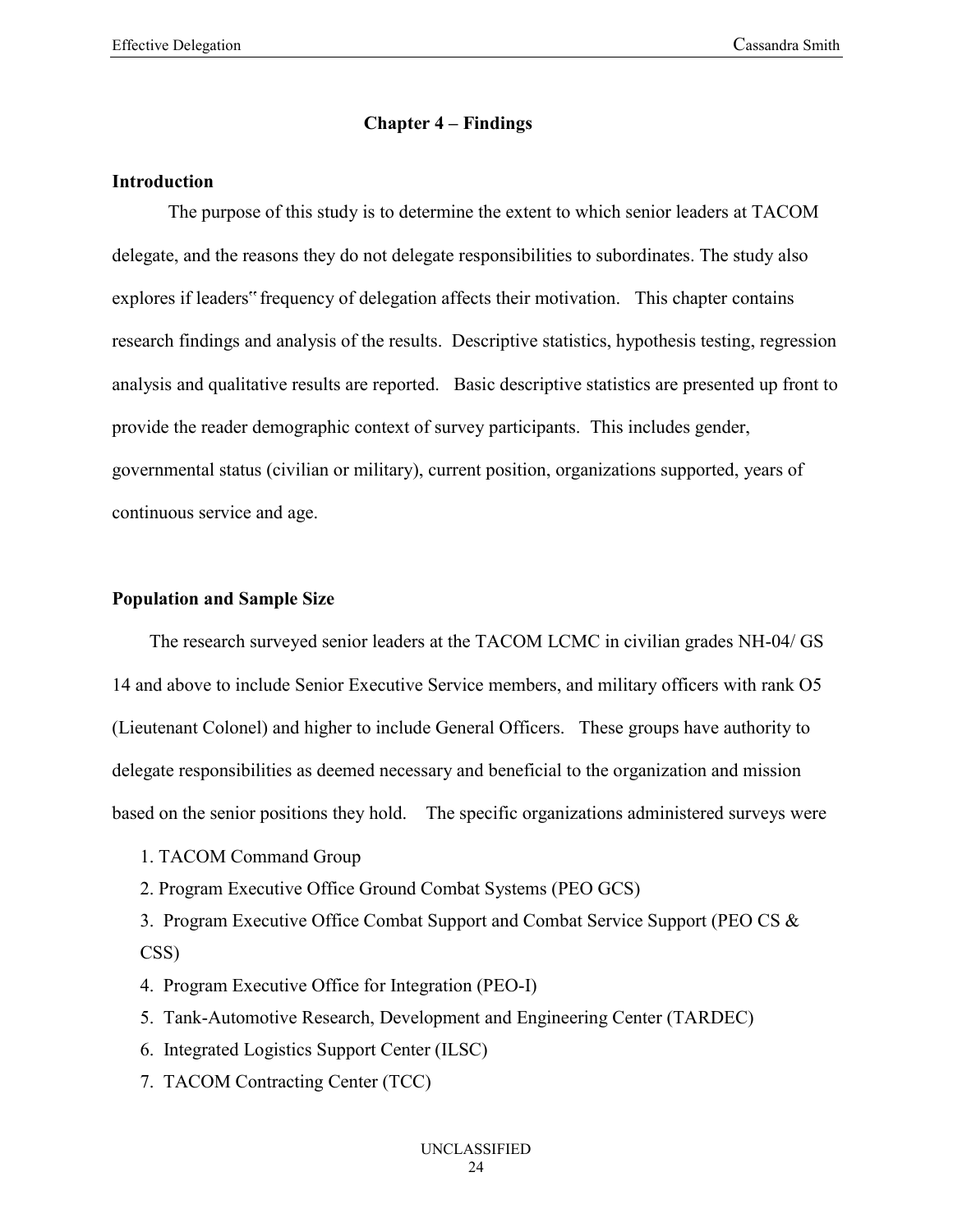## Chapter 4 – Findings

### Introduction

The purpose of this study is to determine the extent to which senior leaders at TACOM delegate, and the reasons they do not delegate responsibilities to subordinates. The study also explores if leaders‟ frequency of delegation affects their motivation. This chapter contains research findings and analysis of the results. Descriptive statistics, hypothesis testing, regression analysis and qualitative results are reported. Basic descriptive statistics are presented up front to provide the reader demographic context of survey participants. This includes gender, governmental status (civilian or military), current position, organizations supported, years of continuous service and age.

### Population and Sample Size

The research surveyed senior leaders at the TACOM LCMC in civilian grades NH-04/ GS 14 and above to include Senior Executive Service members, and military officers with rank O5 (Lieutenant Colonel) and higher to include General Officers. These groups have authority to delegate responsibilities as deemed necessary and beneficial to the organization and mission based on the senior positions they hold. The specific organizations administered surveys were

1. TACOM Command Group
2. Program Executive Office Ground Combat Systems (PEO GCS)
3. Program Executive Office Combat Support and Combat Service Support (PEO CS & CSS)
4. Program Executive Office for Integration (PEO-I)
5. Tank-Automotive Research, Development and Engineering Center (TARDEC)
6. Integrated Logistics Support Center (ILSC)
7. TACOM Contracting Center (TCC)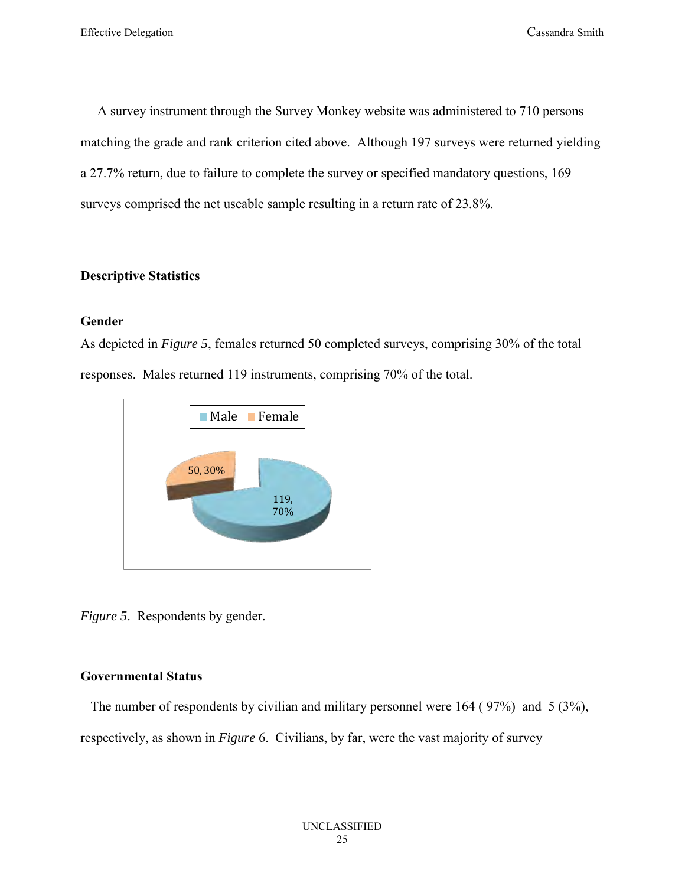A survey instrument through the Survey Monkey website was administered to 710 persons matching the grade and rank criterion cited above. Although 197 surveys were returned yielding a 27.7% return, due to failure to complete the survey or specified mandatory questions, 169 surveys comprised the net useable sample resulting in a return rate of 23.8%.

## Descriptive Statistics

### Gender

As depicted in *Figure 5*, females returned 50 completed surveys, comprising 30% of the total responses. Males returned 119 instruments, comprising 70% of the total.

*Figure 5*. Respondents by gender.

### Governmental Status

The number of respondents by civilian and military personnel were 164 ( 97%) and 5 (3%), respectively, as shown in *Figure* 6. Civilians, by far, were the vast majority of survey

UNCLASSIFIED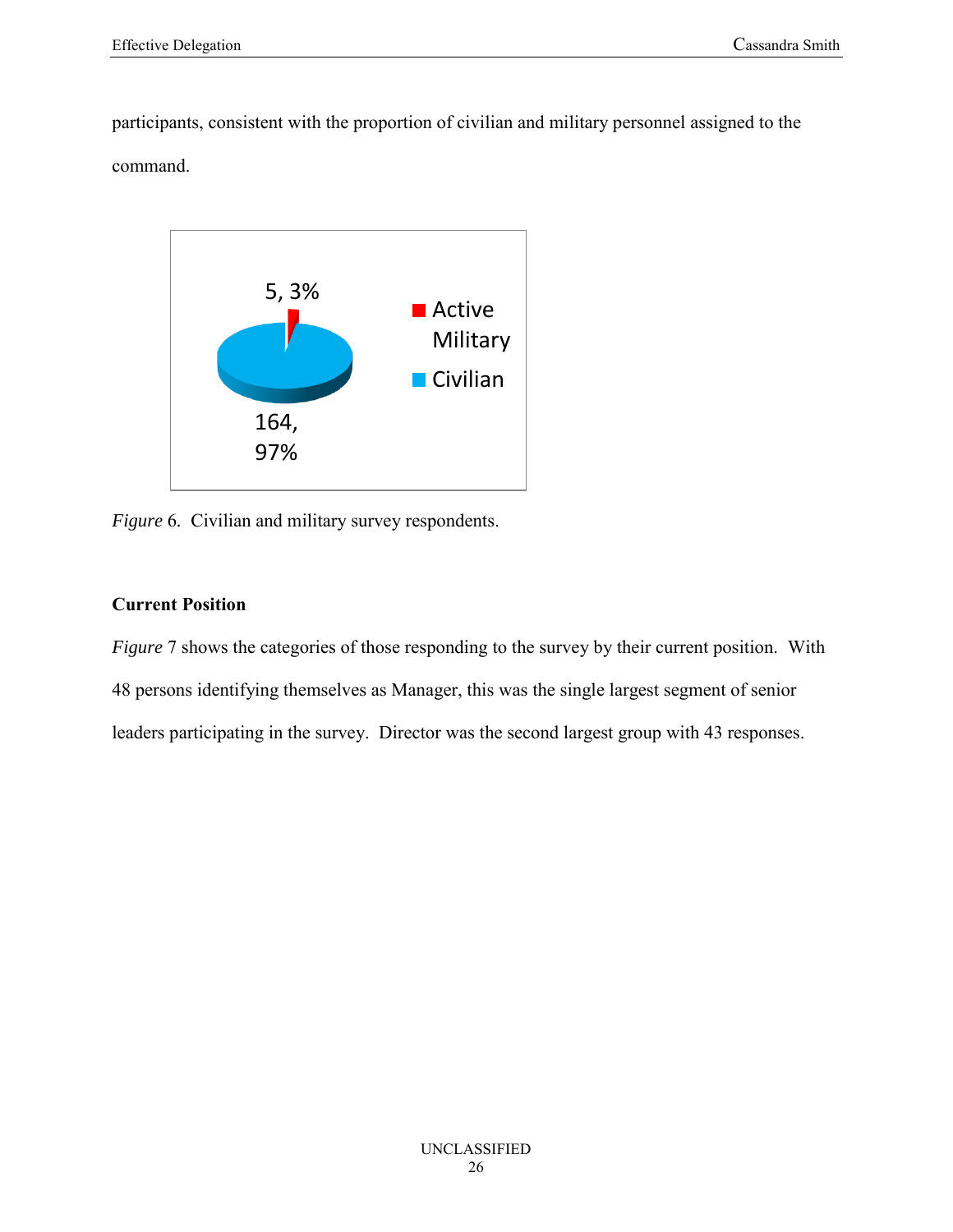participants, consistent with the proportion of civilian and military personnel assigned to the command.

*Figure* 6. Civilian and military survey respondents.

## Current Position

*Figure* 7 shows the categories of those responding to the survey by their current position. With 48 persons identifying themselves as Manager, this was the single largest segment of senior leaders participating in the survey. Director was the second largest group with 43 responses.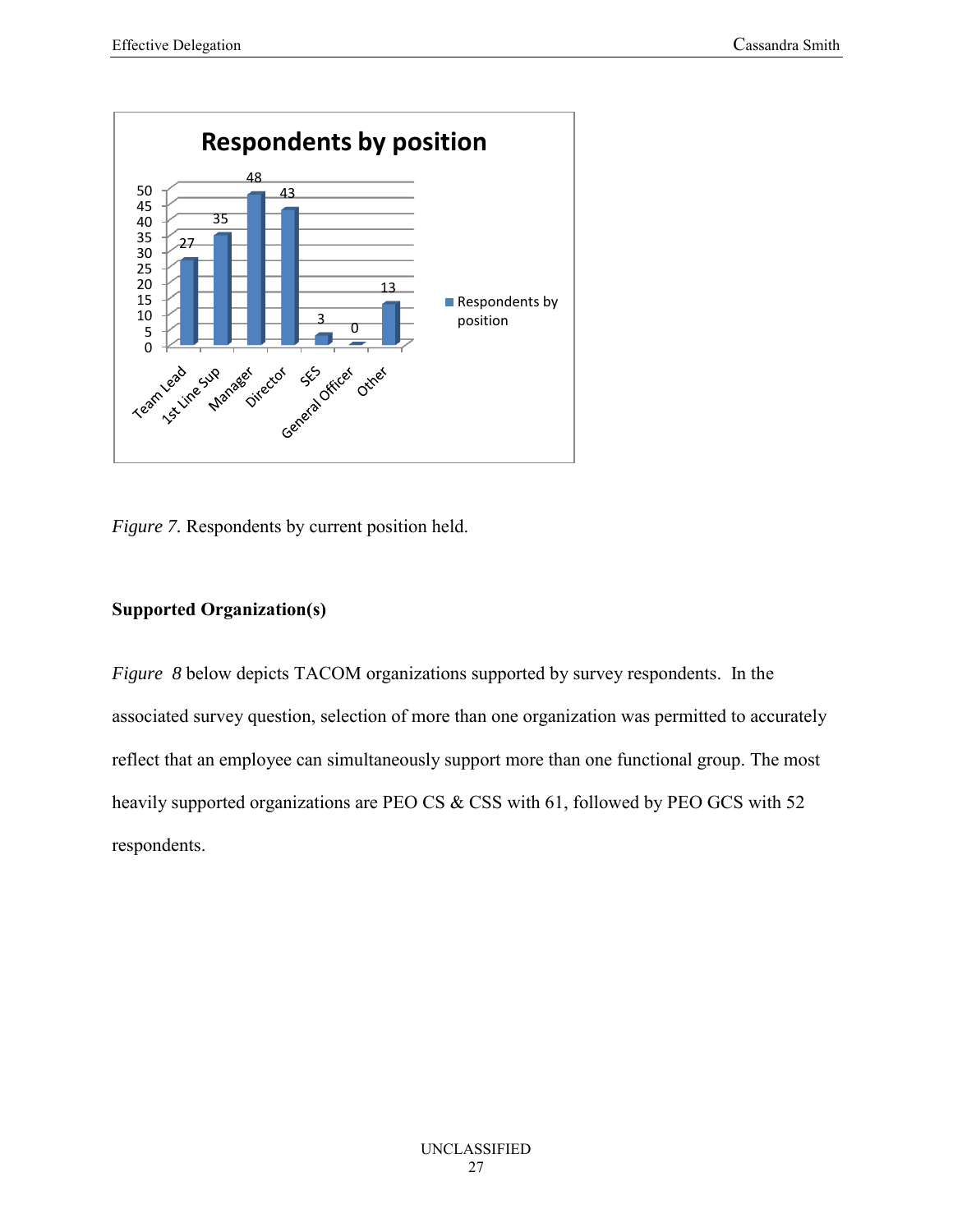*Figure 7.* Respondents by current position held.

**Supported Organization(s)**

*Figure 8* below depicts TACOM organizations supported by survey respondents. In the associated survey question, selection of more than one organization was permitted to accurately reflect that an employee can simultaneously support more than one functional group. The most heavily supported organizations are PEO CS & CSS with 61, followed by PEO GCS with 52 respondents.

UNCLASSIFIED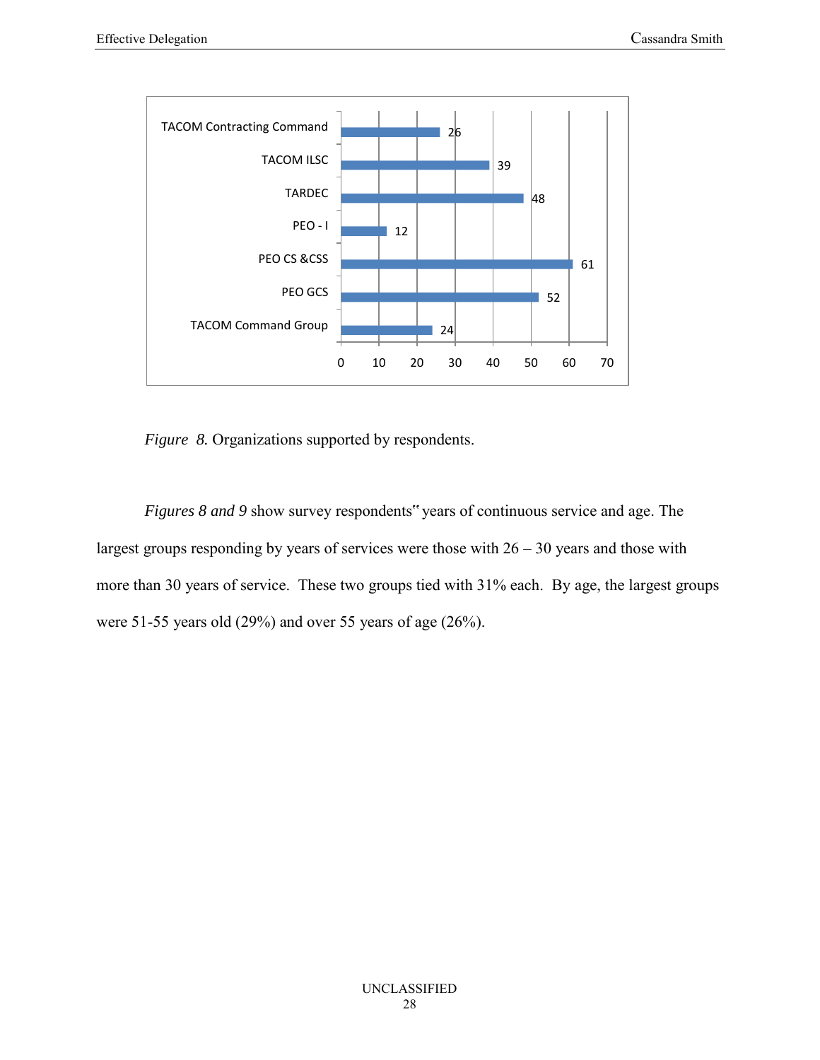| Organization | Respondents |
|---|---|
| TACOM Contracting Command | 26 |
| TACOM ILSC | 39 |
| TARDEC | 48 |
| PEO - I | 12 |
| PEO CS &CSS | 61 |
| PEO GCS | 52 |
| TACOM Command Group | 24 |

*Figure 8.* Organizations supported by respondents.

*Figures 8 and 9* show survey respondents‟ years of continuous service and age. The largest groups responding by years of services were those with 26 – 30 years and those with more than 30 years of service. These two groups tied with 31% each. By age, the largest groups were 51-55 years old (29%) and over 55 years of age (26%).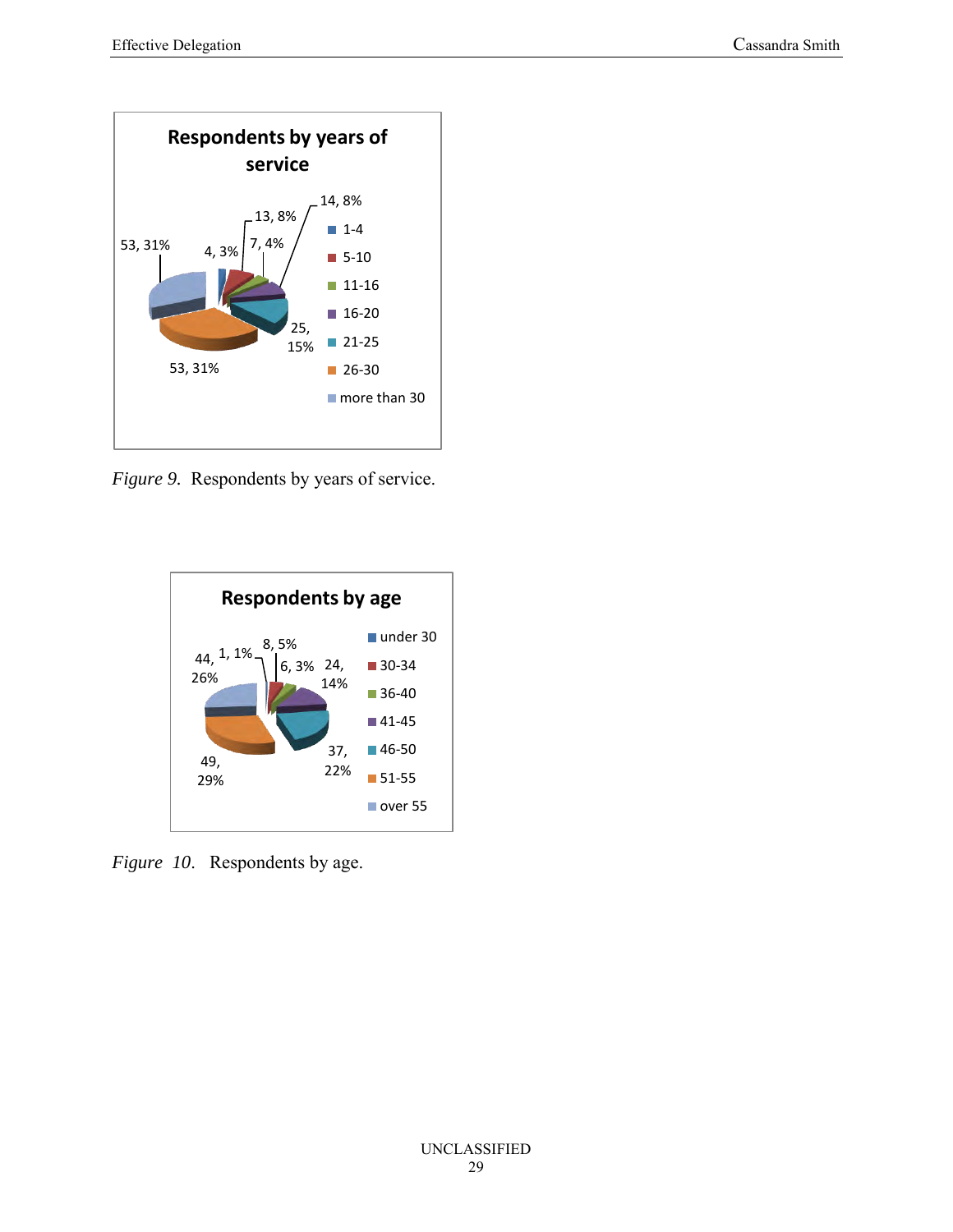**Respondents by years of service**

| Years of service | Respondents | Percent |
|---|---|---|
| 1-4 | 4 | 3% |
| 5-10 | 13 | 8% |
| 11-16 | 7 | 4% |
| 16-20 | 14 | 8% |
| 21-25 | 25 | 15% |
| 26-30 | 53 | 31% |
| more than 30 | 53 | 31% |

*Figure 9.* Respondents by years of service.

**Respondents by age**

| Age | Respondents | Percent |
|---|---|---|
| under 30 | 1 | 1% |
| 30-34 | 8 | 5% |
| 36-40 | 6 | 3% |
| 41-45 | 24 | 14% |
| 46-50 | 37 | 22% |
| 51-55 | 49 | 29% |
| over 55 | 44 | 26% |

*Figure 10.* Respondents by age.

UNCLASSIFIED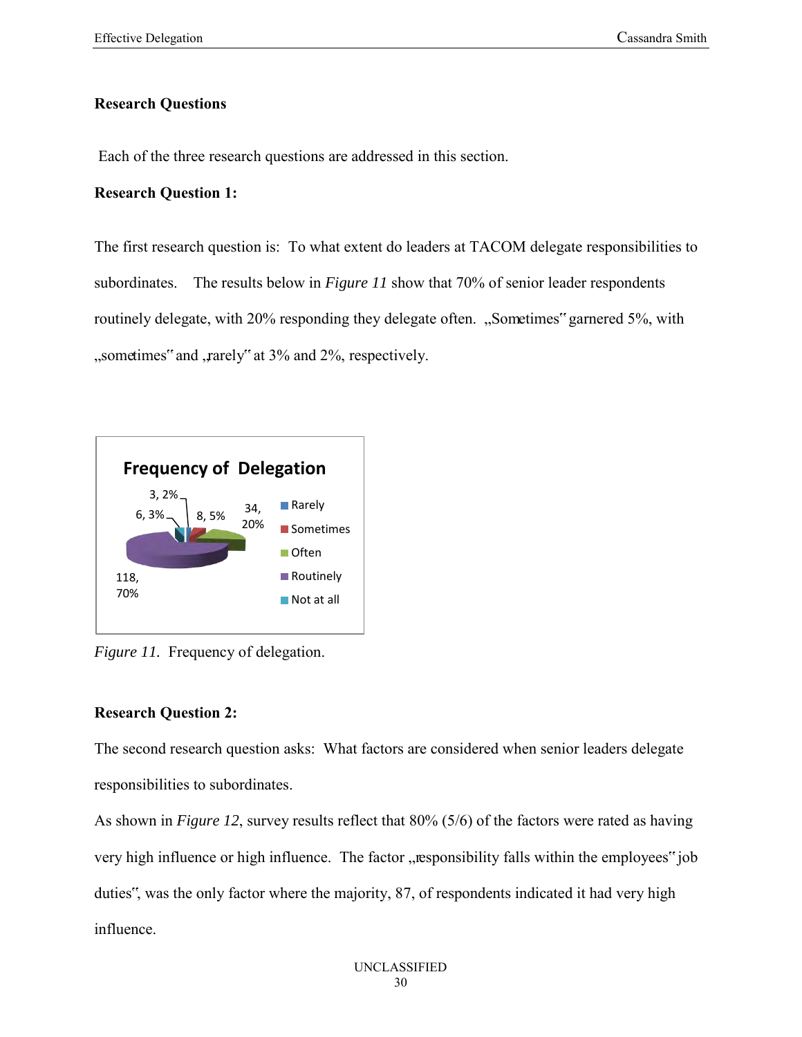## Research Questions

Each of the three research questions are addressed in this section.

### Research Question 1:

The first research question is: To what extent do leaders at TACOM delegate responsibilities to subordinates. The results below in *Figure 11* show that 70% of senior leader respondents routinely delegate, with 20% responding they delegate often. „Sometimes" garnered 5%, with „sometimes" and „rarely" at 3% and 2%, respectively.

**Frequency of Delegation**

| Response | Count | Percent |
|---|---|---|
| Rarely | 3 | 2% |
| Sometimes | 8 | 5% |
| Often | 34 | 20% |
| Routinely | 118 | 70% |
| Not at all | 6 | 3% |

*Figure 11.* Frequency of delegation.

### Research Question 2:

The second research question asks: What factors are considered when senior leaders delegate responsibilities to subordinates.

As shown in *Figure 12*, survey results reflect that 80% (5/6) of the factors were rated as having very high influence or high influence. The factor „responsibility falls within the employees" job duties", was the only factor where the majority, 87, of respondents indicated it had very high influence.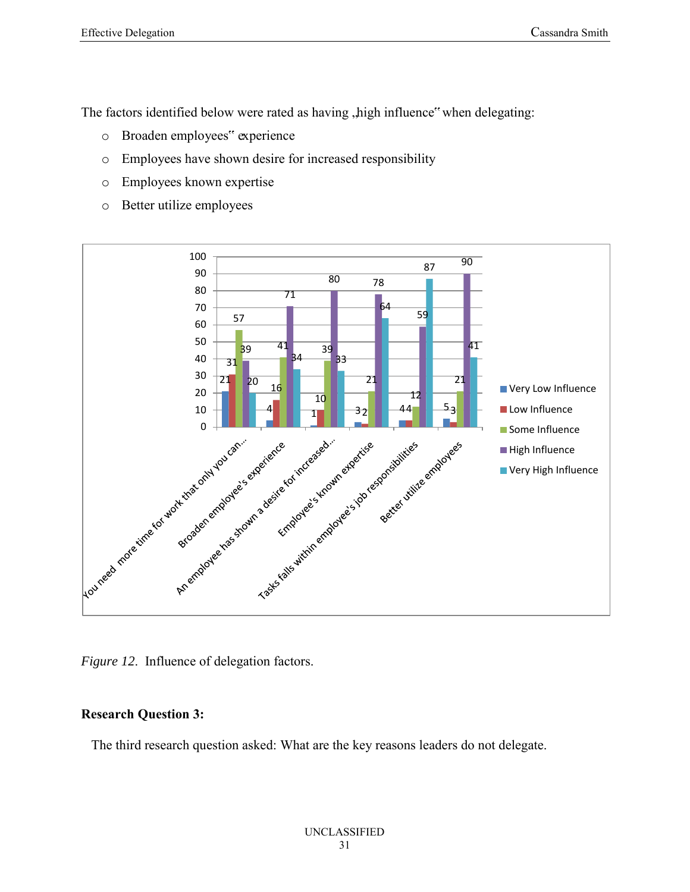The factors identified below were rated as having „high influence" when delegating:

- Broaden employees" experience
- Employees have shown desire for increased responsibility
- Employees known expertise
- Better utilize employees

| | Very Low Influence | Low Influence | Some Influence | High Influence | Very High Influence |
|---|---|---|---|---|---|
| You need more time for work that only you can... | 21 | 31 | 57 | 39 | 20 |
| Broaden employee's experience | 4 | 16 | 41 | 71 | 34 |
| An employee has shown a desire for increased... | 1 | 10 | 39 | 80 | 33 |
| Employee's known expertise | 3 | 2 | 21 | 78 | 64 |
| Tasks falls within employee's job responsibilities | 4 | 4 | 12 | 59 | 87 |
| Better utilize employees | 5 | 3 | 21 | 90 | 41 |

*Figure 12*. Influence of delegation factors.

**Research Question 3:**

The third research question asked: What are the key reasons leaders do not delegate.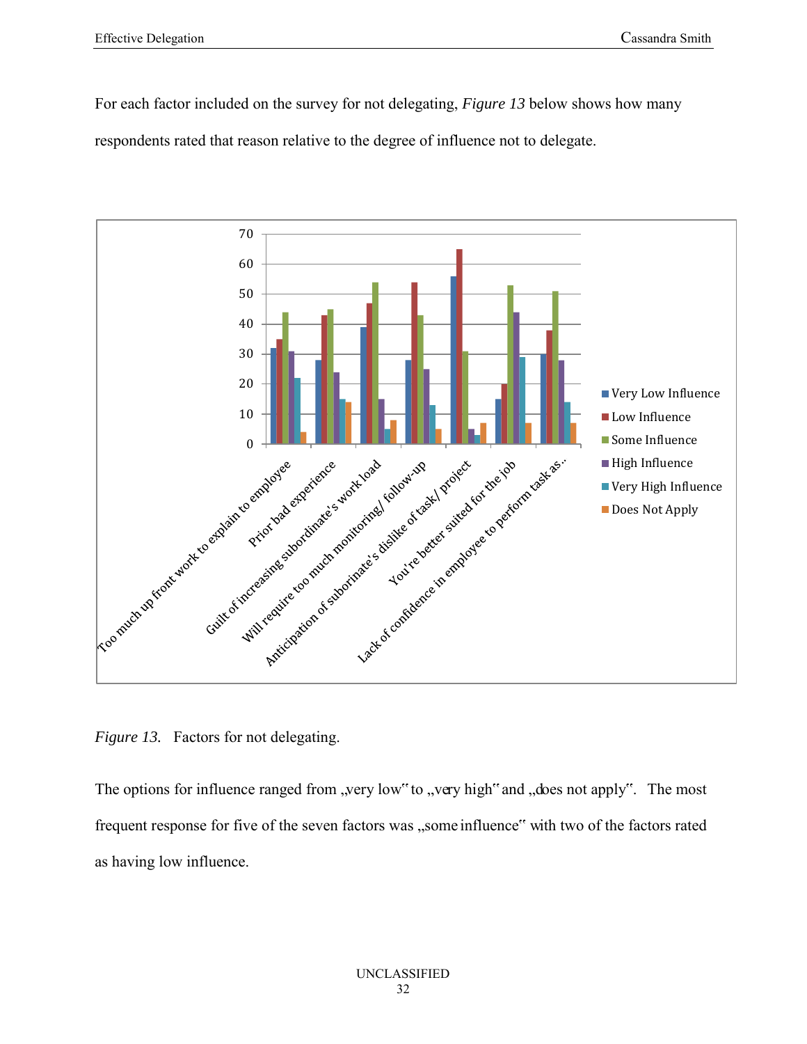For each factor included on the survey for not delegating, *Figure 13* below shows how many respondents rated that reason relative to the degree of influence not to delegate.

| Factor | Very Low Influence | Low Influence | Some Influence | High Influence | Very High Influence | Does Not Apply |
|---|---|---|---|---|---|---|
| Too much up front work to explain to employee | 32 | 35 | 44 | 31 | 22 | 4 |
| Prior bad experience | 28 | 43 | 45 | 24 | 15 | 14 |
| Guilt of increasing subordinate's work load | 39 | 47 | 54 | 15 | 5 | 8 |
| Will require too much monitoring/ follow-up | 28 | 54 | 43 | 25 | 13 | 5 |
| Anticipation of suborinate's dislike of task/ project | 56 | 65 | 31 | 5 | 3 | 7 |
| You're better suited for the job | 15 | 20 | 53 | 44 | 29 | 7 |
| Lack of confidence in employee to perform task as.. | 30 | 38 | 51 | 28 | 14 | 7 |

*Figure 13.* Factors for not delegating.

The options for influence ranged from „very low" to „very high" and „does not apply". The most frequent response for five of the seven factors was „some influence" with two of the factors rated as having low influence.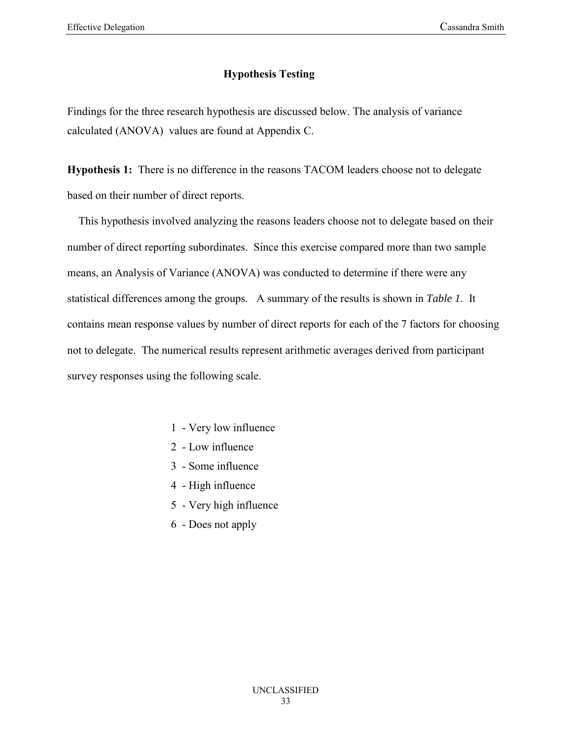## Hypothesis Testing

Findings for the three research hypothesis are discussed below. The analysis of variance calculated (ANOVA) values are found at Appendix C.

**Hypothesis 1:** There is no difference in the reasons TACOM leaders choose not to delegate based on their number of direct reports.

This hypothesis involved analyzing the reasons leaders choose not to delegate based on their number of direct reporting subordinates. Since this exercise compared more than two sample means, an Analysis of Variance (ANOVA) was conducted to determine if there were any statistical differences among the groups. A summary of the results is shown in *Table 1*. It contains mean response values by number of direct reports for each of the 7 factors for choosing not to delegate. The numerical results represent arithmetic averages derived from participant survey responses using the following scale.

1 - Very low influence
2 - Low influence
3 - Some influence
4 - High influence
5 - Very high influence
6 - Does not apply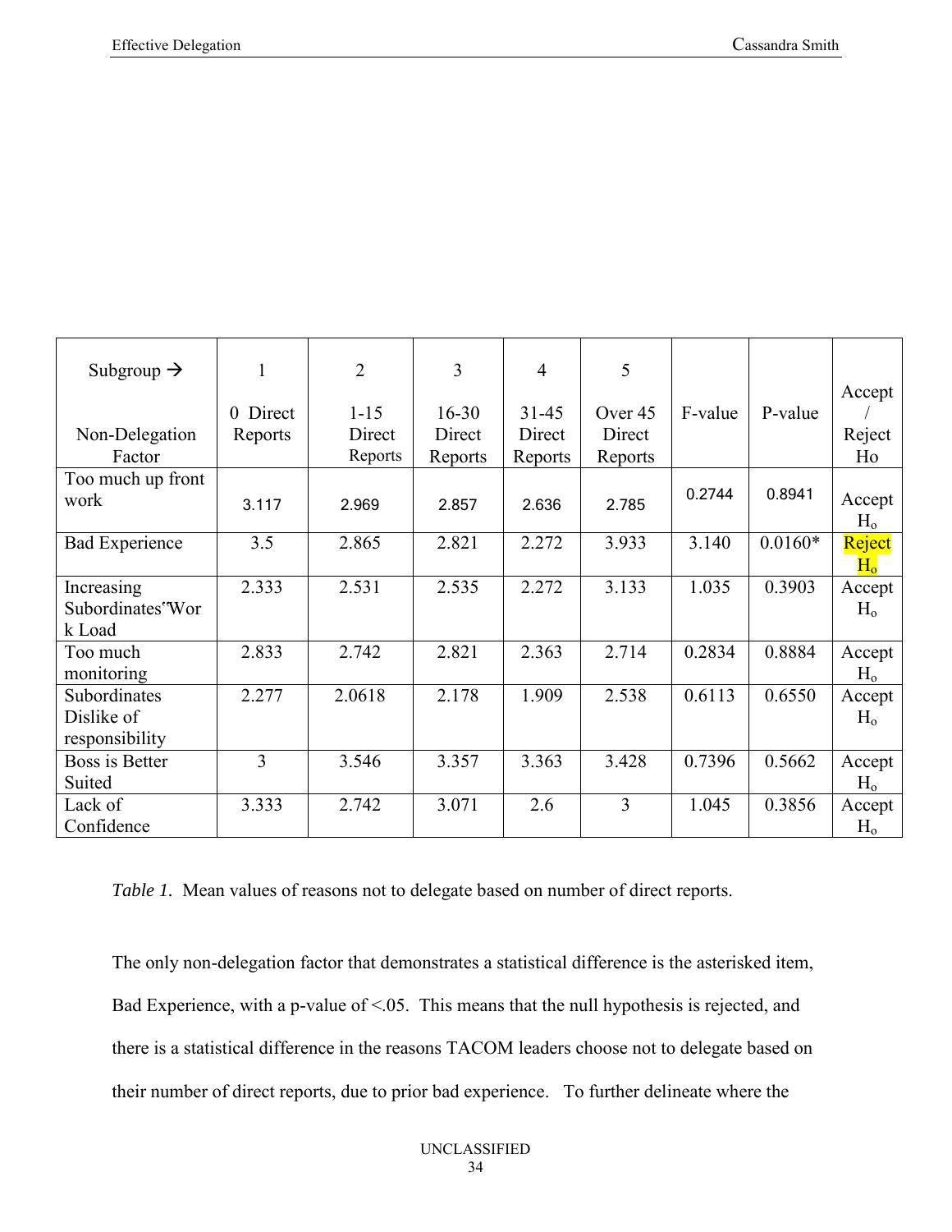| Subgroup → Non-Delegation Factor | 1 0 Direct Reports | 2 1-15 Direct Reports | 3 16-30 Direct Reports | 4 31-45 Direct Reports | 5 Over 45 Direct Reports | F-value | P-value | Accept / Reject Ho |
|---|---|---|---|---|---|---|---|---|
| Too much up front work | 3.117 | 2.969 | 2.857 | 2.636 | 2.785 | 0.2744 | 0.8941 | Accept $H_o$ |
| Bad Experience | 3.5 | 2.865 | 2.821 | 2.272 | 3.933 | 3.140 | 0.0160* | Reject $H_o$ |
| Increasing Subordinates' Work Load | 2.333 | 2.531 | 2.535 | 2.272 | 3.133 | 1.035 | 0.3903 | Accept $H_o$ |
| Too much monitoring | 2.833 | 2.742 | 2.821 | 2.363 | 2.714 | 0.2834 | 0.8884 | Accept $H_o$ |
| Subordinates Dislike of responsibility | 2.277 | 2.0618 | 2.178 | 1.909 | 2.538 | 0.6113 | 0.6550 | Accept $H_o$ |
| Boss is Better Suited | 3 | 3.546 | 3.357 | 3.363 | 3.428 | 0.7396 | 0.5662 | Accept $H_o$ |
| Lack of Confidence | 3.333 | 2.742 | 3.071 | 2.6 | 3 | 1.045 | 0.3856 | Accept $H_o$ |

*Table 1.* Mean values of reasons not to delegate based on number of direct reports.

The only non-delegation factor that demonstrates a statistical difference is the asterisked item, Bad Experience, with a p-value of <.05. This means that the null hypothesis is rejected, and there is a statistical difference in the reasons TACOM leaders choose not to delegate based on their number of direct reports, due to prior bad experience. To further delineate where the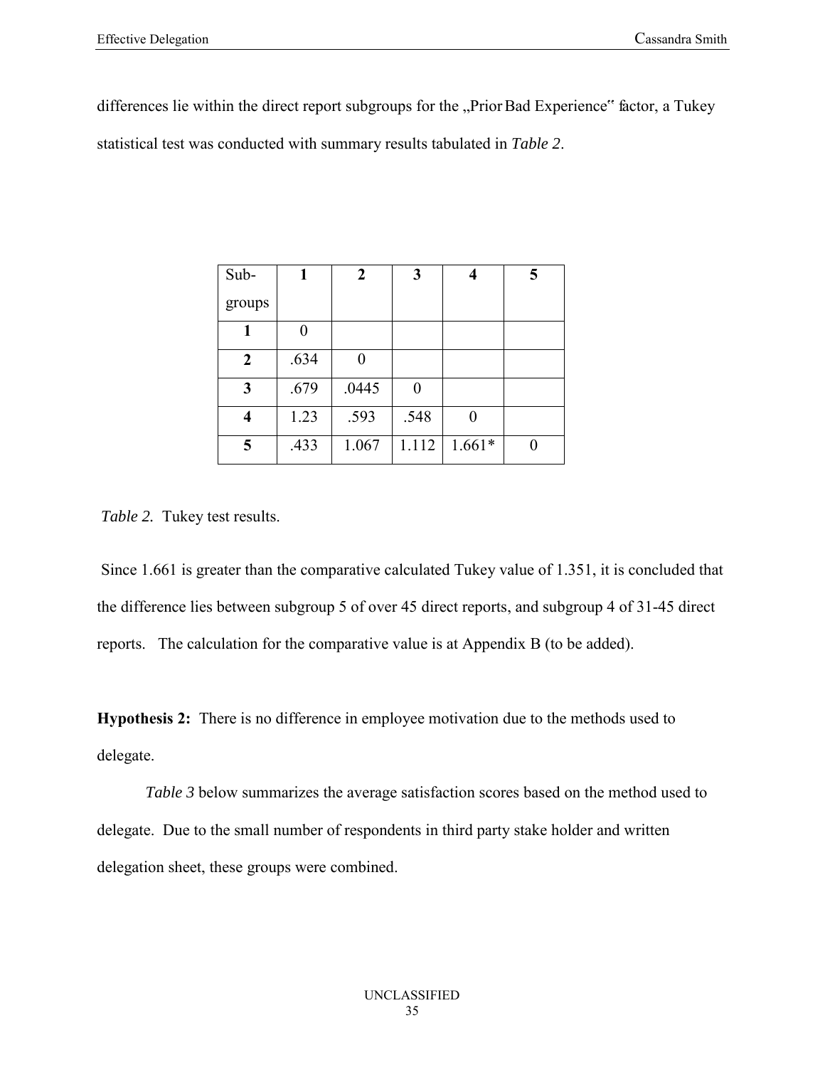differences lie within the direct report subgroups for the „Prior Bad Experience" factor, a Tukey statistical test was conducted with summary results tabulated in *Table 2*.

| Sub-groups | **1** | **2** | **3** | **4** | **5** |
|---|---|---|---|---|---|
| **1** | 0 | | | | |
| **2** | .634 | 0 | | | |
| **3** | .679 | .0445 | 0 | | |
| **4** | 1.23 | .593 | .548 | 0 | |
| **5** | .433 | 1.067 | 1.112 | 1.661* | 0 |

*Table 2.* Tukey test results.

Since 1.661 is greater than the comparative calculated Tukey value of 1.351, it is concluded that the difference lies between subgroup 5 of over 45 direct reports, and subgroup 4 of 31-45 direct reports. The calculation for the comparative value is at Appendix B (to be added).

**Hypothesis 2:** There is no difference in employee motivation due to the methods used to delegate.

*Table 3* below summarizes the average satisfaction scores based on the method used to delegate. Due to the small number of respondents in third party stake holder and written delegation sheet, these groups were combined.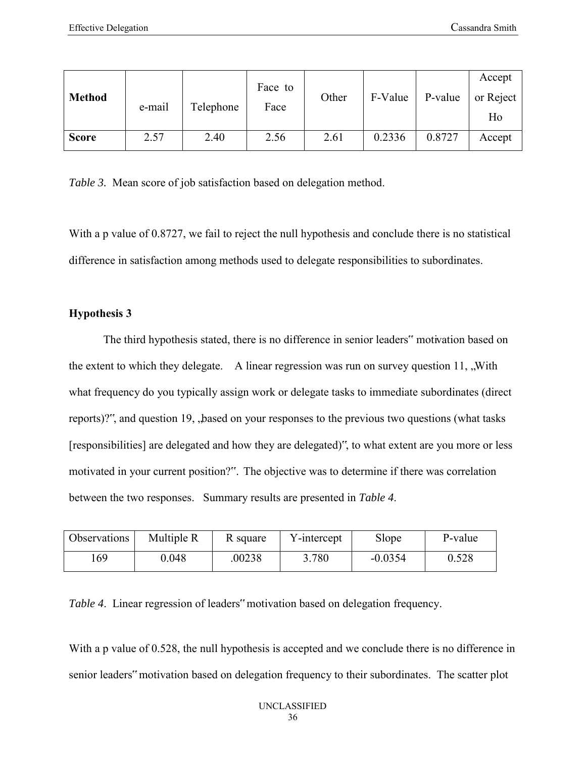| **Method** | e-mail | Telephone | Face to Face | Other | F-Value | P-value | Accept or Reject Ho |
|---|---|---|---|---|---|---|---|
| **Score** | 2.57 | 2.40 | 2.56 | 2.61 | 0.2336 | 0.8727 | Accept |

*Table 3.* Mean score of job satisfaction based on delegation method.

With a p value of 0.8727, we fail to reject the null hypothesis and conclude there is no statistical difference in satisfaction among methods used to delegate responsibilities to subordinates.

**Hypothesis 3**

The third hypothesis stated, there is no difference in senior leaders" motivation based on the extent to which they delegate. A linear regression was run on survey question 11, „With what frequency do you typically assign work or delegate tasks to immediate subordinates (direct reports)?", and question 19, „based on your responses to the previous two questions (what tasks [responsibilities] are delegated and how they are delegated)", to what extent are you more or less motivated in your current position?". The objective was to determine if there was correlation between the two responses. Summary results are presented in *Table 4*.

| Observations | Multiple R | R square | Y-intercept | Slope | P-value |
|---|---|---|---|---|---|
| 169 | 0.048 | .00238 | 3.780 | -0.0354 | 0.528 |

*Table 4*. Linear regression of leaders" motivation based on delegation frequency.

With a p value of 0.528, the null hypothesis is accepted and we conclude there is no difference in senior leaders" motivation based on delegation frequency to their subordinates. The scatter plot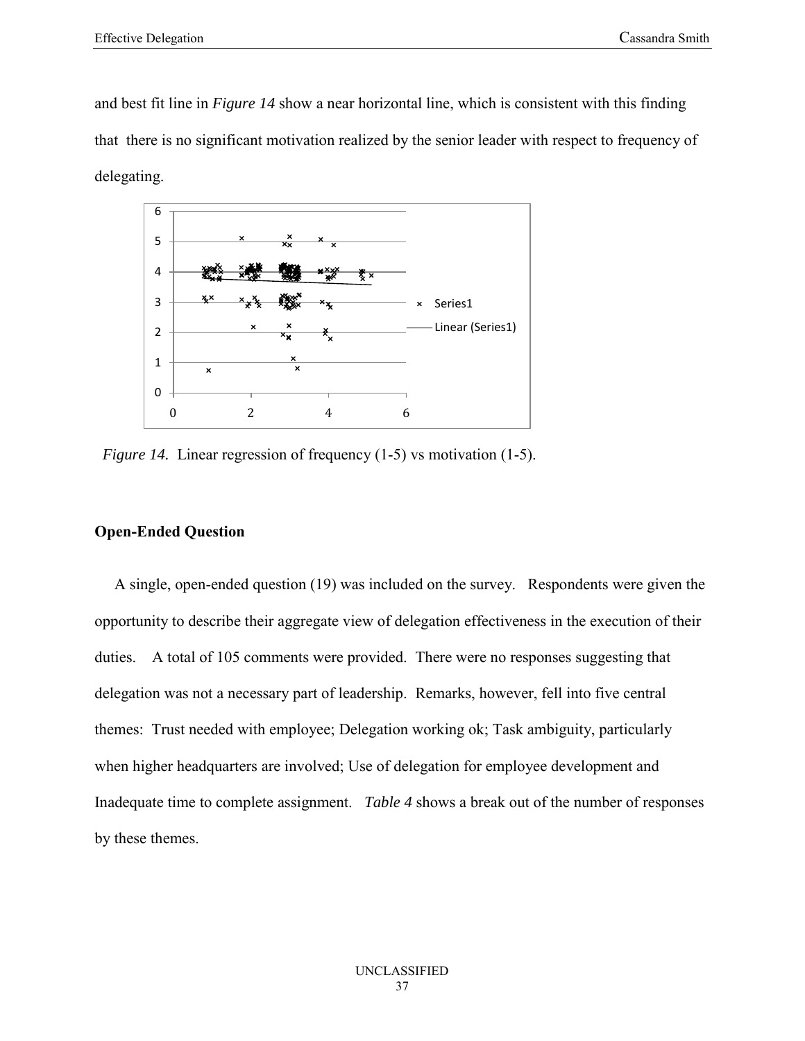and best fit line in *Figure 14* show a near horizontal line, which is consistent with this finding that there is no significant motivation realized by the senior leader with respect to frequency of delegating.

*Figure 14.* Linear regression of frequency (1-5) vs motivation (1-5).

## Open-Ended Question

A single, open-ended question (19) was included on the survey. Respondents were given the opportunity to describe their aggregate view of delegation effectiveness in the execution of their duties. A total of 105 comments were provided. There were no responses suggesting that delegation was not a necessary part of leadership. Remarks, however, fell into five central themes: Trust needed with employee; Delegation working ok; Task ambiguity, particularly when higher headquarters are involved; Use of delegation for employee development and Inadequate time to complete assignment. *Table 4* shows a break out of the number of responses by these themes.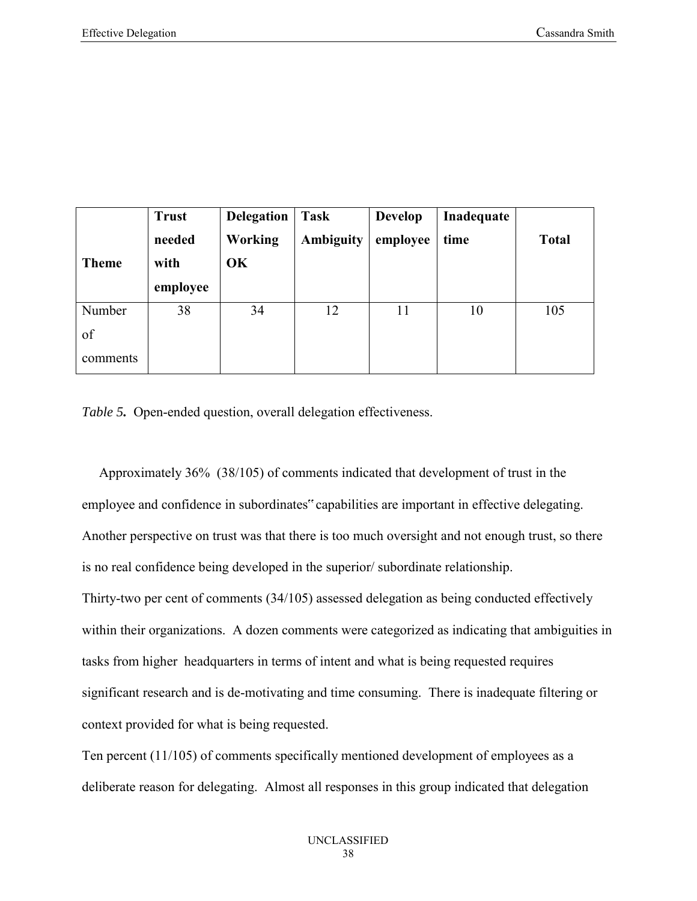| Theme | Trust needed with employee | Delegation Working OK | Task Ambiguity | Develop employee | Inadequate time | Total |
|---|---|---|---|---|---|---|
| Number of comments | 38 | 34 | 12 | 11 | 10 | 105 |

*Table 5.* Open-ended question, overall delegation effectiveness.

Approximately 36% (38/105) of comments indicated that development of trust in the employee and confidence in subordinates‟ capabilities are important in effective delegating. Another perspective on trust was that there is too much oversight and not enough trust, so there is no real confidence being developed in the superior/ subordinate relationship.

Thirty-two per cent of comments (34/105) assessed delegation as being conducted effectively within their organizations. A dozen comments were categorized as indicating that ambiguities in tasks from higher headquarters in terms of intent and what is being requested requires significant research and is de-motivating and time consuming. There is inadequate filtering or context provided for what is being requested.

Ten percent (11/105) of comments specifically mentioned development of employees as a deliberate reason for delegating. Almost all responses in this group indicated that delegation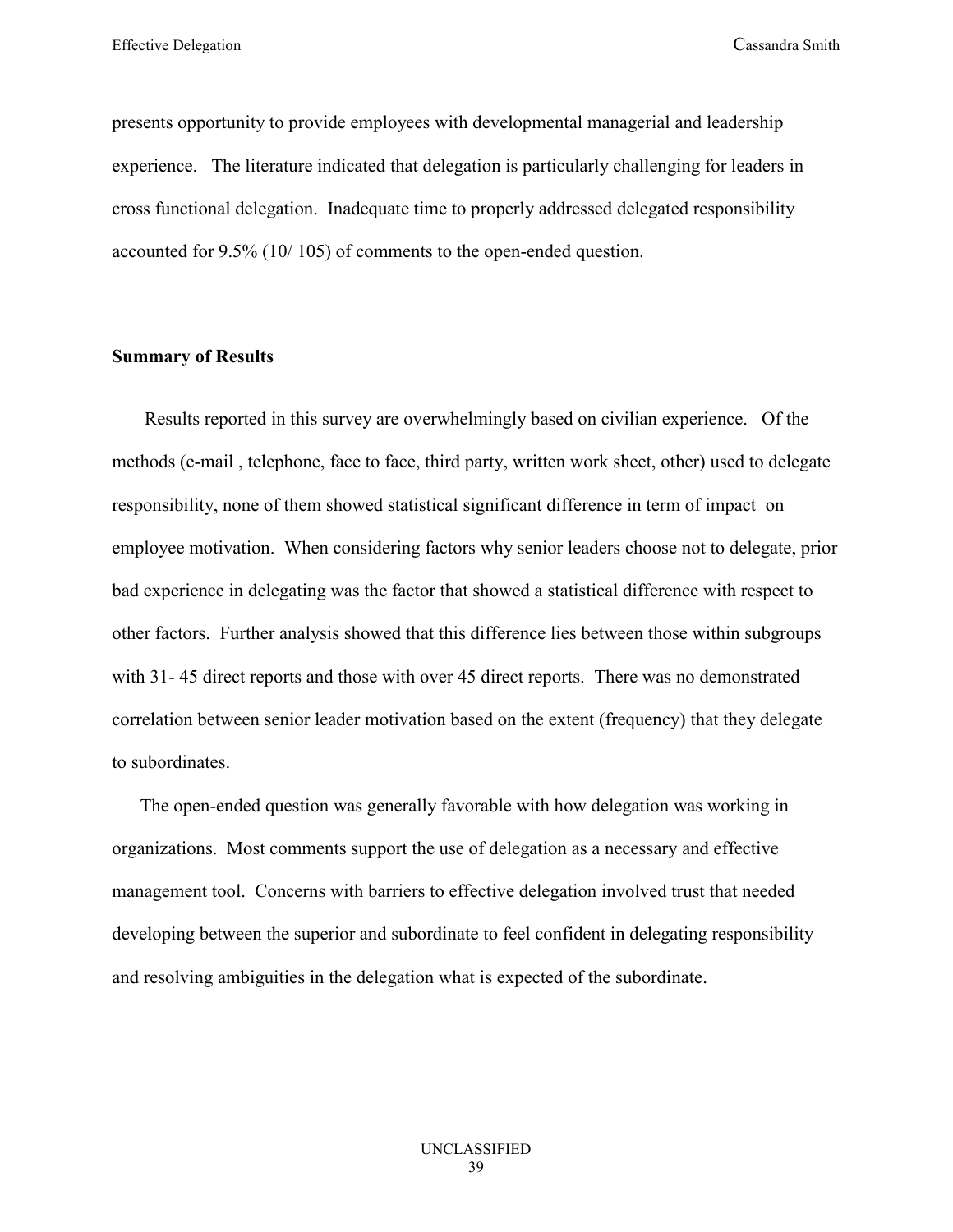presents opportunity to provide employees with developmental managerial and leadership experience. The literature indicated that delegation is particularly challenging for leaders in cross functional delegation. Inadequate time to properly addressed delegated responsibility accounted for 9.5% (10/ 105) of comments to the open-ended question.

**Summary of Results**

Results reported in this survey are overwhelmingly based on civilian experience. Of the methods (e-mail , telephone, face to face, third party, written work sheet, other) used to delegate responsibility, none of them showed statistical significant difference in term of impact on employee motivation. When considering factors why senior leaders choose not to delegate, prior bad experience in delegating was the factor that showed a statistical difference with respect to other factors. Further analysis showed that this difference lies between those within subgroups with 31- 45 direct reports and those with over 45 direct reports. There was no demonstrated correlation between senior leader motivation based on the extent (frequency) that they delegate to subordinates.

The open-ended question was generally favorable with how delegation was working in organizations. Most comments support the use of delegation as a necessary and effective management tool. Concerns with barriers to effective delegation involved trust that needed developing between the superior and subordinate to feel confident in delegating responsibility and resolving ambiguities in the delegation what is expected of the subordinate.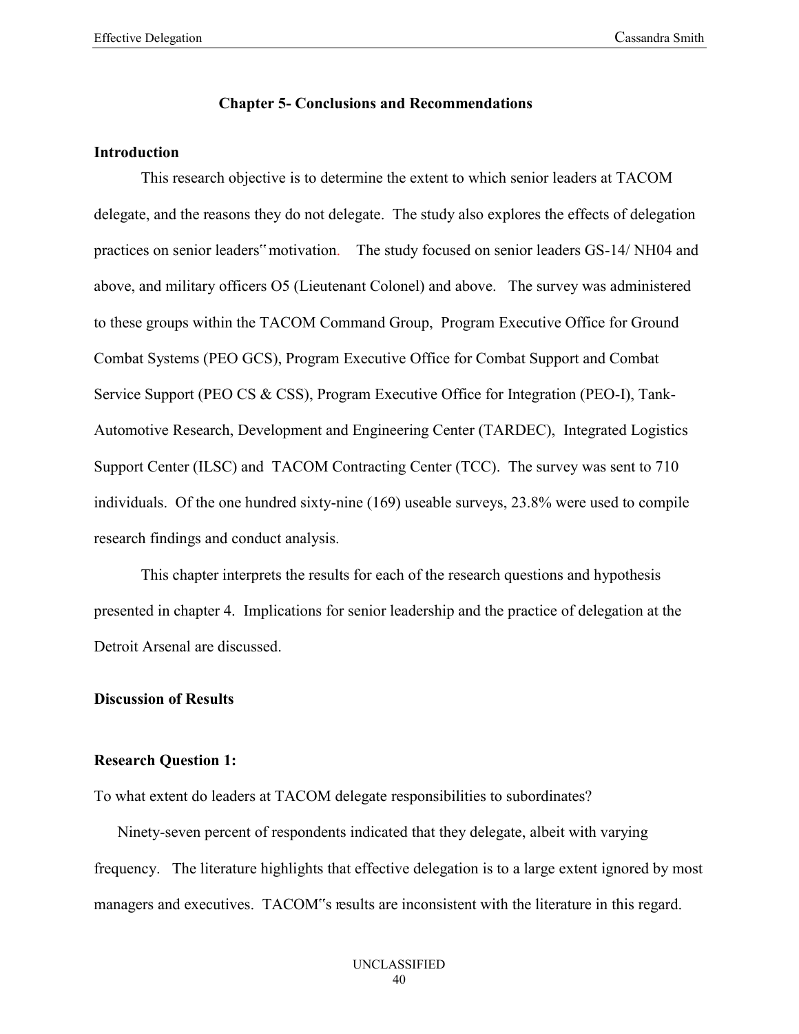## Chapter 5- Conclusions and Recommendations

### Introduction

This research objective is to determine the extent to which senior leaders at TACOM delegate, and the reasons they do not delegate. The study also explores the effects of delegation practices on senior leaders‟ motivation. The study focused on senior leaders GS-14/ NH04 and above, and military officers O5 (Lieutenant Colonel) and above. The survey was administered to these groups within the TACOM Command Group, Program Executive Office for Ground Combat Systems (PEO GCS), Program Executive Office for Combat Support and Combat Service Support (PEO CS & CSS), Program Executive Office for Integration (PEO-I), Tank-Automotive Research, Development and Engineering Center (TARDEC), Integrated Logistics Support Center (ILSC) and TACOM Contracting Center (TCC). The survey was sent to 710 individuals. Of the one hundred sixty-nine (169) useable surveys, 23.8% were used to compile research findings and conduct analysis.

This chapter interprets the results for each of the research questions and hypothesis presented in chapter 4. Implications for senior leadership and the practice of delegation at the Detroit Arsenal are discussed.

### Discussion of Results

### Research Question 1:

To what extent do leaders at TACOM delegate responsibilities to subordinates?

Ninety-seven percent of respondents indicated that they delegate, albeit with varying frequency. The literature highlights that effective delegation is to a large extent ignored by most managers and executives. TACOM‟s results are inconsistent with the literature in this regard.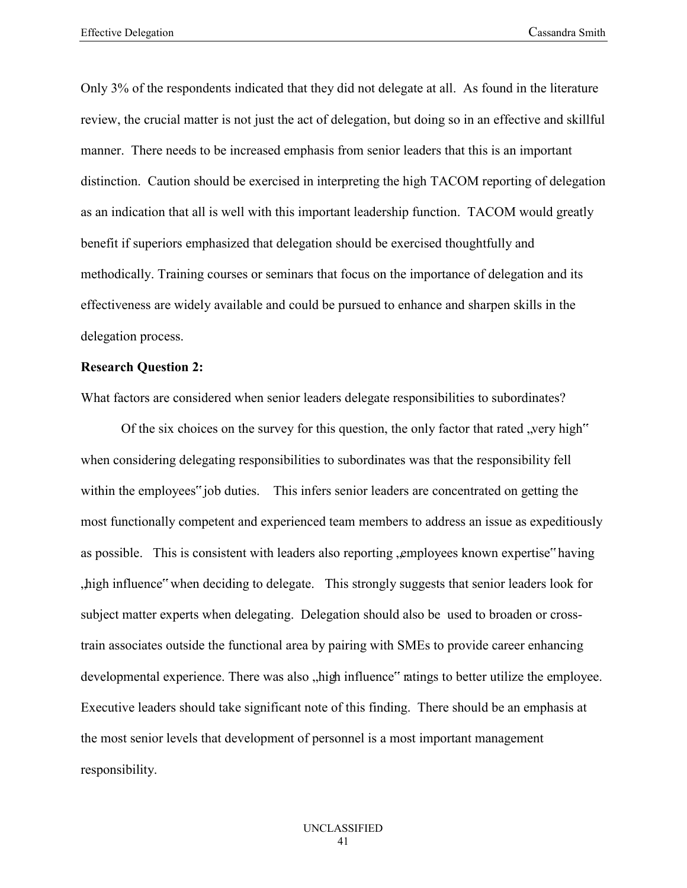Only 3% of the respondents indicated that they did not delegate at all. As found in the literature review, the crucial matter is not just the act of delegation, but doing so in an effective and skillful manner. There needs to be increased emphasis from senior leaders that this is an important distinction. Caution should be exercised in interpreting the high TACOM reporting of delegation as an indication that all is well with this important leadership function. TACOM would greatly benefit if superiors emphasized that delegation should be exercised thoughtfully and methodically. Training courses or seminars that focus on the importance of delegation and its effectiveness are widely available and could be pursued to enhance and sharpen skills in the delegation process.

**Research Question 2:**

What factors are considered when senior leaders delegate responsibilities to subordinates?

Of the six choices on the survey for this question, the only factor that rated „very high" when considering delegating responsibilities to subordinates was that the responsibility fell within the employees" job duties. This infers senior leaders are concentrated on getting the most functionally competent and experienced team members to address an issue as expeditiously as possible. This is consistent with leaders also reporting „employees known expertise" having „high influence" when deciding to delegate. This strongly suggests that senior leaders look for subject matter experts when delegating. Delegation should also be used to broaden or cross-train associates outside the functional area by pairing with SMEs to provide career enhancing developmental experience. There was also „high influence" ratings to better utilize the employee. Executive leaders should take significant note of this finding. There should be an emphasis at the most senior levels that development of personnel is a most important management responsibility.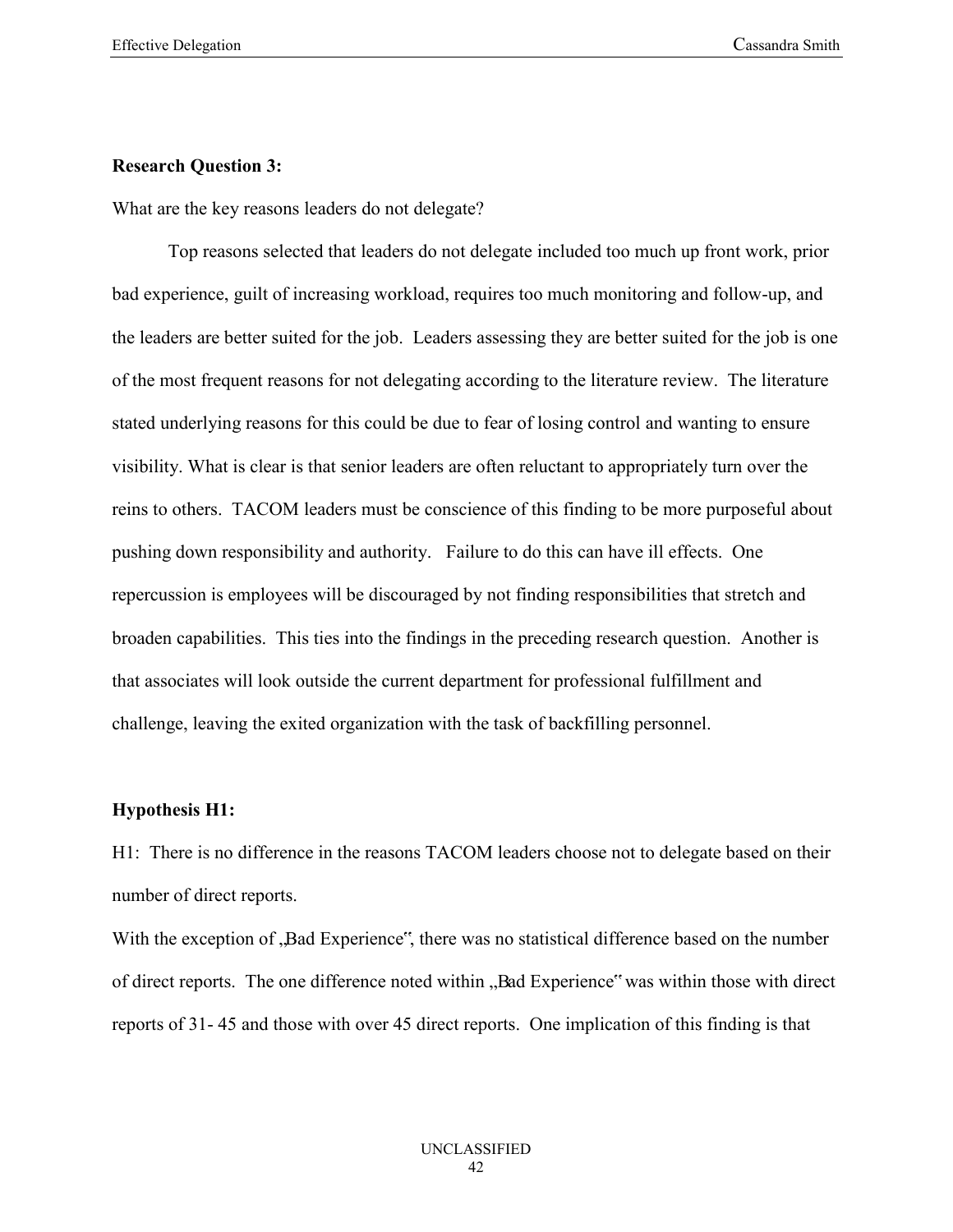**Research Question 3:**

What are the key reasons leaders do not delegate?

Top reasons selected that leaders do not delegate included too much up front work, prior bad experience, guilt of increasing workload, requires too much monitoring and follow-up, and the leaders are better suited for the job. Leaders assessing they are better suited for the job is one of the most frequent reasons for not delegating according to the literature review. The literature stated underlying reasons for this could be due to fear of losing control and wanting to ensure visibility. What is clear is that senior leaders are often reluctant to appropriately turn over the reins to others. TACOM leaders must be conscience of this finding to be more purposeful about pushing down responsibility and authority. Failure to do this can have ill effects. One repercussion is employees will be discouraged by not finding responsibilities that stretch and broaden capabilities. This ties into the findings in the preceding research question. Another is that associates will look outside the current department for professional fulfillment and challenge, leaving the exited organization with the task of backfilling personnel.

**Hypothesis H1:**

H1: There is no difference in the reasons TACOM leaders choose not to delegate based on their number of direct reports.

With the exception of „Bad Experience", there was no statistical difference based on the number of direct reports. The one difference noted within „Bad Experience" was within those with direct reports of 31- 45 and those with over 45 direct reports. One implication of this finding is that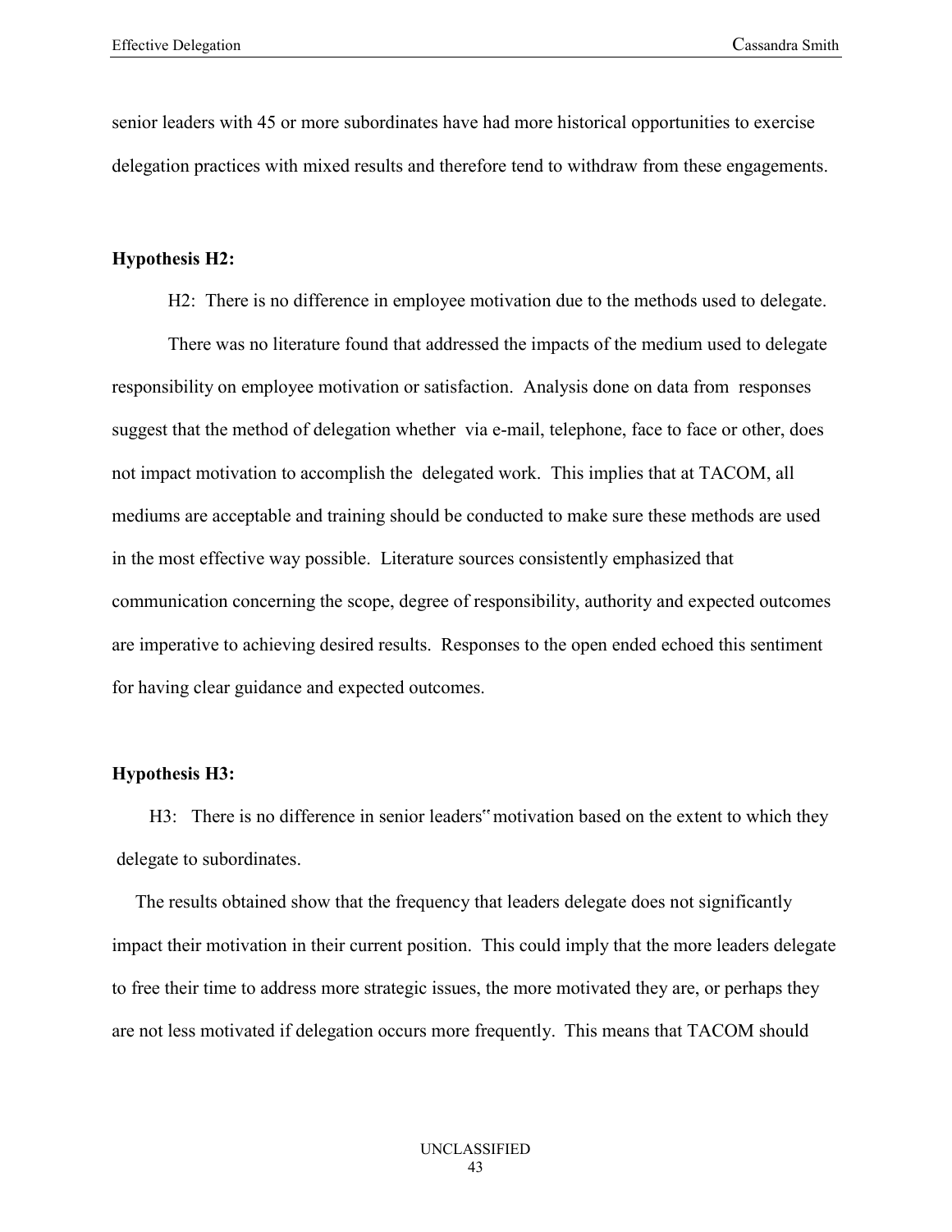senior leaders with 45 or more subordinates have had more historical opportunities to exercise delegation practices with mixed results and therefore tend to withdraw from these engagements.

**Hypothesis H2:**

H2: There is no difference in employee motivation due to the methods used to delegate.

There was no literature found that addressed the impacts of the medium used to delegate responsibility on employee motivation or satisfaction. Analysis done on data from responses suggest that the method of delegation whether via e-mail, telephone, face to face or other, does not impact motivation to accomplish the delegated work. This implies that at TACOM, all mediums are acceptable and training should be conducted to make sure these methods are used in the most effective way possible. Literature sources consistently emphasized that communication concerning the scope, degree of responsibility, authority and expected outcomes are imperative to achieving desired results. Responses to the open ended echoed this sentiment for having clear guidance and expected outcomes.

**Hypothesis H3:**

H3: There is no difference in senior leaders" motivation based on the extent to which they delegate to subordinates.

The results obtained show that the frequency that leaders delegate does not significantly impact their motivation in their current position. This could imply that the more leaders delegate to free their time to address more strategic issues, the more motivated they are, or perhaps they are not less motivated if delegation occurs more frequently. This means that TACOM should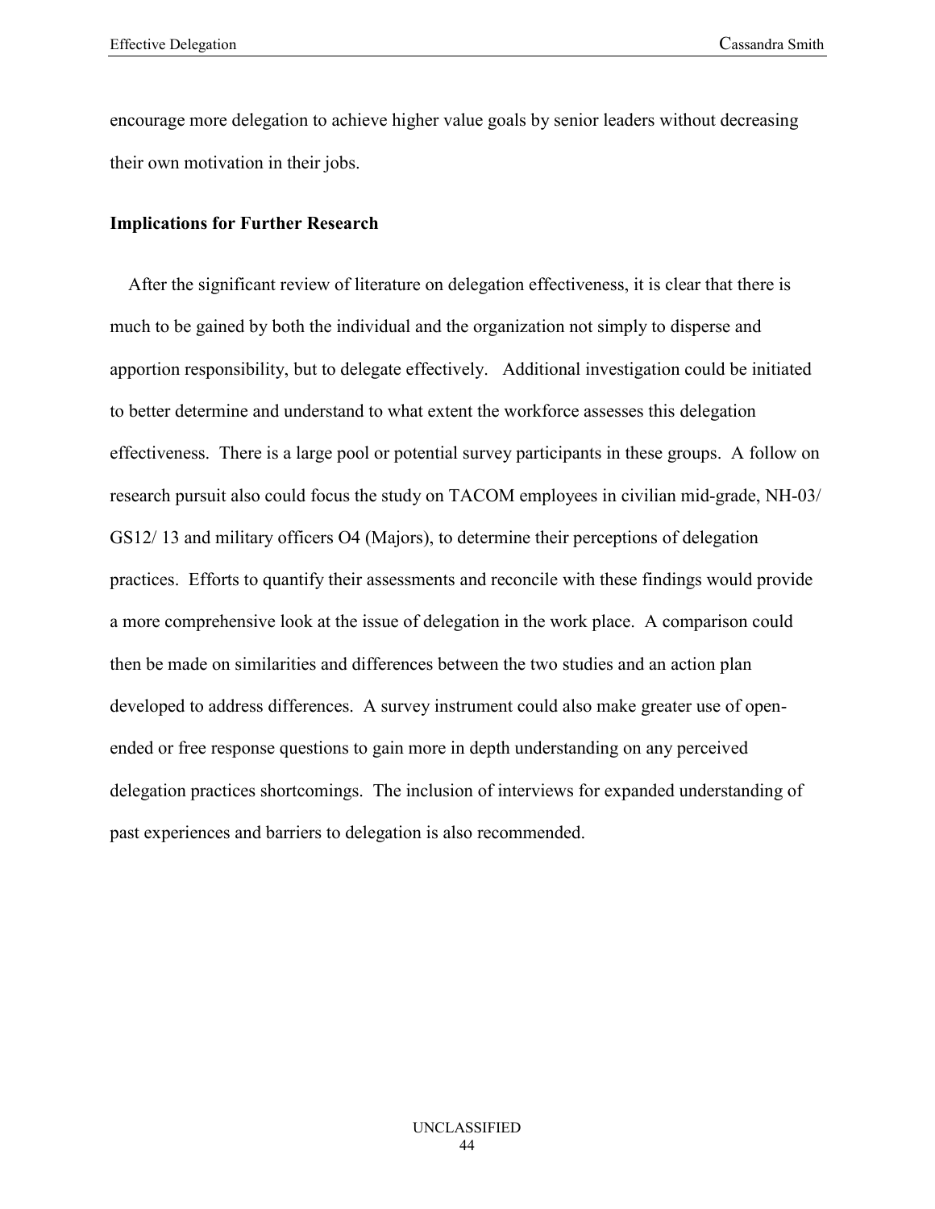encourage more delegation to achieve higher value goals by senior leaders without decreasing their own motivation in their jobs.

**Implications for Further Research**

After the significant review of literature on delegation effectiveness, it is clear that there is much to be gained by both the individual and the organization not simply to disperse and apportion responsibility, but to delegate effectively. Additional investigation could be initiated to better determine and understand to what extent the workforce assesses this delegation effectiveness. There is a large pool or potential survey participants in these groups. A follow on research pursuit also could focus the study on TACOM employees in civilian mid-grade, NH-03/ GS12/ 13 and military officers O4 (Majors), to determine their perceptions of delegation practices. Efforts to quantify their assessments and reconcile with these findings would provide a more comprehensive look at the issue of delegation in the work place. A comparison could then be made on similarities and differences between the two studies and an action plan developed to address differences. A survey instrument could also make greater use of open-ended or free response questions to gain more in depth understanding on any perceived delegation practices shortcomings. The inclusion of interviews for expanded understanding of past experiences and barriers to delegation is also recommended.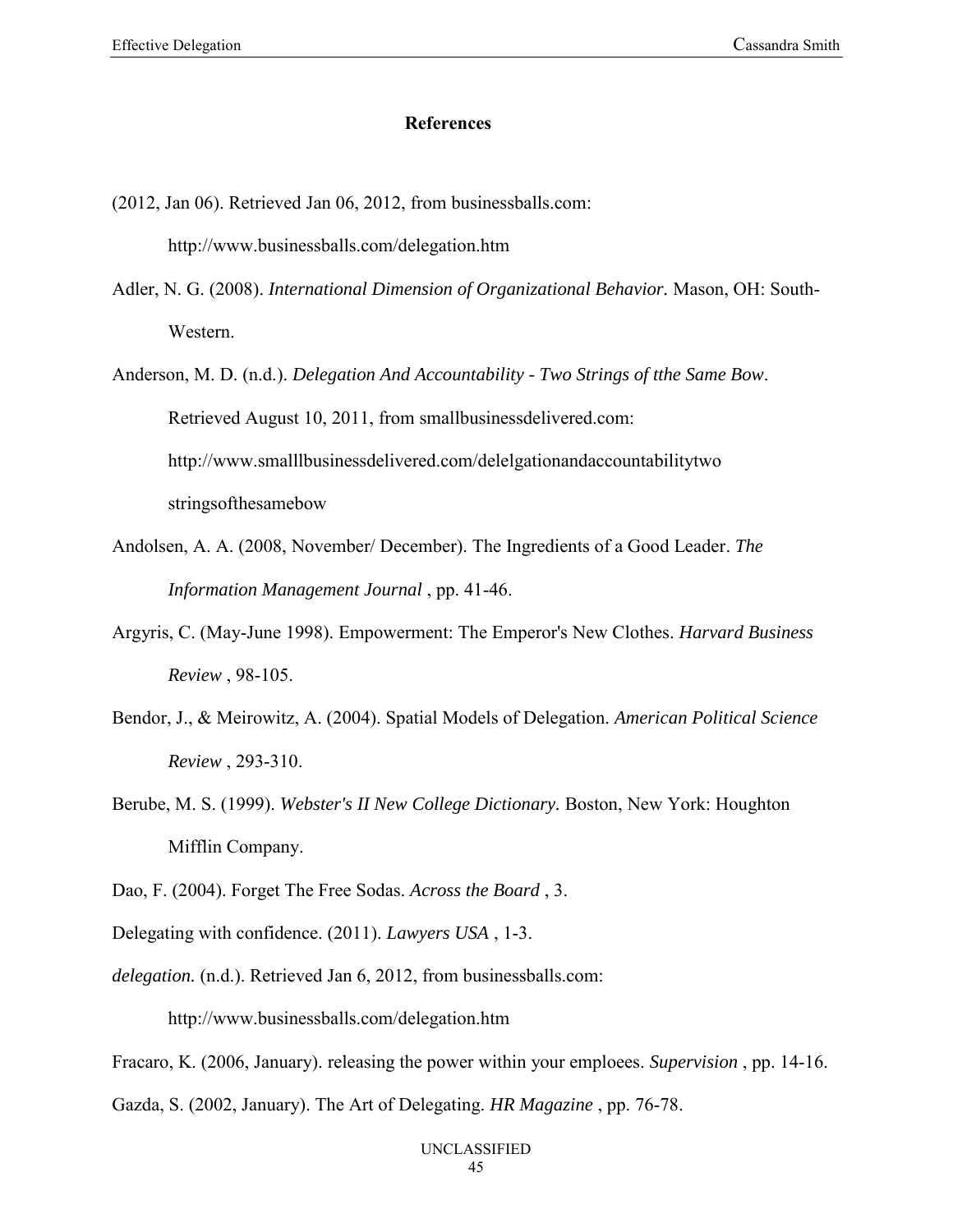## References

(2012, Jan 06). Retrieved Jan 06, 2012, from businessballs.com: http://www.businessballs.com/delegation.htm

Adler, N. G. (2008). *International Dimension of Organizational Behavior.* Mason, OH: South-Western.

Anderson, M. D. (n.d.). *Delegation And Accountability - Two Strings of tthe Same Bow*. Retrieved August 10, 2011, from smallbusinessdelivered.com: http://www.smalllbusinessdelivered.com/delelgationandaccountabilitytwo stringsofthesamebow

Andolsen, A. A. (2008, November/ December). The Ingredients of a Good Leader. *The Information Management Journal* , pp. 41-46.

Argyris, C. (May-June 1998). Empowerment: The Emperor's New Clothes. *Harvard Business Review* , 98-105.

Bendor, J., & Meirowitz, A. (2004). Spatial Models of Delegation. *American Political Science Review* , 293-310.

Berube, M. S. (1999). *Webster's II New College Dictionary.* Boston, New York: Houghton Mifflin Company.

Dao, F. (2004). Forget The Free Sodas. *Across the Board* , 3.

Delegating with confidence. (2011). *Lawyers USA* , 1-3.

*delegation.* (n.d.). Retrieved Jan 6, 2012, from businessballs.com: http://www.businessballs.com/delegation.htm

Fracaro, K. (2006, January). releasing the power within your emploees. *Supervision* , pp. 14-16.

Gazda, S. (2002, January). The Art of Delegating. *HR Magazine* , pp. 76-78.

UNCLASSIFIED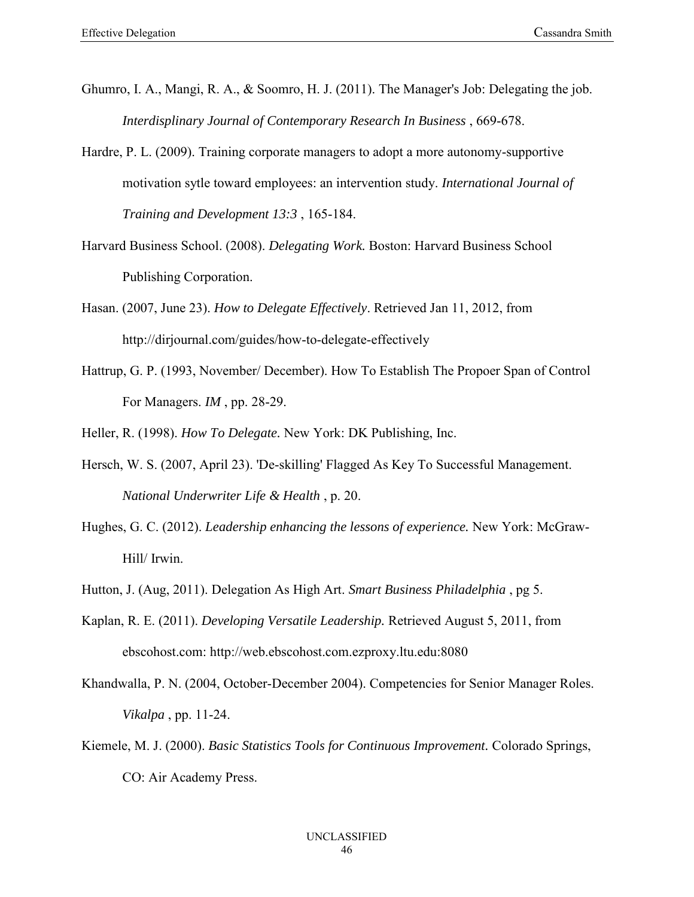Ghumro, I. A., Mangi, R. A., & Soomro, H. J. (2011). The Manager's Job: Delegating the job. *Interdisplinary Journal of Contemporary Research In Business* , 669-678.

Hardre, P. L. (2009). Training corporate managers to adopt a more autonomy-supportive motivation sytle toward employees: an intervention study. *International Journal of Training and Development 13:3* , 165-184.

Harvard Business School. (2008). *Delegating Work.* Boston: Harvard Business School Publishing Corporation.

Hasan. (2007, June 23). *How to Delegate Effectively*. Retrieved Jan 11, 2012, from http://dirjournal.com/guides/how-to-delegate-effectively

Hattrup, G. P. (1993, November/ December). How To Establish The Propoer Span of Control For Managers. *IM* , pp. 28-29.

Heller, R. (1998). *How To Delegate.* New York: DK Publishing, Inc.

Hersch, W. S. (2007, April 23). 'De-skilling' Flagged As Key To Successful Management. *National Underwriter Life & Health* , p. 20.

Hughes, G. C. (2012). *Leadership enhancing the lessons of experience.* New York: McGraw-Hill/ Irwin.

Hutton, J. (Aug, 2011). Delegation As High Art. *Smart Business Philadelphia* , pg 5.

Kaplan, R. E. (2011). *Developing Versatile Leadership.* Retrieved August 5, 2011, from ebscohost.com: http://web.ebscohost.com.ezproxy.ltu.edu:8080

Khandwalla, P. N. (2004, October-December 2004). Competencies for Senior Manager Roles. *Vikalpa* , pp. 11-24.

Kiemele, M. J. (2000). *Basic Statistics Tools for Continuous Improvement.* Colorado Springs, CO: Air Academy Press.

UNCLASSIFIED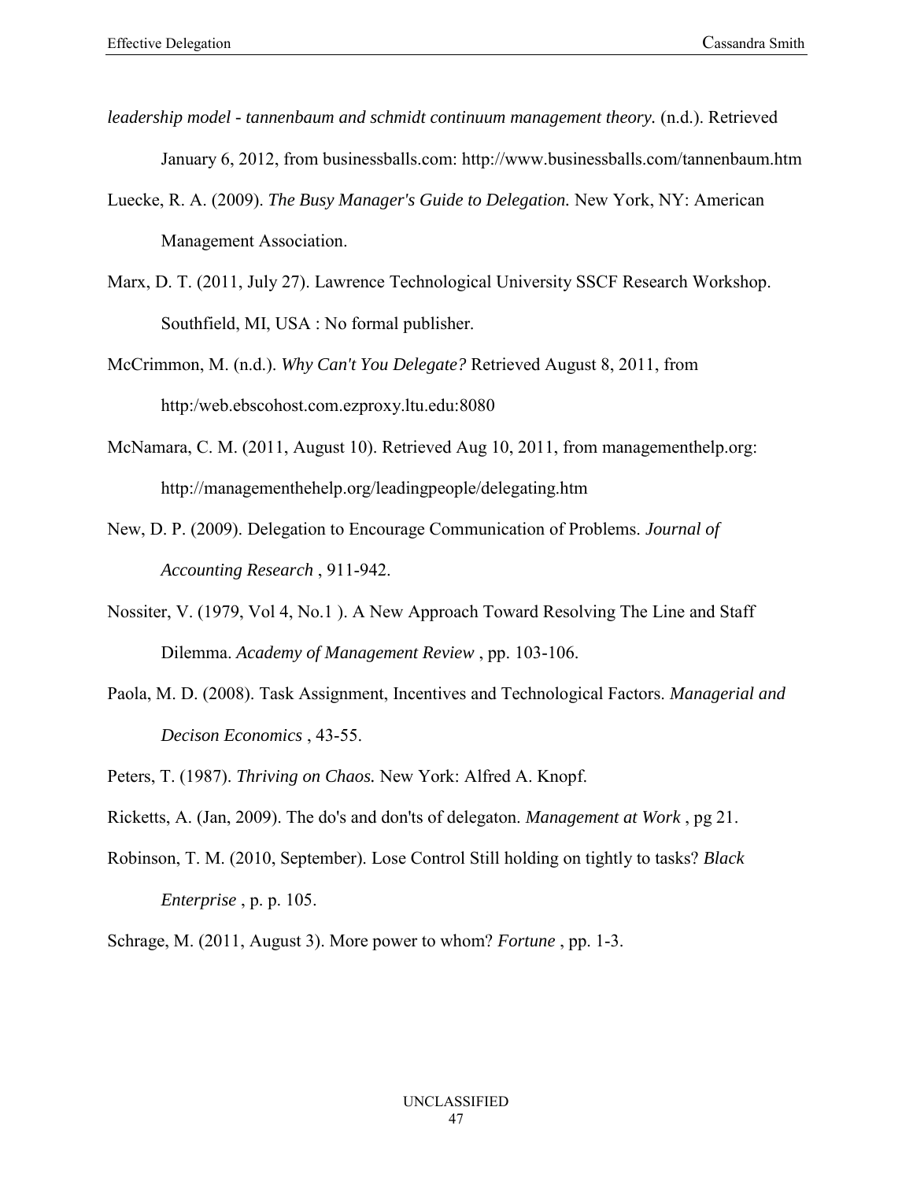*leadership model - tannenbaum and schmidt continuum management theory.* (n.d.). Retrieved January 6, 2012, from businessballs.com: http://www.businessballs.com/tannenbaum.htm

Luecke, R. A. (2009). *The Busy Manager's Guide to Delegation.* New York, NY: American Management Association.

Marx, D. T. (2011, July 27). Lawrence Technological University SSCF Research Workshop. Southfield, MI, USA : No formal publisher.

McCrimmon, M. (n.d.). *Why Can't You Delegate?* Retrieved August 8, 2011, from http:/web.ebscohost.com.ezproxy.ltu.edu:8080

McNamara, C. M. (2011, August 10). Retrieved Aug 10, 2011, from managementhelp.org: http://managementhehelp.org/leadingpeople/delegating.htm

New, D. P. (2009). Delegation to Encourage Communication of Problems. *Journal of Accounting Research* , 911-942.

Nossiter, V. (1979, Vol 4, No.1 ). A New Approach Toward Resolving The Line and Staff Dilemma. *Academy of Management Review* , pp. 103-106.

Paola, M. D. (2008). Task Assignment, Incentives and Technological Factors. *Managerial and Decison Economics* , 43-55.

Peters, T. (1987). *Thriving on Chaos.* New York: Alfred A. Knopf.

Ricketts, A. (Jan, 2009). The do's and don'ts of delegaton. *Management at Work* , pg 21.

Robinson, T. M. (2010, September). Lose Control Still holding on tightly to tasks? *Black Enterprise* , p. p. 105.

Schrage, M. (2011, August 3). More power to whom? *Fortune* , pp. 1-3.

UNCLASSIFIED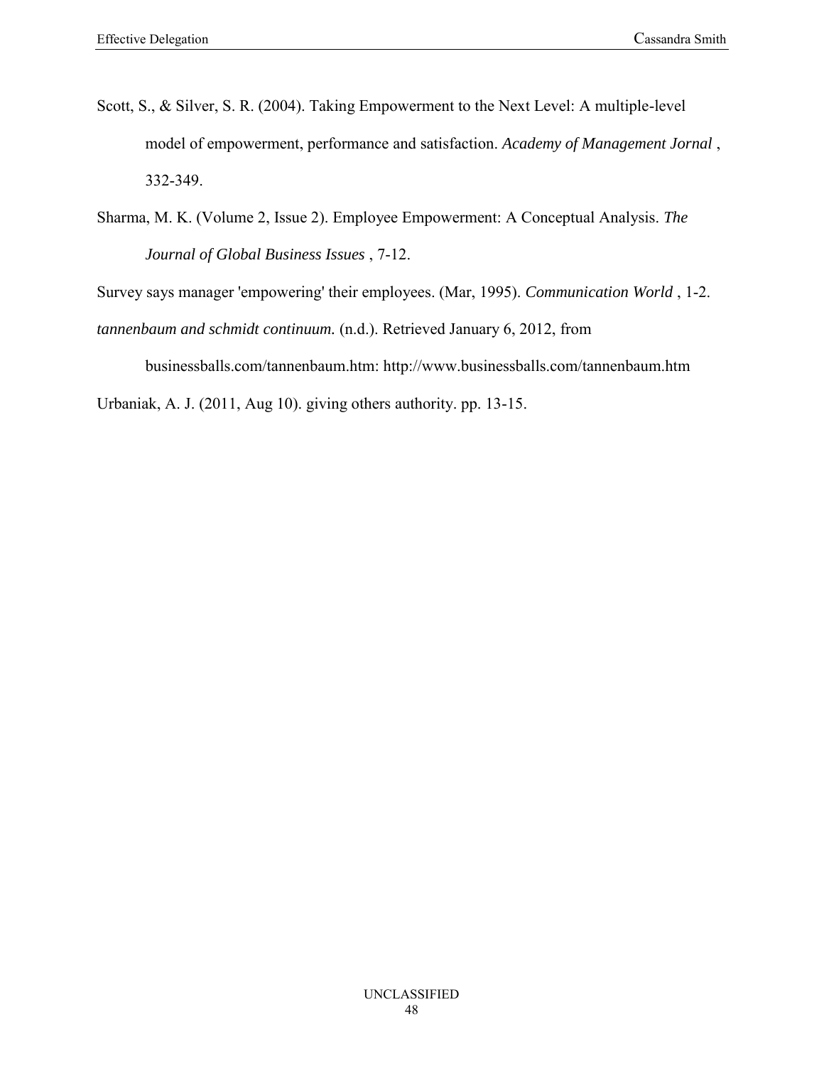Scott, S., & Silver, S. R. (2004). Taking Empowerment to the Next Level: A multiple-level model of empowerment, performance and satisfaction. *Academy of Management Jornal* , 332-349.

Sharma, M. K. (Volume 2, Issue 2). Employee Empowerment: A Conceptual Analysis. *The Journal of Global Business Issues* , 7-12.

Survey says manager 'empowering' their employees. (Mar, 1995). *Communication World* , 1-2.

*tannenbaum and schmidt continuum.* (n.d.). Retrieved January 6, 2012, from businessballs.com/tannenbaum.htm: http://www.businessballs.com/tannenbaum.htm

Urbaniak, A. J. (2011, Aug 10). giving others authority. pp. 13-15.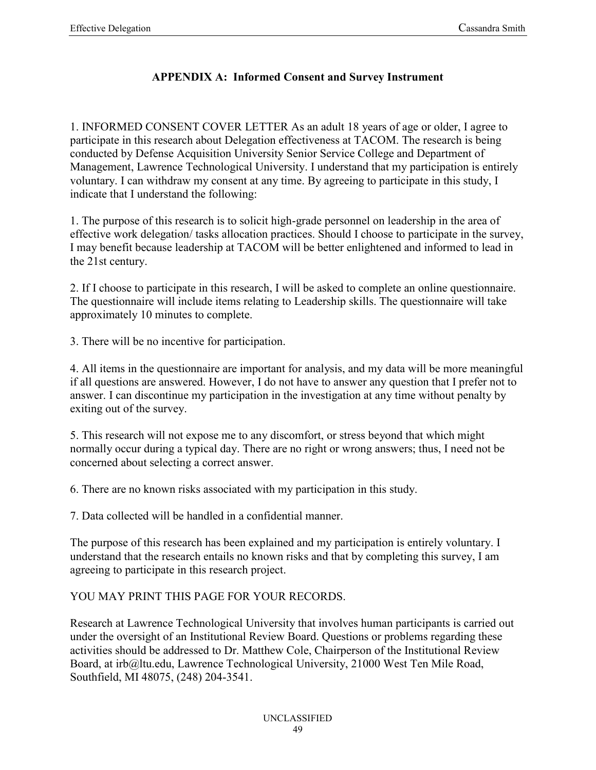## APPENDIX A: Informed Consent and Survey Instrument

1. INFORMED CONSENT COVER LETTER As an adult 18 years of age or older, I agree to participate in this research about Delegation effectiveness at TACOM. The research is being conducted by Defense Acquisition University Senior Service College and Department of Management, Lawrence Technological University. I understand that my participation is entirely voluntary. I can withdraw my consent at any time. By agreeing to participate in this study, I indicate that I understand the following:

1. The purpose of this research is to solicit high-grade personnel on leadership in the area of effective work delegation/ tasks allocation practices. Should I choose to participate in the survey, I may benefit because leadership at TACOM will be better enlightened and informed to lead in the 21st century.

2. If I choose to participate in this research, I will be asked to complete an online questionnaire. The questionnaire will include items relating to Leadership skills. The questionnaire will take approximately 10 minutes to complete.

3. There will be no incentive for participation.

4. All items in the questionnaire are important for analysis, and my data will be more meaningful if all questions are answered. However, I do not have to answer any question that I prefer not to answer. I can discontinue my participation in the investigation at any time without penalty by exiting out of the survey.

5. This research will not expose me to any discomfort, or stress beyond that which might normally occur during a typical day. There are no right or wrong answers; thus, I need not be concerned about selecting a correct answer.

6. There are no known risks associated with my participation in this study.

7. Data collected will be handled in a confidential manner.

The purpose of this research has been explained and my participation is entirely voluntary. I understand that the research entails no known risks and that by completing this survey, I am agreeing to participate in this research project.

YOU MAY PRINT THIS PAGE FOR YOUR RECORDS.

Research at Lawrence Technological University that involves human participants is carried out under the oversight of an Institutional Review Board. Questions or problems regarding these activities should be addressed to Dr. Matthew Cole, Chairperson of the Institutional Review Board, at irb@ltu.edu, Lawrence Technological University, 21000 West Ten Mile Road, Southfield, MI 48075, (248) 204-3541.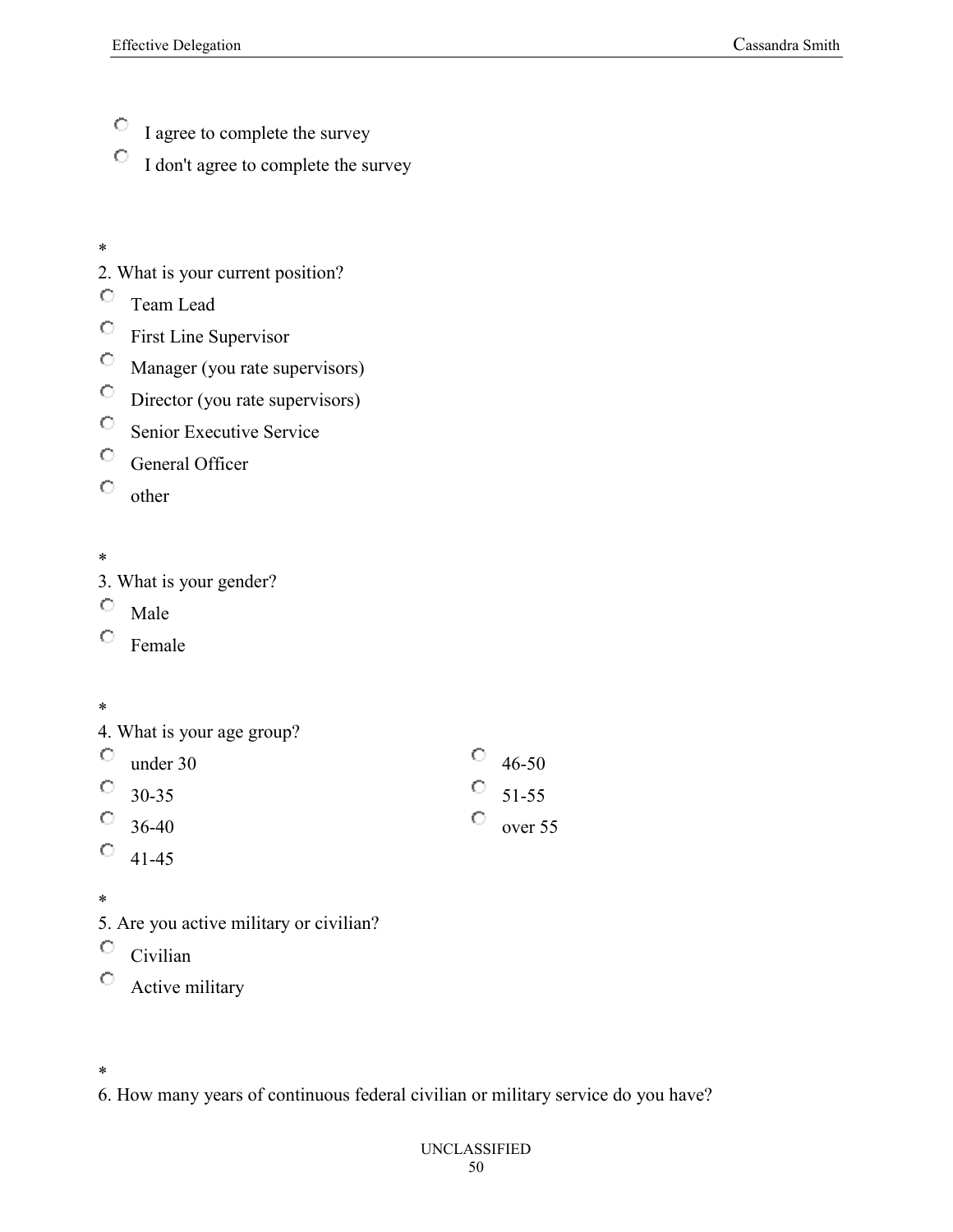- ○ I agree to complete the survey
- ○ I don't agree to complete the survey

*

2. What is your current position?

- ○ Team Lead
- ○ First Line Supervisor
- ○ Manager (you rate supervisors)
- ○ Director (you rate supervisors)
- ○ Senior Executive Service
- ○ General Officer
- ○ other

*

3. What is your gender?

- ○ Male
- ○ Female

*

4. What is your age group?

- ○ under 30
- ○ 30-35
- ○ 36-40
- ○ 41-45
- ○ 46-50
- ○ 51-55
- ○ over 55

*

5. Are you active military or civilian?

- ○ Civilian
- ○ Active military

*

6. How many years of continuous federal civilian or military service do you have?

UNCLASSIFIED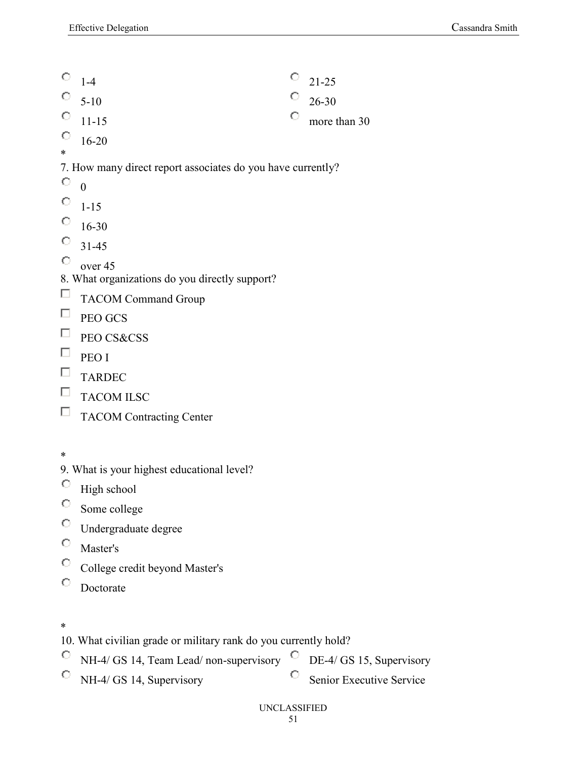- 1-4
- 5-10
- 11-15
- 16-20
- 21-25
- 26-30
- more than 30

*

7. How many direct report associates do you have currently?

- 0
- 1-15
- 16-30
- 31-45
- over 45

8. What organizations do you directly support?

- TACOM Command Group
- PEO GCS
- PEO CS&CSS
- PEO I
- TARDEC
- TACOM ILSC
- TACOM Contracting Center

*

9. What is your highest educational level?

- High school
- Some college
- Undergraduate degree
- Master's
- College credit beyond Master's
- Doctorate

*

10. What civilian grade or military rank do you currently hold?

- NH-4/ GS 14, Team Lead/ non-supervisory
- NH-4/ GS 14, Supervisory
- DE-4/ GS 15, Supervisory
- Senior Executive Service

UNCLASSIFIED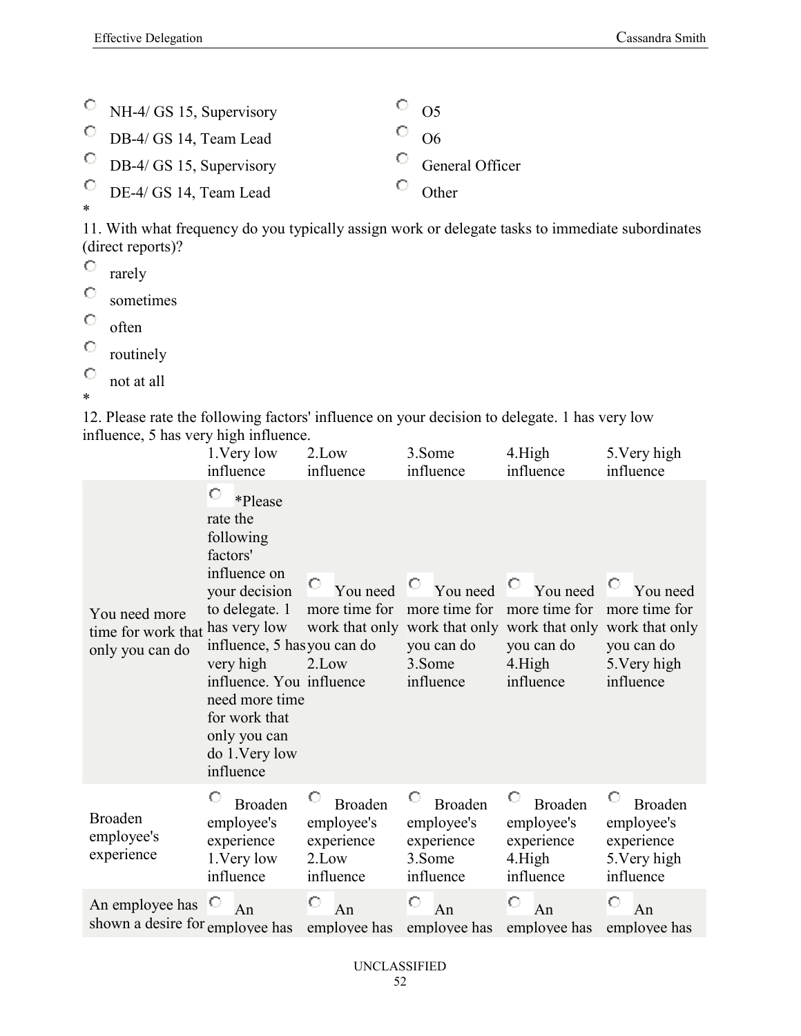- NH-4/ GS 15, Supervisory
- DB-4/ GS 14, Team Lead
- DB-4/ GS 15, Supervisory
- DE-4/ GS 14, Team Lead
- O5
- O6
- General Officer
- Other

*

11. With what frequency do you typically assign work or delegate tasks to immediate subordinates (direct reports)?

- rarely
- sometimes
- often
- routinely
- not at all

*

12. Please rate the following factors' influence on your decision to delegate. 1 has very low influence, 5 has very high influence.

| | 1.Very low influence | 2.Low influence | 3.Some influence | 4.High influence | 5.Very high influence |
|---|---|---|---|---|---|
| You need more time for work that only you can do | *Please rate the following factors' influence on your decision to delegate. 1 has very low influence, 5 has very high influence. You need more time for work that only you can do 1.Very low influence | You need more time for work that only you can do 2.Low influence | You need more time for work that only you can do 3.Some influence | You need more time for work that only you can do 4.High influence | You need more time for work that only you can do 5.Very high influence |
| Broaden employee's experience | Broaden employee's experience 1.Very low influence | Broaden employee's experience 2.Low influence | Broaden employee's experience 3.Some influence | Broaden employee's experience 4.High influence | Broaden employee's experience 5.Very high influence |
| An employee has shown a desire for | An employee has | An employee has | An employee has | An employee has | An employee has |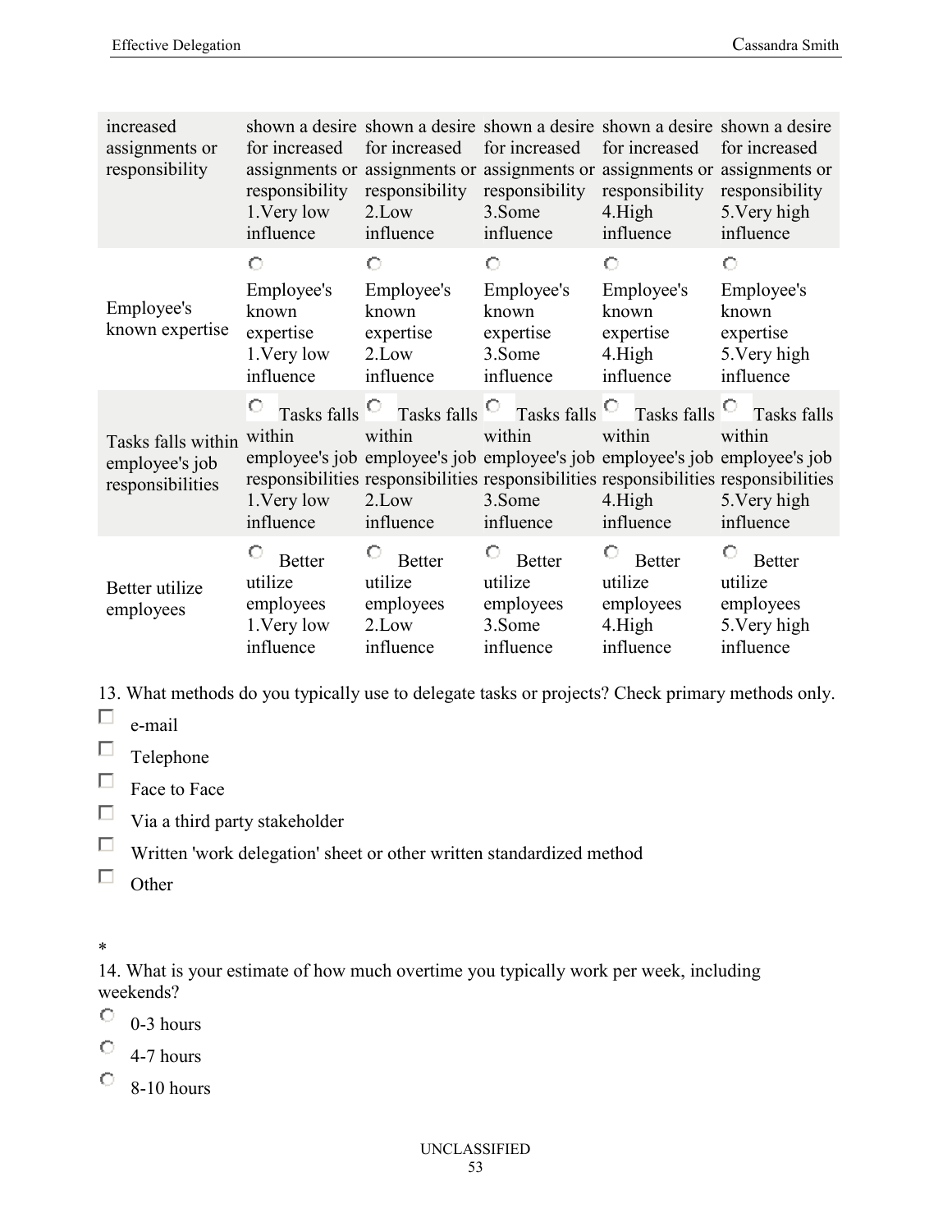| | | | | | |
|---|---|---|---|---|---|
| increased assignments or responsibility | shown a desire for increased assignments or responsibility 1.Very low influence | shown a desire for increased assignments or responsibility 2.Low influence | shown a desire for increased assignments or responsibility 3.Some influence | shown a desire for increased assignments or responsibility 4.High influence | shown a desire for increased assignments or responsibility 5.Very high influence |
| Employee's known expertise | ○ Employee's known expertise 1.Very low influence | ○ Employee's known expertise 2.Low influence | ○ Employee's known expertise 3.Some influence | ○ Employee's known expertise 4.High influence | ○ Employee's known expertise 5.Very high influence |
| Tasks falls within employee's job responsibilities | ○ Tasks falls within employee's job responsibilities 1.Very low influence | ○ Tasks falls within employee's job responsibilities 2.Low influence | ○ Tasks falls within employee's job responsibilities 3.Some influence | ○ Tasks falls within employee's job responsibilities 4.High influence | ○ Tasks falls within employee's job responsibilities 5.Very high influence |
| Better utilize employees | ○ Better utilize employees 1.Very low influence | ○ Better utilize employees 2.Low influence | ○ Better utilize employees 3.Some influence | ○ Better utilize employees 4.High influence | ○ Better utilize employees 5.Very high influence |

13. What methods do you typically use to delegate tasks or projects? Check primary methods only.

- ☐ e-mail
- ☐ Telephone
- ☐ Face to Face
- ☐ Via a third party stakeholder
- ☐ Written 'work delegation' sheet or other written standardized method
- ☐ Other

*

14. What is your estimate of how much overtime you typically work per week, including weekends?

- ○ 0-3 hours
- ○ 4-7 hours
- ○ 8-10 hours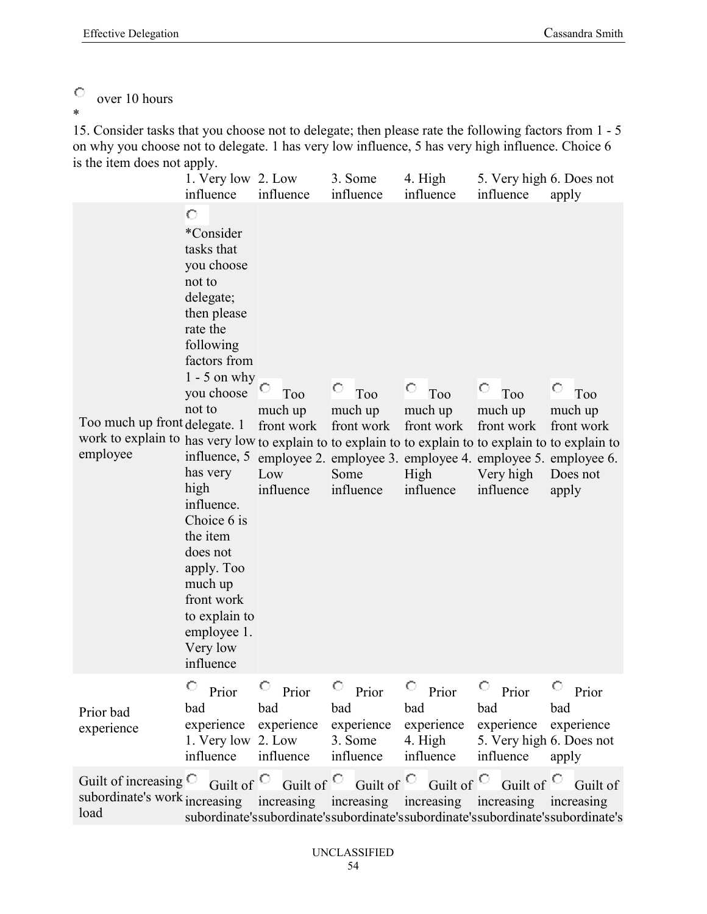○ over 10 hours

*

15. Consider tasks that you choose not to delegate; then please rate the following factors from 1 - 5 on why you choose not to delegate. 1 has very low influence, 5 has very high influence. Choice 6 is the item does not apply.

| | 1. Very low influence | 2. Low influence | 3. Some influence | 4. High influence | 5. Very high influence | 6. Does not apply |
|---|---|---|---|---|---|---|
| Too much up front work to explain to employee | ○ *Consider tasks that you choose not to delegate; then please rate the following factors from 1 - 5 on why you choose not to delegate. 1 has very low influence, 5 has very high influence. Choice 6 is the item does not apply. Too much up front work to explain to employee 1. Very low influence | ○ Too much up front work to explain to employee 2. Low influence | ○ Too much up front work to explain to employee 3. Some influence | ○ Too much up front work to explain to employee 4. High influence | ○ Too much up front work to explain to employee 5. Very high influence | ○ Too much up front work to explain to employee 6. Does not apply |
| Prior bad experience | ○ Prior bad experience 1. Very low influence | ○ Prior bad experience 2. Low influence | ○ Prior bad experience 3. Some influence | ○ Prior bad experience 4. High influence | ○ Prior bad experience 5. Very high influence | ○ Prior bad experience 6. Does not apply |
| Guilt of increasing subordinate's work load | ○ Guilt of increasing subordinate's | ○ Guilt of increasing subordinate's | ○ Guilt of increasing subordinate's | ○ Guilt of increasing subordinate's | ○ Guilt of increasing subordinate's | ○ Guilt of increasing subordinate's |

UNCLASSIFIED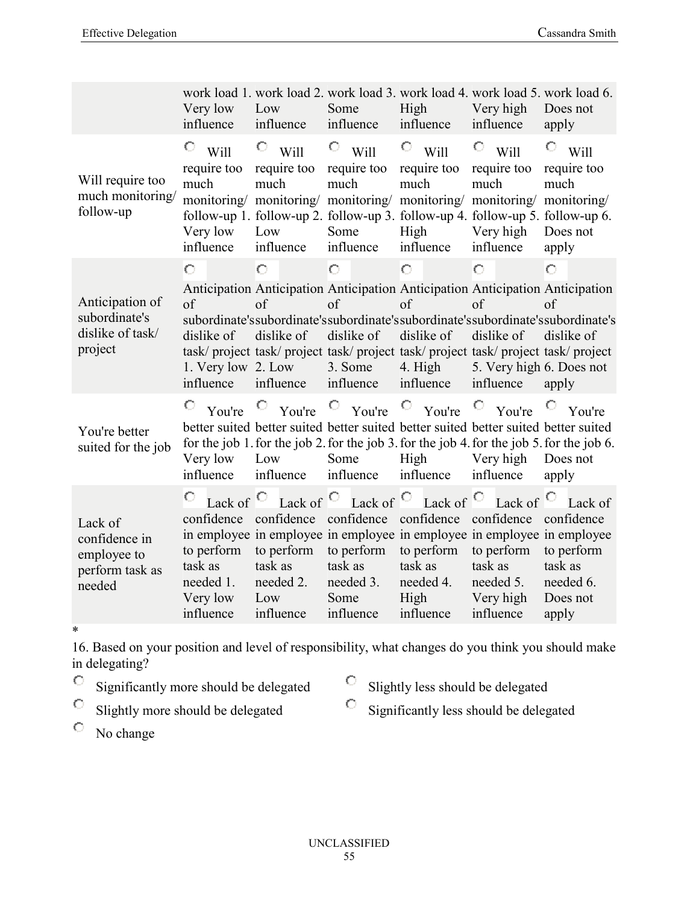| | work load 1. Very low influence | work load 2. Low influence | work load 3. Some influence | work load 4. High influence | work load 5. Very high influence | work load 6. Does not apply |
|---|---|---|---|---|---|---|
| Will require too much monitoring/ follow-up | Will require too much monitoring/ follow-up 1. Very low influence | Will require too much monitoring/ follow-up 2. Low influence | Will require too much monitoring/ follow-up 3. Some influence | Will require too much monitoring/ follow-up 4. High influence | Will require too much monitoring/ follow-up 5. Very high influence | Will require too much monitoring/ follow-up 6. Does not apply |
| Anticipation of subordinate's dislike of task/ project | Anticipation of subordinate's dislike of task/ project 1. Very low influence | Anticipation of subordinate's dislike of task/ project 2. Low influence | Anticipation of subordinate's dislike of task/ project 3. Some influence | Anticipation of subordinate's dislike of task/ project 4. High influence | Anticipation of subordinate's dislike of task/ project 5. Very high influence | Anticipation of subordinate's dislike of task/ project 6. Does not apply |
| You're better suited for the job | You're better suited for the job 1. Very low influence | You're better suited for the job 2. Low influence | You're better suited for the job 3. Some influence | You're better suited for the job 4. High influence | You're better suited for the job 5. Very high influence | You're better suited for the job 6. Does not apply |
| Lack of confidence in employee to perform task as needed | Lack of confidence in employee to perform task as needed 1. Very low influence | Lack of confidence in employee to perform task as needed 2. Low influence | Lack of confidence in employee to perform task as needed 3. Some influence | Lack of confidence in employee to perform task as needed 4. High influence | Lack of confidence in employee to perform task as needed 5. Very high influence | Lack of confidence in employee to perform task as needed 6. Does not apply |

*

16. Based on your position and level of responsibility, what changes do you think you should make in delegating?

- Significantly more should be delegated
- Slightly more should be delegated
- No change
- Slightly less should be delegated
- Significantly less should be delegated

UNCLASSIFIED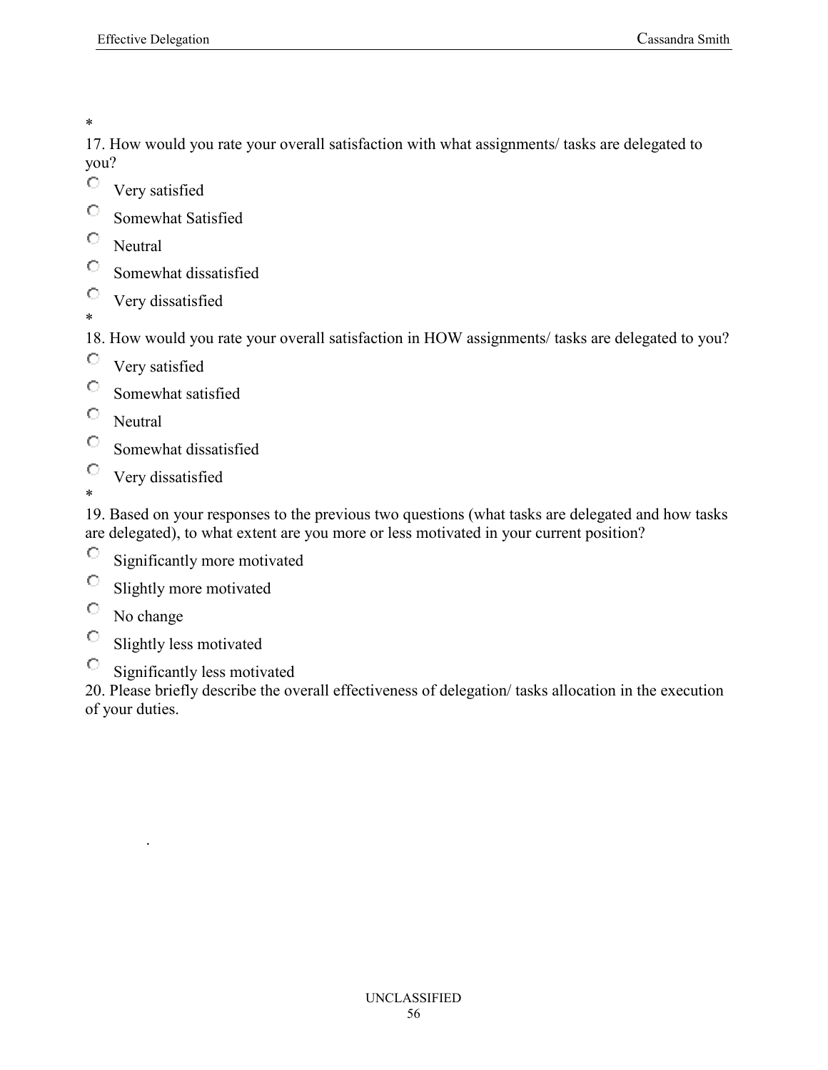*

17. How would you rate your overall satisfaction with what assignments/ tasks are delegated to you?

- Very satisfied
- Somewhat Satisfied
- Neutral
- Somewhat dissatisfied
- Very dissatisfied

*

18. How would you rate your overall satisfaction in HOW assignments/ tasks are delegated to you?

- Very satisfied
- Somewhat satisfied
- Neutral
- Somewhat dissatisfied
- Very dissatisfied

*

19. Based on your responses to the previous two questions (what tasks are delegated and how tasks are delegated), to what extent are you more or less motivated in your current position?

- Significantly more motivated
- Slightly more motivated
- No change
- Slightly less motivated
- Significantly less motivated

20. Please briefly describe the overall effectiveness of delegation/ tasks allocation in the execution of your duties.

.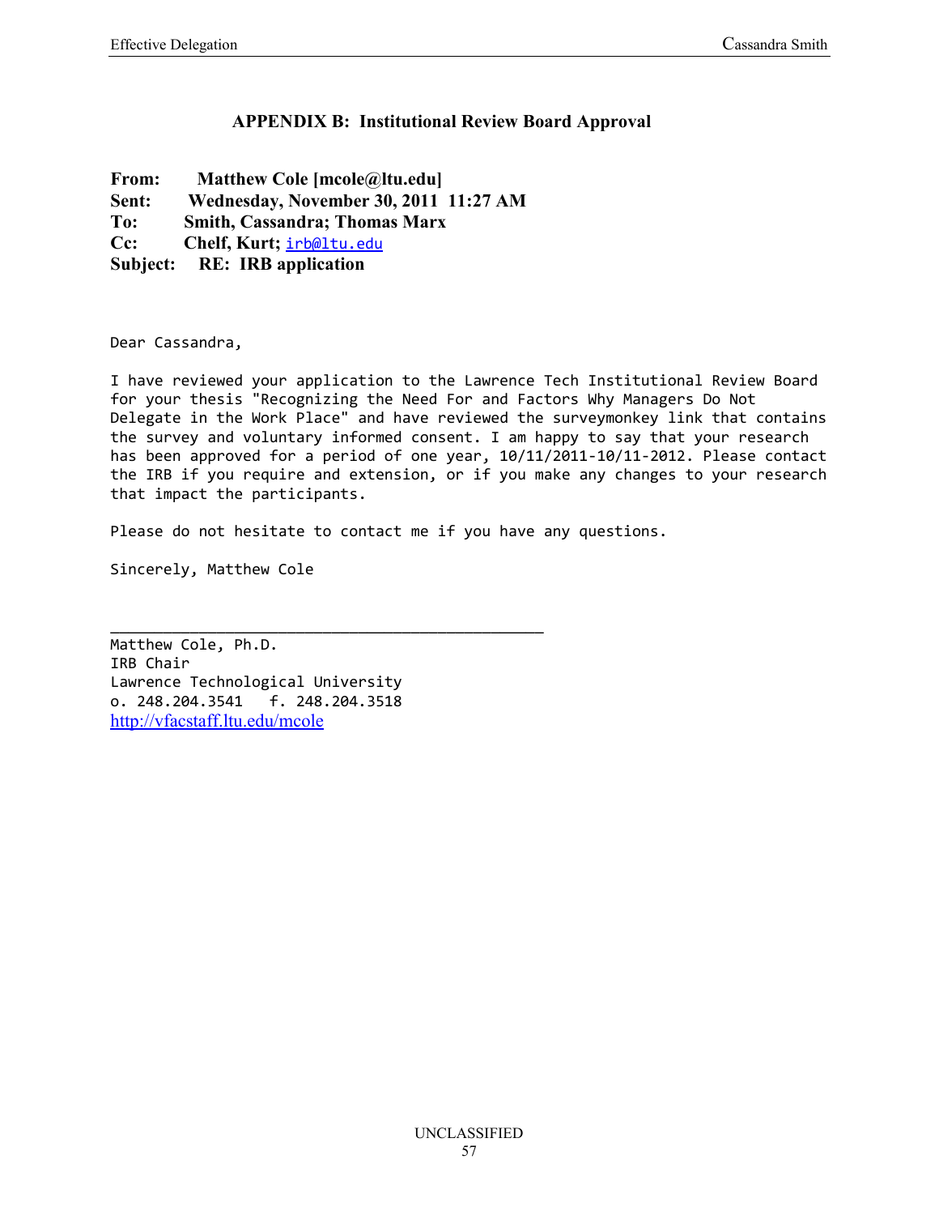## APPENDIX B: Institutional Review Board Approval

**From:** Matthew Cole [mcole@ltu.edu]
**Sent:** Wednesday, November 30, 2011 11:27 AM
**To:** Smith, Cassandra; Thomas Marx
**Cc:** Chelf, Kurt; irb@ltu.edu
**Subject:** RE: IRB application

Dear Cassandra,

I have reviewed your application to the Lawrence Tech Institutional Review Board for your thesis "Recognizing the Need For and Factors Why Managers Do Not Delegate in the Work Place" and have reviewed the surveymonkey link that contains the survey and voluntary informed consent. I am happy to say that your research has been approved for a period of one year, 10/11/2011-10/11-2012. Please contact the IRB if you require and extension, or if you make any changes to your research that impact the participants.

Please do not hesitate to contact me if you have any questions.

Sincerely, Matthew Cole

---

Matthew Cole, Ph.D.
IRB Chair
Lawrence Technological University
o. 248.204.3541 f. 248.204.3518
http://vfacstaff.ltu.edu/mcole

UNCLASSIFIED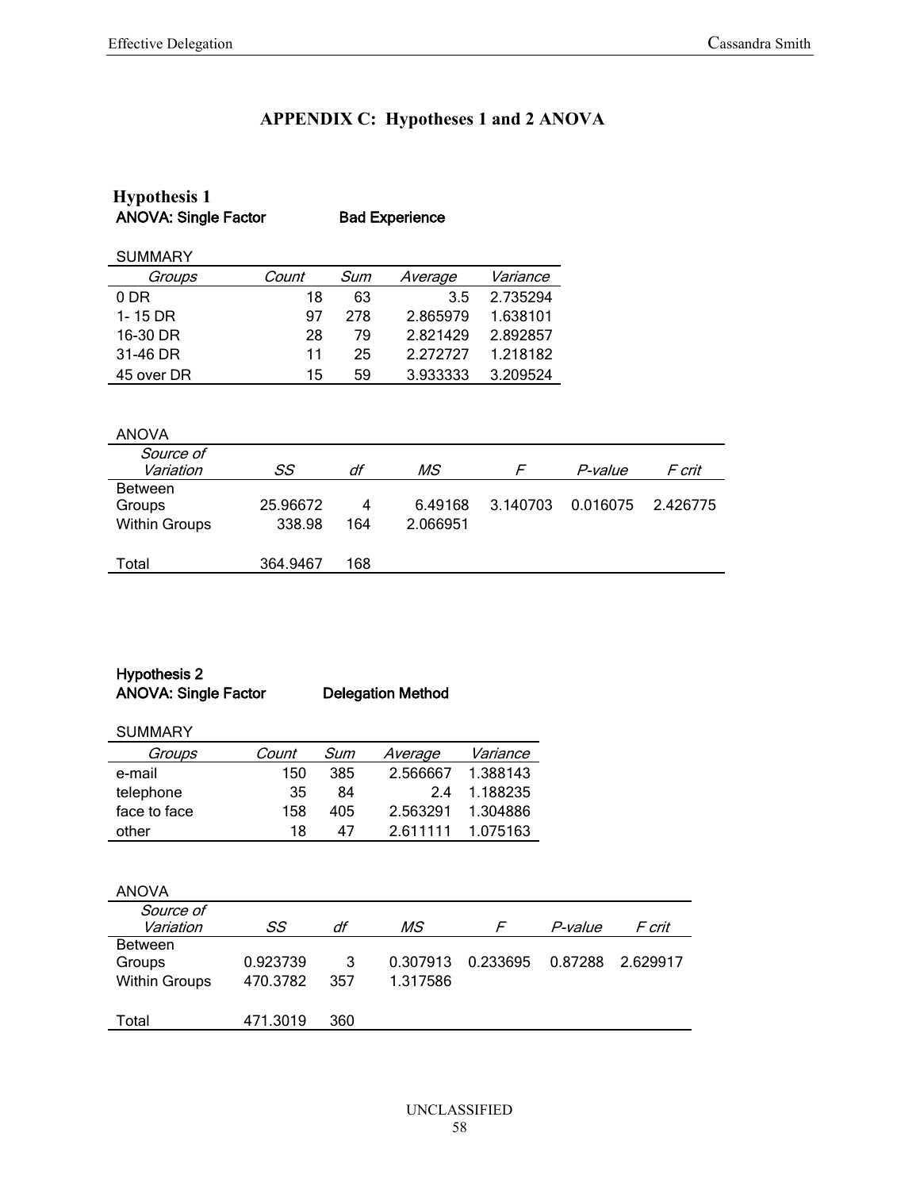# APPENDIX C: Hypotheses 1 and 2 ANOVA

## Hypothesis 1

**ANOVA: Single Factor** **Bad Experience**

SUMMARY

| *Groups* | *Count* | *Sum* | *Average* | *Variance* |
|---|---|---|---|---|
| 0 DR | 18 | 63 | 3.5 | 2.735294 |
| 1- 15 DR | 97 | 278 | 2.865979 | 1.638101 |
| 16-30 DR | 28 | 79 | 2.821429 | 2.892857 |
| 31-46 DR | 11 | 25 | 2.272727 | 1.218182 |
| 45 over DR | 15 | 59 | 3.933333 | 3.209524 |

ANOVA

| *Source of Variation* | *SS* | *df* | *MS* | *F* | *P-value* | *F crit* |
|---|---|---|---|---|---|---|
| Between Groups | 25.96672 | 4 | 6.49168 | 3.140703 | 0.016075 | 2.426775 |
| Within Groups | 338.98 | 164 | 2.066951 | | | |
| | | | | | | |
| Total | 364.9467 | 168 | | | | |

**Hypothesis 2**

**ANOVA: Single Factor** **Delegation Method**

SUMMARY

| *Groups* | *Count* | *Sum* | *Average* | *Variance* |
|---|---|---|---|---|
| e-mail | 150 | 385 | 2.566667 | 1.388143 |
| telephone | 35 | 84 | 2.4 | 1.188235 |
| face to face | 158 | 405 | 2.563291 | 1.304886 |
| other | 18 | 47 | 2.611111 | 1.075163 |

ANOVA

| *Source of Variation* | *SS* | *df* | *MS* | *F* | *P-value* | *F crit* |
|---|---|---|---|---|---|---|
| Between Groups | 0.923739 | 3 | 0.307913 | 0.233695 | 0.87288 | 2.629917 |
| Within Groups | 470.3782 | 357 | 1.317586 | | | |
| | | | | | | |
| Total | 471.3019 | 360 | | | | |

UNCLASSIFIED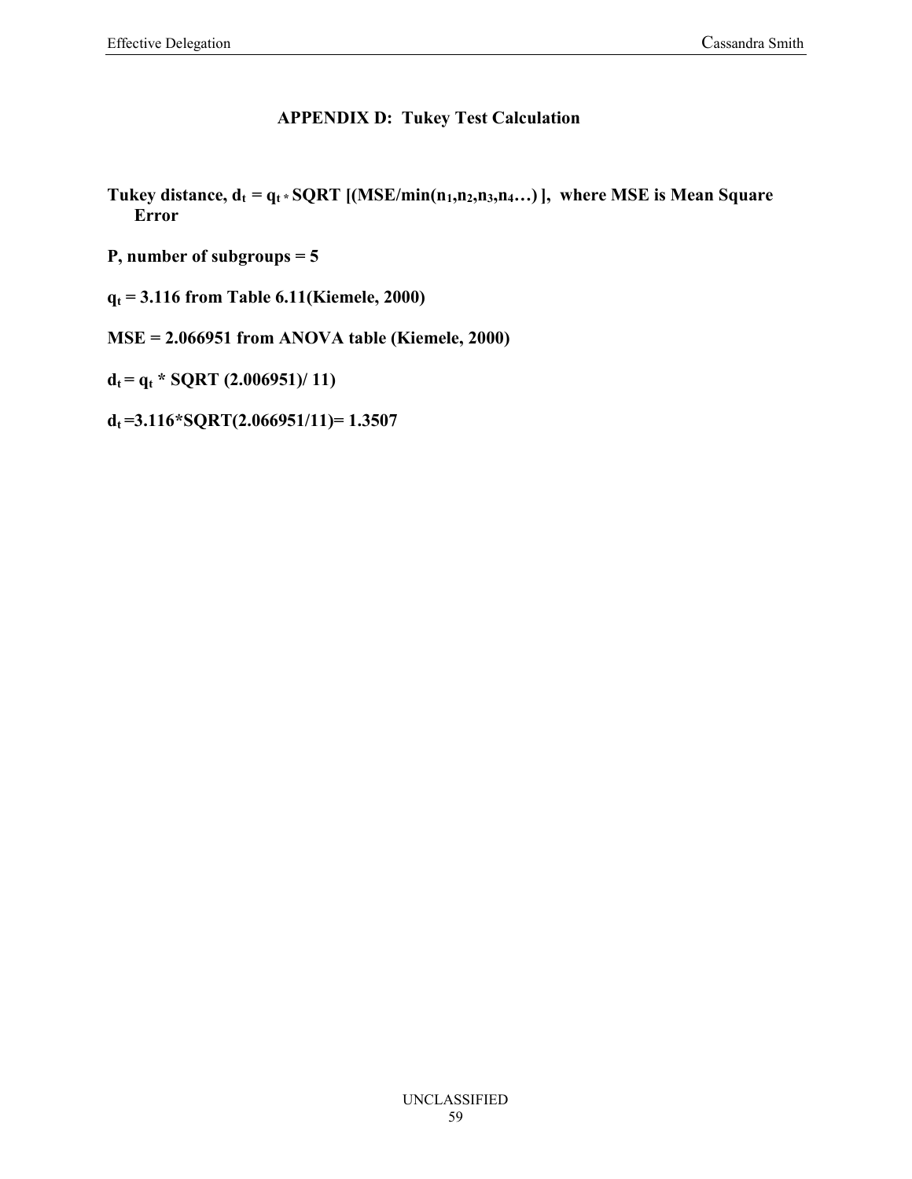## APPENDIX D: Tukey Test Calculation

**Tukey distance, $d_t = q_t * SQRT[(MSE/min(n_1,n_2,n_3,n_4\ldots)]$, where MSE is Mean Square Error**

**P, number of subgroups = 5**

**$q_t$ = 3.116 from Table 6.11(Kiemele, 2000)**

**MSE = 2.066951 from ANOVA table (Kiemele, 2000)**

**$d_t = q_t$ * SQRT (2.006951)/ 11)**

**$d_t$ =3.116*SQRT(2.066951/11)= 1.3507**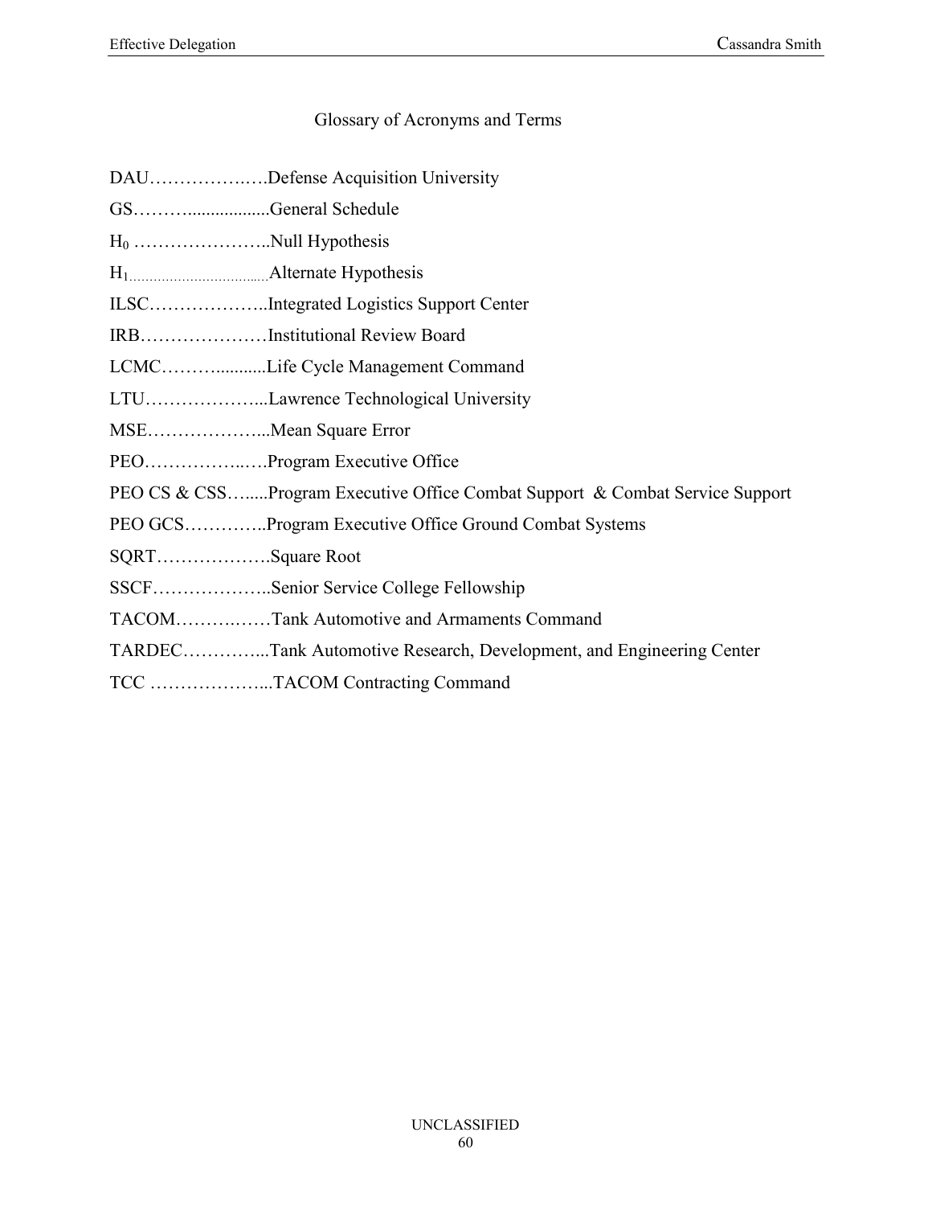# Glossary of Acronyms and Terms

DAU……………….….Defense Acquisition University

GS………..................General Schedule

$H_0$ …………………..Null Hypothesis

$H_1$..................................Alternate Hypothesis

ILSC………………..Integrated Logistics Support Center

IRB…………………Institutional Review Board

LCMC………..........Life Cycle Management Command

LTU………………...Lawrence Technological University

MSE………………...Mean Square Error

PEO……………..….Program Executive Office

PEO CS & CSS…....Program Executive Office Combat Support & Combat Service Support

PEO GCS…………..Program Executive Office Ground Combat Systems

SQRT……………….Square Root

SSCF………………..Senior Service College Fellowship

TACOM…………….Tank Automotive and Armaments Command

TARDEC…………...Tank Automotive Research, Development, and Engineering Center

TCC ………………...TACOM Contracting Command

UNCLASSIFIED